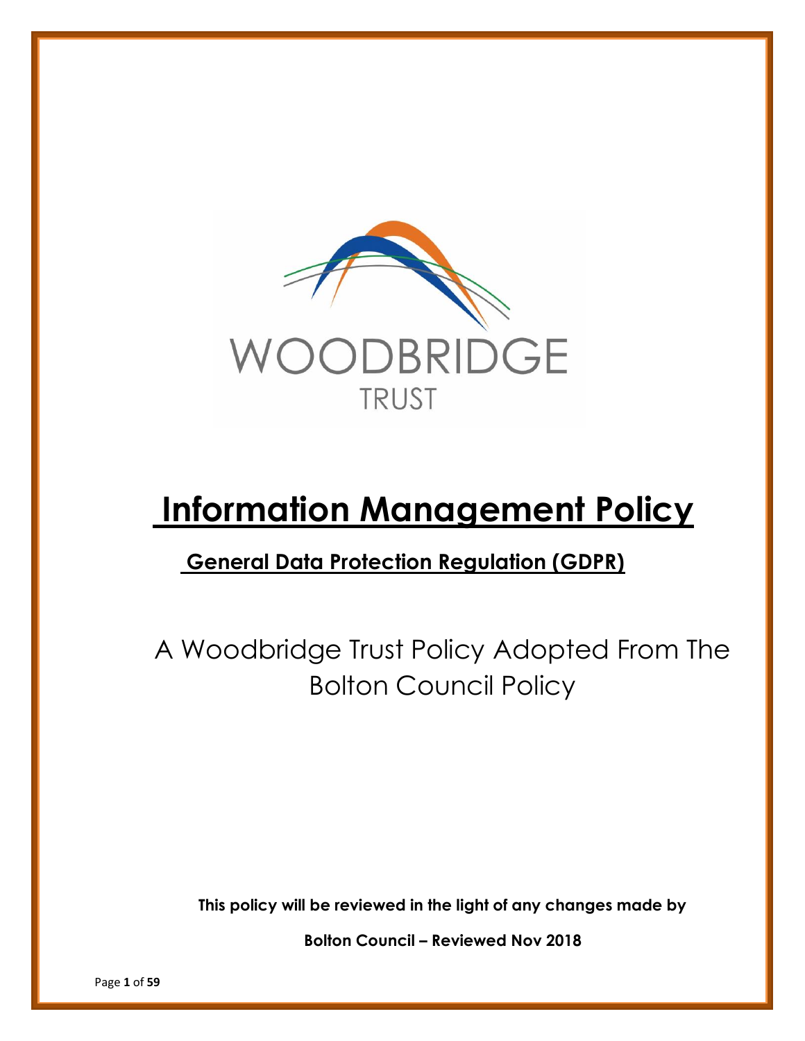WOODBRIDGE

TRUST

# Information Management Policy

## General Data Protection Regulation (GDPR)

A Woodbridge Trust Policy Adopted From The Bolton Council Policy

**This policy will be reviewed in the light of any changes made by**

**Bolton Council – Reviewed Nov 2018**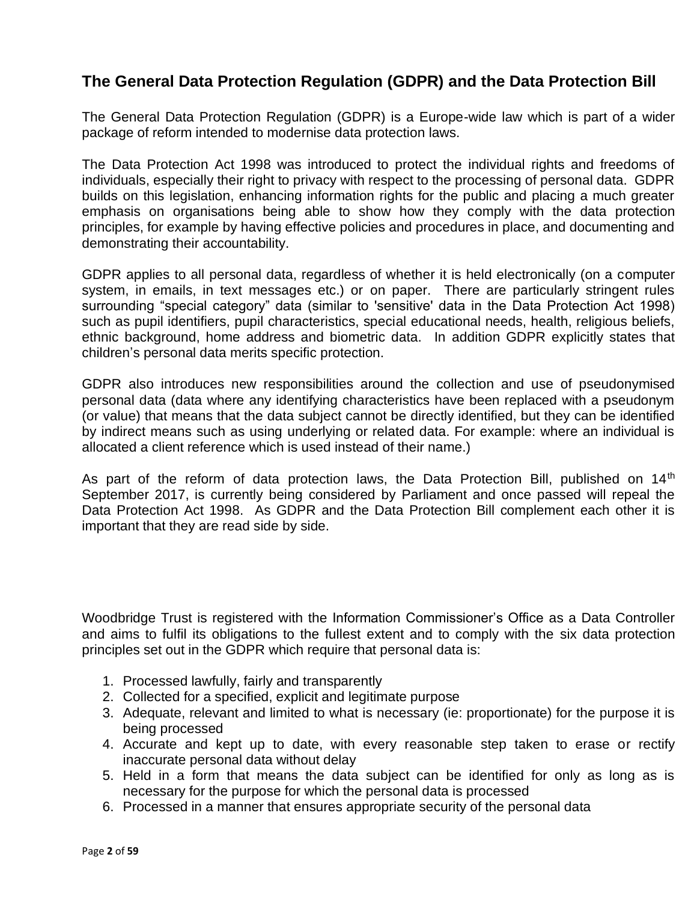## The General Data Protection Regulation (GDPR) and the Data Protection Bill

The General Data Protection Regulation (GDPR) is a Europe-wide law which is part of a wider package of reform intended to modernise data protection laws.

The Data Protection Act 1998 was introduced to protect the individual rights and freedoms of individuals, especially their right to privacy with respect to the processing of personal data. GDPR builds on this legislation, enhancing information rights for the public and placing a much greater emphasis on organisations being able to show how they comply with the data protection principles, for example by having effective policies and procedures in place, and documenting and demonstrating their accountability.

GDPR applies to all personal data, regardless of whether it is held electronically (on a computer system, in emails, in text messages etc.) or on paper. There are particularly stringent rules surrounding "special category" data (similar to 'sensitive' data in the Data Protection Act 1998) such as pupil identifiers, pupil characteristics, special educational needs, health, religious beliefs, ethnic background, home address and biometric data. In addition GDPR explicitly states that children's personal data merits specific protection.

GDPR also introduces new responsibilities around the collection and use of pseudonymised personal data (data where any identifying characteristics have been replaced with a pseudonym (or value) that means that the data subject cannot be directly identified, but they can be identified by indirect means such as using underlying or related data. For example: where an individual is allocated a client reference which is used instead of their name.)

As part of the reform of data protection laws, the Data Protection Bill, published on 14th September 2017, is currently being considered by Parliament and once passed will repeal the Data Protection Act 1998. As GDPR and the Data Protection Bill complement each other it is important that they are read side by side.

Woodbridge Trust is registered with the Information Commissioner's Office as a Data Controller and aims to fulfil its obligations to the fullest extent and to comply with the six data protection principles set out in the GDPR which require that personal data is:

1. Processed lawfully, fairly and transparently
2. Collected for a specified, explicit and legitimate purpose
3. Adequate, relevant and limited to what is necessary (ie: proportionate) for the purpose it is being processed
4. Accurate and kept up to date, with every reasonable step taken to erase or rectify inaccurate personal data without delay
5. Held in a form that means the data subject can be identified for only as long as is necessary for the purpose for which the personal data is processed
6. Processed in a manner that ensures appropriate security of the personal data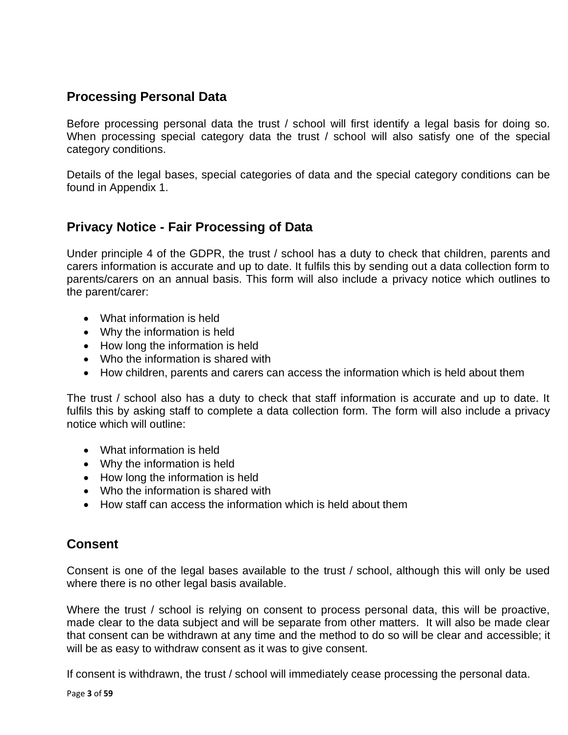## Processing Personal Data

Before processing personal data the trust / school will first identify a legal basis for doing so. When processing special category data the trust / school will also satisfy one of the special category conditions.

Details of the legal bases, special categories of data and the special category conditions can be found in Appendix 1.

## Privacy Notice - Fair Processing of Data

Under principle 4 of the GDPR, the trust / school has a duty to check that children, parents and carers information is accurate and up to date. It fulfils this by sending out a data collection form to parents/carers on an annual basis. This form will also include a privacy notice which outlines to the parent/carer:

- What information is held
- Why the information is held
- How long the information is held
- Who the information is shared with
- How children, parents and carers can access the information which is held about them

The trust / school also has a duty to check that staff information is accurate and up to date. It fulfils this by asking staff to complete a data collection form. The form will also include a privacy notice which will outline:

- What information is held
- Why the information is held
- How long the information is held
- Who the information is shared with
- How staff can access the information which is held about them

## Consent

Consent is one of the legal bases available to the trust / school, although this will only be used where there is no other legal basis available.

Where the trust / school is relying on consent to process personal data, this will be proactive, made clear to the data subject and will be separate from other matters. It will also be made clear that consent can be withdrawn at any time and the method to do so will be clear and accessible; it will be as easy to withdraw consent as it was to give consent.

If consent is withdrawn, the trust / school will immediately cease processing the personal data.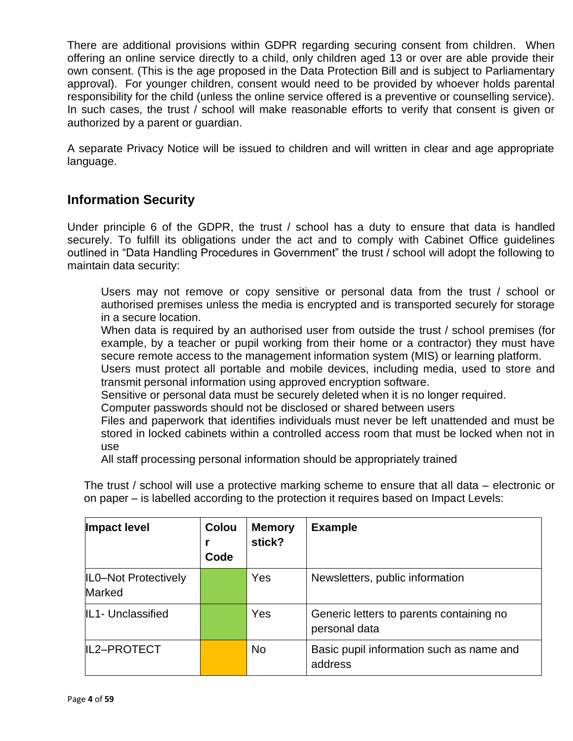There are additional provisions within GDPR regarding securing consent from children. When offering an online service directly to a child, only children aged 13 or over are able provide their own consent. (This is the age proposed in the Data Protection Bill and is subject to Parliamentary approval). For younger children, consent would need to be provided by whoever holds parental responsibility for the child (unless the online service offered is a preventive or counselling service). In such cases, the trust / school will make reasonable efforts to verify that consent is given or authorized by a parent or guardian.

A separate Privacy Notice will be issued to children and will written in clear and age appropriate language.

## Information Security

Under principle 6 of the GDPR, the trust / school has a duty to ensure that data is handled securely. To fulfill its obligations under the act and to comply with Cabinet Office guidelines outlined in "Data Handling Procedures in Government" the trust / school will adopt the following to maintain data security:

Users may not remove or copy sensitive or personal data from the trust / school or authorised premises unless the media is encrypted and is transported securely for storage in a secure location.
When data is required by an authorised user from outside the trust / school premises (for example, by a teacher or pupil working from their home or a contractor) they must have secure remote access to the management information system (MIS) or learning platform.
Users must protect all portable and mobile devices, including media, used to store and transmit personal information using approved encryption software.
Sensitive or personal data must be securely deleted when it is no longer required.
Computer passwords should not be disclosed or shared between users
Files and paperwork that identifies individuals must never be left unattended and must be stored in locked cabinets within a controlled access room that must be locked when not in use
All staff processing personal information should be appropriately trained

The trust / school will use a protective marking scheme to ensure that all data – electronic or on paper – is labelled according to the protection it requires based on Impact Levels:

| Impact level | Colour Code | Memory stick? | Example |
|---|---|---|---|
| IL0–Not Protectively Marked | | Yes | Newsletters, public information |
| IL1- Unclassified | | Yes | Generic letters to parents containing no personal data |
| IL2–PROTECT | | No | Basic pupil information such as name and address |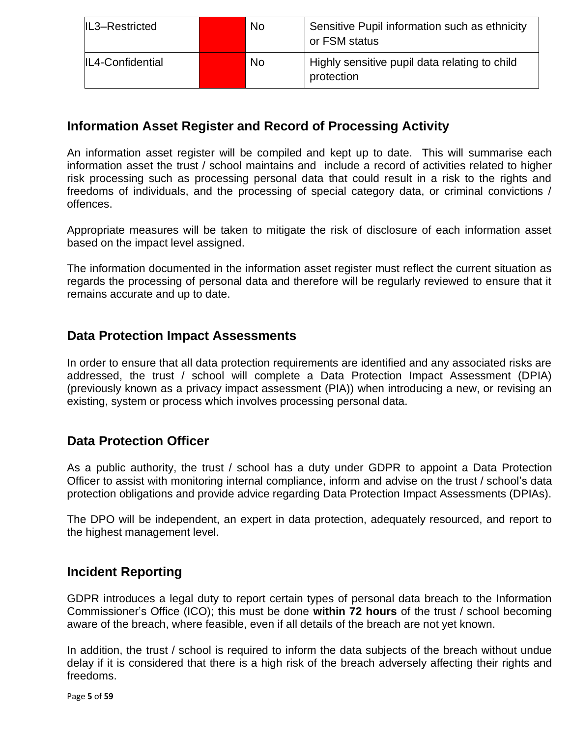| IL3–Restricted | | No | Sensitive Pupil information such as ethnicity or FSM status |
|---|---|---|---|
| IL4-Confidential | | No | Highly sensitive pupil data relating to child protection |

## Information Asset Register and Record of Processing Activity

An information asset register will be compiled and kept up to date. This will summarise each information asset the trust / school maintains and include a record of activities related to higher risk processing such as processing personal data that could result in a risk to the rights and freedoms of individuals, and the processing of special category data, or criminal convictions / offences.

Appropriate measures will be taken to mitigate the risk of disclosure of each information asset based on the impact level assigned.

The information documented in the information asset register must reflect the current situation as regards the processing of personal data and therefore will be regularly reviewed to ensure that it remains accurate and up to date.

## Data Protection Impact Assessments

In order to ensure that all data protection requirements are identified and any associated risks are addressed, the trust / school will complete a Data Protection Impact Assessment (DPIA) (previously known as a privacy impact assessment (PIA)) when introducing a new, or revising an existing, system or process which involves processing personal data.

## Data Protection Officer

As a public authority, the trust / school has a duty under GDPR to appoint a Data Protection Officer to assist with monitoring internal compliance, inform and advise on the trust / school's data protection obligations and provide advice regarding Data Protection Impact Assessments (DPIAs).

The DPO will be independent, an expert in data protection, adequately resourced, and report to the highest management level.

## Incident Reporting

GDPR introduces a legal duty to report certain types of personal data breach to the Information Commissioner's Office (ICO); this must be done **within 72 hours** of the trust / school becoming aware of the breach, where feasible, even if all details of the breach are not yet known.

In addition, the trust / school is required to inform the data subjects of the breach without undue delay if it is considered that there is a high risk of the breach adversely affecting their rights and freedoms.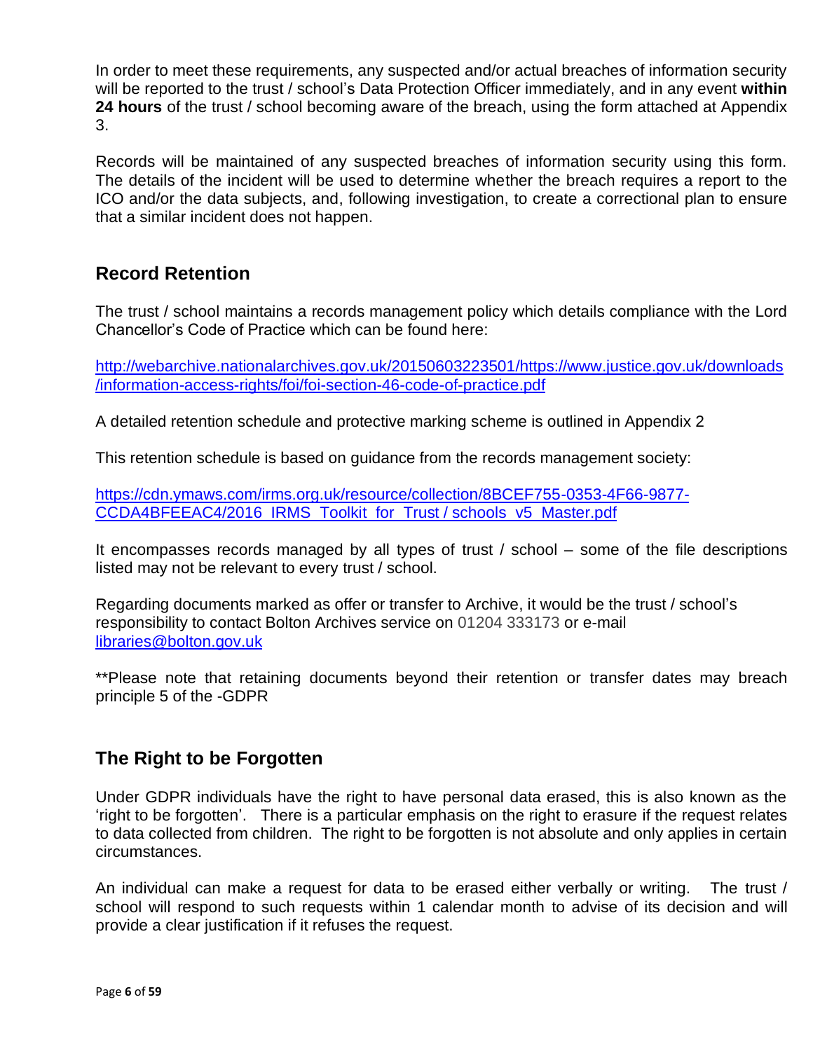In order to meet these requirements, any suspected and/or actual breaches of information security will be reported to the trust / school's Data Protection Officer immediately, and in any event **within 24 hours** of the trust / school becoming aware of the breach, using the form attached at Appendix 3.

Records will be maintained of any suspected breaches of information security using this form. The details of the incident will be used to determine whether the breach requires a report to the ICO and/or the data subjects, and, following investigation, to create a correctional plan to ensure that a similar incident does not happen.

## Record Retention

The trust / school maintains a records management policy which details compliance with the Lord Chancellor's Code of Practice which can be found here:

[http://webarchive.nationalarchives.gov.uk/20150603223501/https://www.justice.gov.uk/downloads/information-access-rights/foi/foi-section-46-code-of-practice.pdf](http://webarchive.nationalarchives.gov.uk/20150603223501/https://www.justice.gov.uk/downloads/information-access-rights/foi/foi-section-46-code-of-practice.pdf)

A detailed retention schedule and protective marking scheme is outlined in Appendix 2

This retention schedule is based on guidance from the records management society:

[https://cdn.ymaws.com/irms.org.uk/resource/collection/8BCEF755-0353-4F66-9877-CCDA4BFEEAC4/2016_IRMS_Toolkit_for_Trust / schools_v5_Master.pdf](https://cdn.ymaws.com/irms.org.uk/resource/collection/8BCEF755-0353-4F66-9877-CCDA4BFEEAC4/2016_IRMS_Toolkit_for_Trust / schools_v5_Master.pdf)

It encompasses records managed by all types of trust / school – some of the file descriptions listed may not be relevant to every trust / school.

Regarding documents marked as offer or transfer to Archive, it would be the trust / school's responsibility to contact Bolton Archives service on 01204 333173 or e-mail [libraries@bolton.gov.uk](mailto:libraries@bolton.gov.uk)

**Please note that retaining documents beyond their retention or transfer dates may breach principle 5 of the -GDPR

## The Right to be Forgotten

Under GDPR individuals have the right to have personal data erased, this is also known as the 'right to be forgotten'. There is a particular emphasis on the right to erasure if the request relates to data collected from children. The right to be forgotten is not absolute and only applies in certain circumstances.

An individual can make a request for data to be erased either verbally or writing. The trust / school will respond to such requests within 1 calendar month to advise of its decision and will provide a clear justification if it refuses the request.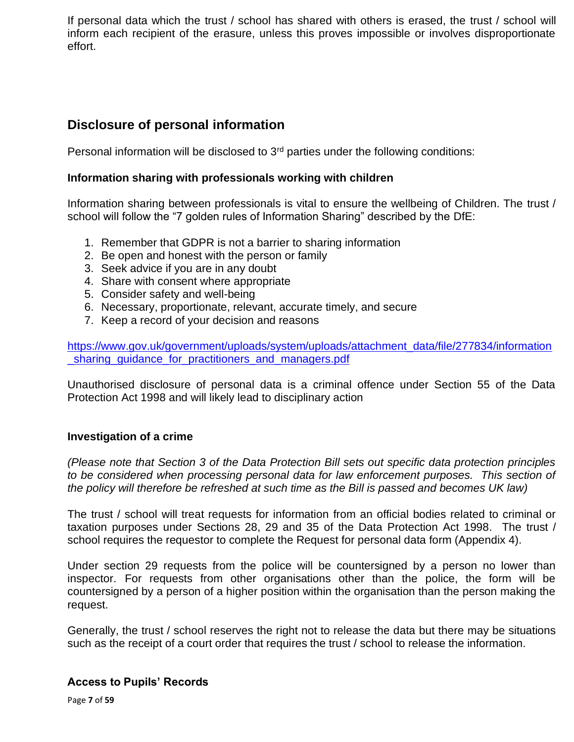If personal data which the trust / school has shared with others is erased, the trust / school will inform each recipient of the erasure, unless this proves impossible or involves disproportionate effort.

## Disclosure of personal information

Personal information will be disclosed to 3rd parties under the following conditions:

### Information sharing with professionals working with children

Information sharing between professionals is vital to ensure the wellbeing of Children. The trust / school will follow the "7 golden rules of Information Sharing" described by the DfE:

1. Remember that GDPR is not a barrier to sharing information
2. Be open and honest with the person or family
3. Seek advice if you are in any doubt
4. Share with consent where appropriate
5. Consider safety and well-being
6. Necessary, proportionate, relevant, accurate timely, and secure
7. Keep a record of your decision and reasons

[https://www.gov.uk/government/uploads/system/uploads/attachment_data/file/277834/information_sharing_guidance_for_practitioners_and_managers.pdf](https://www.gov.uk/government/uploads/system/uploads/attachment_data/file/277834/information_sharing_guidance_for_practitioners_and_managers.pdf)

Unauthorised disclosure of personal data is a criminal offence under Section 55 of the Data Protection Act 1998 and will likely lead to disciplinary action

### Investigation of a crime

*(Please note that Section 3 of the Data Protection Bill sets out specific data protection principles to be considered when processing personal data for law enforcement purposes. This section of the policy will therefore be refreshed at such time as the Bill is passed and becomes UK law)*

The trust / school will treat requests for information from an official bodies related to criminal or taxation purposes under Sections 28, 29 and 35 of the Data Protection Act 1998. The trust / school requires the requestor to complete the Request for personal data form (Appendix 4).

Under section 29 requests from the police will be countersigned by a person no lower than inspector. For requests from other organisations other than the police, the form will be countersigned by a person of a higher position within the organisation than the person making the request.

Generally, the trust / school reserves the right not to release the data but there may be situations such as the receipt of a court order that requires the trust / school to release the information.

### Access to Pupils' Records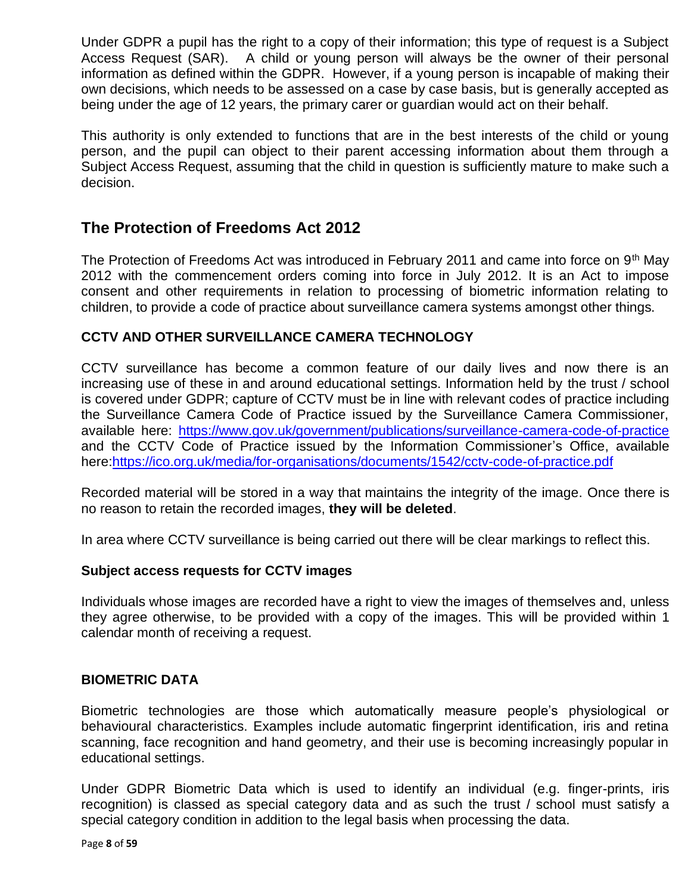Under GDPR a pupil has the right to a copy of their information; this type of request is a Subject Access Request (SAR). A child or young person will always be the owner of their personal information as defined within the GDPR. However, if a young person is incapable of making their own decisions, which needs to be assessed on a case by case basis, but is generally accepted as being under the age of 12 years, the primary carer or guardian would act on their behalf.

This authority is only extended to functions that are in the best interests of the child or young person, and the pupil can object to their parent accessing information about them through a Subject Access Request, assuming that the child in question is sufficiently mature to make such a decision.

## The Protection of Freedoms Act 2012

The Protection of Freedoms Act was introduced in February 2011 and came into force on 9th May 2012 with the commencement orders coming into force in July 2012. It is an Act to impose consent and other requirements in relation to processing of biometric information relating to children, to provide a code of practice about surveillance camera systems amongst other things.

### CCTV AND OTHER SURVEILLANCE CAMERA TECHNOLOGY

CCTV surveillance has become a common feature of our daily lives and now there is an increasing use of these in and around educational settings. Information held by the trust / school is covered under GDPR; capture of CCTV must be in line with relevant codes of practice including the Surveillance Camera Code of Practice issued by the Surveillance Camera Commissioner, available here: https://www.gov.uk/government/publications/surveillance-camera-code-of-practice and the CCTV Code of Practice issued by the Information Commissioner's Office, available here:https://ico.org.uk/media/for-organisations/documents/1542/cctv-code-of-practice.pdf

Recorded material will be stored in a way that maintains the integrity of the image. Once there is no reason to retain the recorded images, **they will be deleted**.

In area where CCTV surveillance is being carried out there will be clear markings to reflect this.

### Subject access requests for CCTV images

Individuals whose images are recorded have a right to view the images of themselves and, unless they agree otherwise, to be provided with a copy of the images. This will be provided within 1 calendar month of receiving a request.

### BIOMETRIC DATA

Biometric technologies are those which automatically measure people's physiological or behavioural characteristics. Examples include automatic fingerprint identification, iris and retina scanning, face recognition and hand geometry, and their use is becoming increasingly popular in educational settings.

Under GDPR Biometric Data which is used to identify an individual (e.g. finger-prints, iris recognition) is classed as special category data and as such the trust / school must satisfy a special category condition in addition to the legal basis when processing the data.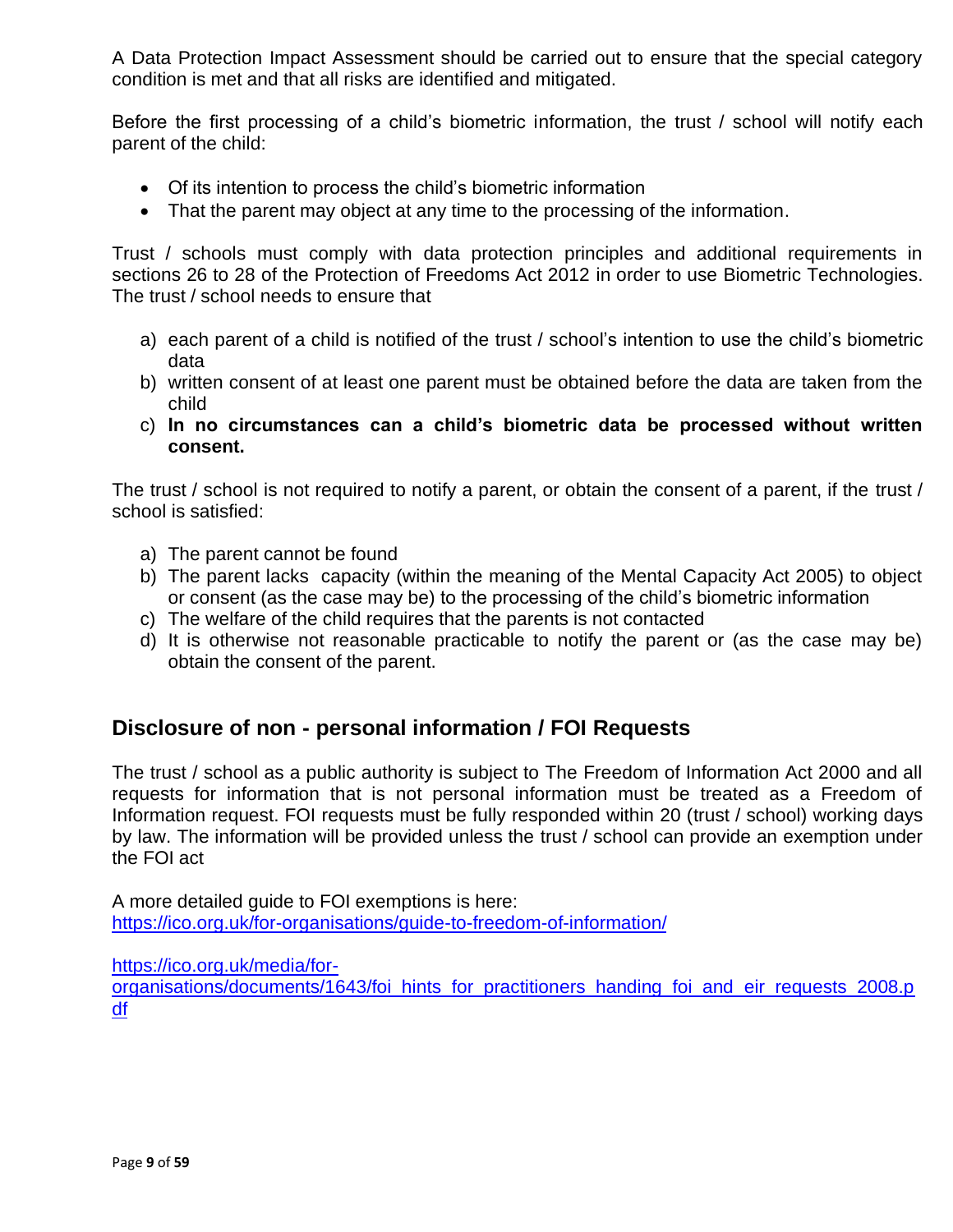A Data Protection Impact Assessment should be carried out to ensure that the special category condition is met and that all risks are identified and mitigated.

Before the first processing of a child's biometric information, the trust / school will notify each parent of the child:

- Of its intention to process the child's biometric information
- That the parent may object at any time to the processing of the information.

Trust / schools must comply with data protection principles and additional requirements in sections 26 to 28 of the Protection of Freedoms Act 2012 in order to use Biometric Technologies. The trust / school needs to ensure that

a) each parent of a child is notified of the trust / school's intention to use the child's biometric data
b) written consent of at least one parent must be obtained before the data are taken from the child
c) **In no circumstances can a child's biometric data be processed without written consent.**

The trust / school is not required to notify a parent, or obtain the consent of a parent, if the trust / school is satisfied:

a) The parent cannot be found
b) The parent lacks capacity (within the meaning of the Mental Capacity Act 2005) to object or consent (as the case may be) to the processing of the child's biometric information
c) The welfare of the child requires that the parents is not contacted
d) It is otherwise not reasonable practicable to notify the parent or (as the case may be) obtain the consent of the parent.

## Disclosure of non - personal information / FOI Requests

The trust / school as a public authority is subject to The Freedom of Information Act 2000 and all requests for information that is not personal information must be treated as a Freedom of Information request. FOI requests must be fully responded within 20 (trust / school) working days by law. The information will be provided unless the trust / school can provide an exemption under the FOI act

A more detailed guide to FOI exemptions is here:
https://ico.org.uk/for-organisations/guide-to-freedom-of-information/

https://ico.org.uk/media/for-organisations/documents/1643/foi_hints_for_practitioners_handing_foi_and_eir_requests_2008.pdf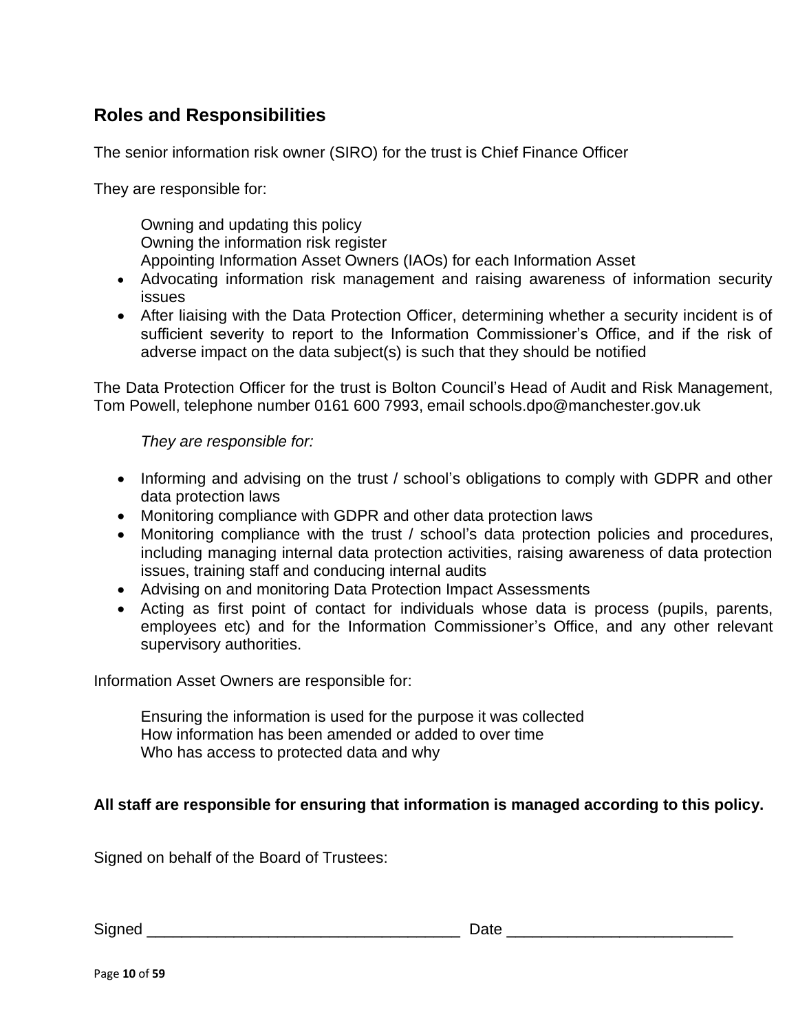## Roles and Responsibilities

The senior information risk owner (SIRO) for the trust is Chief Finance Officer

They are responsible for:

Owning and updating this policy
Owning the information risk register
Appointing Information Asset Owners (IAOs) for each Information Asset

- Advocating information risk management and raising awareness of information security issues
- After liaising with the Data Protection Officer, determining whether a security incident is of sufficient severity to report to the Information Commissioner's Office, and if the risk of adverse impact on the data subject(s) is such that they should be notified

The Data Protection Officer for the trust is Bolton Council's Head of Audit and Risk Management, Tom Powell, telephone number 0161 600 7993, email schools.dpo@manchester.gov.uk

*They are responsible for:*

- Informing and advising on the trust / school's obligations to comply with GDPR and other data protection laws
- Monitoring compliance with GDPR and other data protection laws
- Monitoring compliance with the trust / school's data protection policies and procedures, including managing internal data protection activities, raising awareness of data protection issues, training staff and conducing internal audits
- Advising on and monitoring Data Protection Impact Assessments
- Acting as first point of contact for individuals whose data is process (pupils, parents, employees etc) and for the Information Commissioner's Office, and any other relevant supervisory authorities.

Information Asset Owners are responsible for:

Ensuring the information is used for the purpose it was collected
How information has been amended or added to over time
Who has access to protected data and why

**All staff are responsible for ensuring that information is managed according to this policy.**

Signed on behalf of the Board of Trustees:

Signed ____________________________________ Date __________________________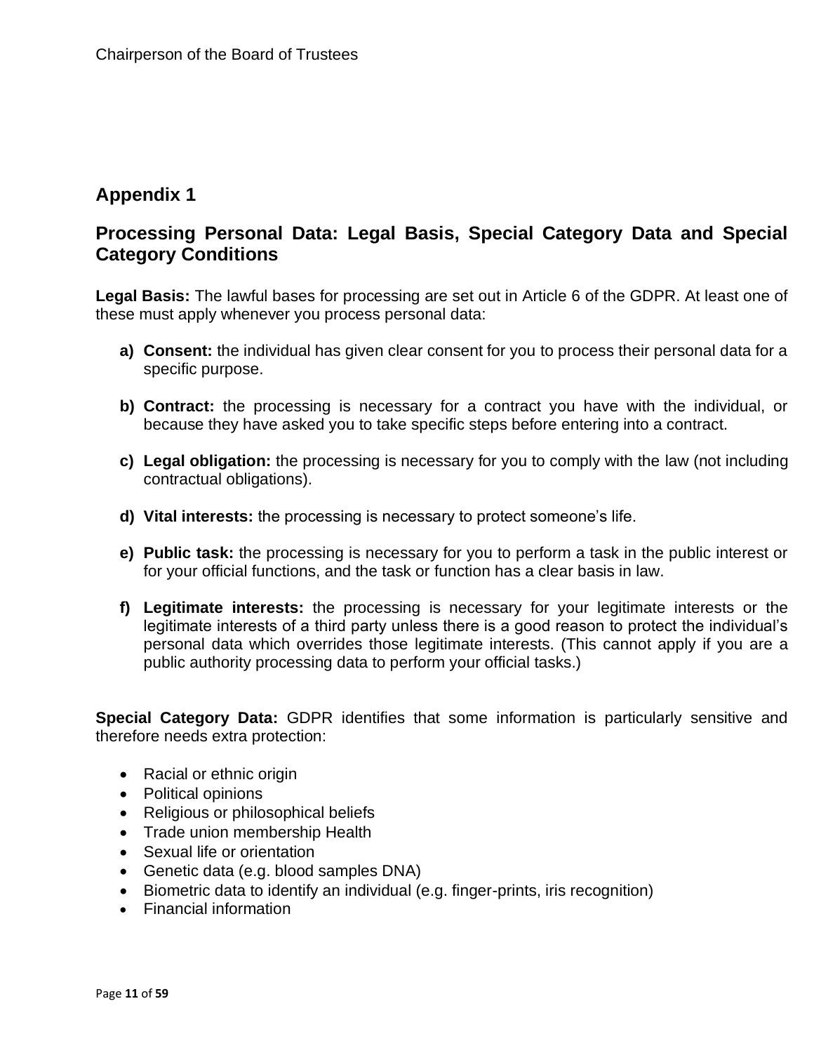Chairperson of the Board of Trustees

## Appendix 1

## Processing Personal Data: Legal Basis, Special Category Data and Special Category Conditions

**Legal Basis:** The lawful bases for processing are set out in Article 6 of the GDPR. At least one of these must apply whenever you process personal data:

a) **Consent:** the individual has given clear consent for you to process their personal data for a specific purpose.

b) **Contract:** the processing is necessary for a contract you have with the individual, or because they have asked you to take specific steps before entering into a contract.

c) **Legal obligation:** the processing is necessary for you to comply with the law (not including contractual obligations).

d) **Vital interests:** the processing is necessary to protect someone's life.

e) **Public task:** the processing is necessary for you to perform a task in the public interest or for your official functions, and the task or function has a clear basis in law.

f) **Legitimate interests:** the processing is necessary for your legitimate interests or the legitimate interests of a third party unless there is a good reason to protect the individual's personal data which overrides those legitimate interests. (This cannot apply if you are a public authority processing data to perform your official tasks.)

**Special Category Data:** GDPR identifies that some information is particularly sensitive and therefore needs extra protection:

- Racial or ethnic origin
- Political opinions
- Religious or philosophical beliefs
- Trade union membership Health
- Sexual life or orientation
- Genetic data (e.g. blood samples DNA)
- Biometric data to identify an individual (e.g. finger-prints, iris recognition)
- Financial information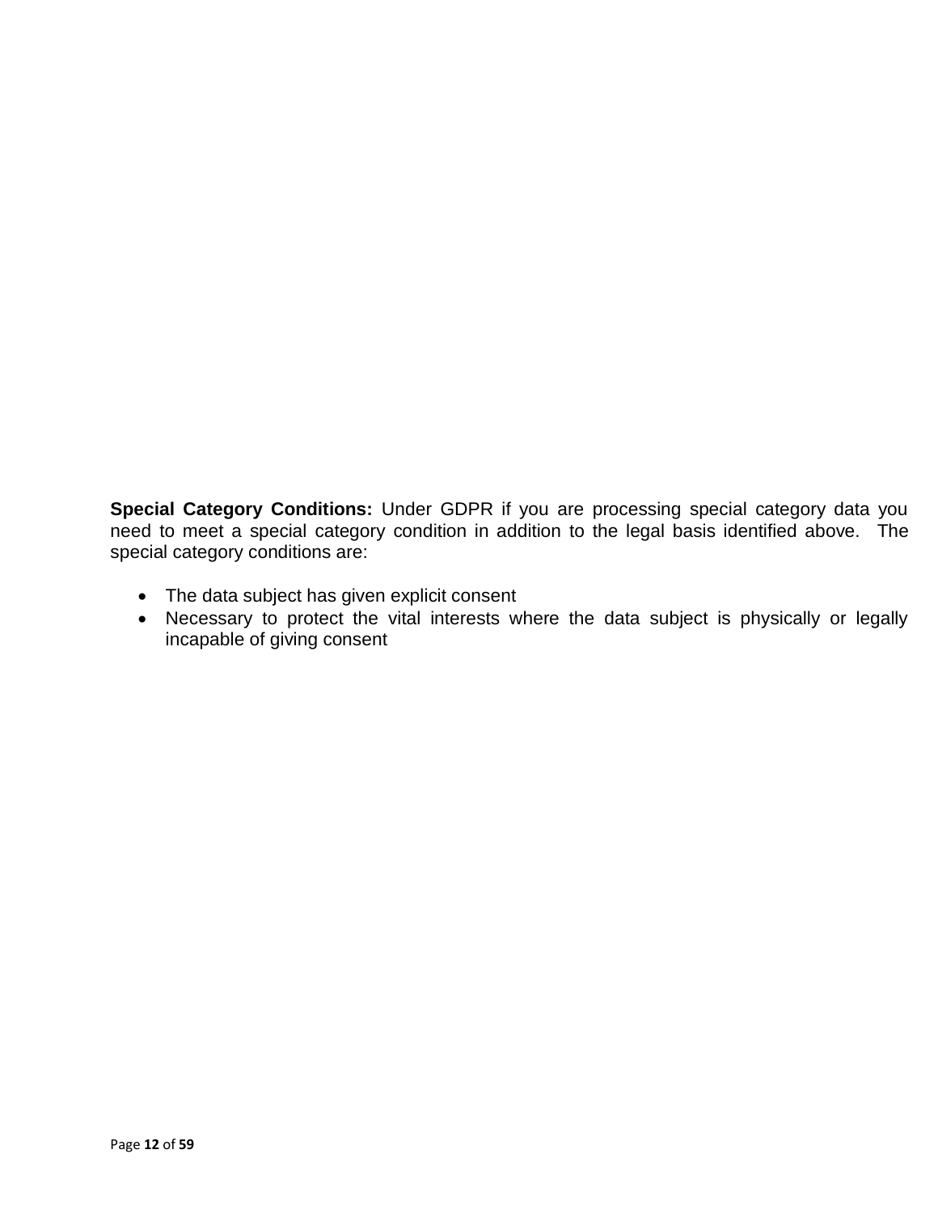**Special Category Conditions:** Under GDPR if you are processing special category data you need to meet a special category condition in addition to the legal basis identified above. The special category conditions are:

- The data subject has given explicit consent
- Necessary to protect the vital interests where the data subject is physically or legally incapable of giving consent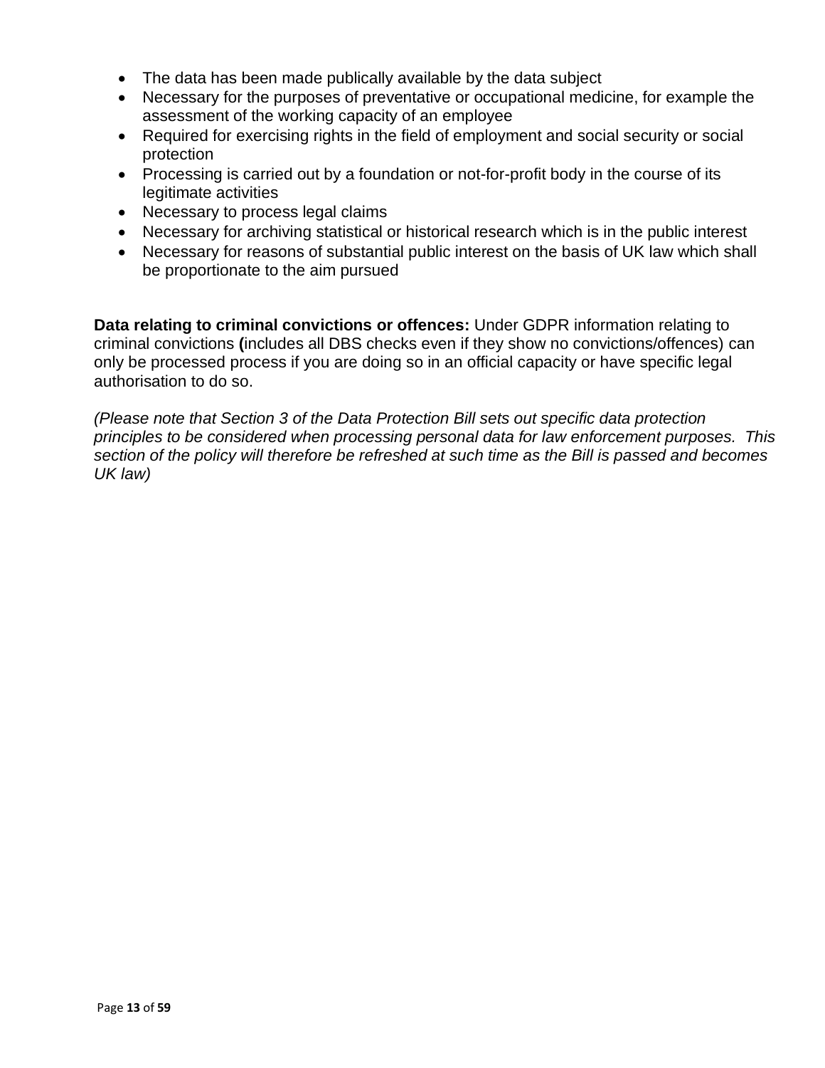- The data has been made publically available by the data subject
- Necessary for the purposes of preventative or occupational medicine, for example the assessment of the working capacity of an employee
- Required for exercising rights in the field of employment and social security or social protection
- Processing is carried out by a foundation or not-for-profit body in the course of its legitimate activities
- Necessary to process legal claims
- Necessary for archiving statistical or historical research which is in the public interest
- Necessary for reasons of substantial public interest on the basis of UK law which shall be proportionate to the aim pursued

**Data relating to criminal convictions or offences:** Under GDPR information relating to criminal convictions **(**includes all DBS checks even if they show no convictions/offences) can only be processed process if you are doing so in an official capacity or have specific legal authorisation to do so.

*(Please note that Section 3 of the Data Protection Bill sets out specific data protection principles to be considered when processing personal data for law enforcement purposes. This section of the policy will therefore be refreshed at such time as the Bill is passed and becomes UK law)*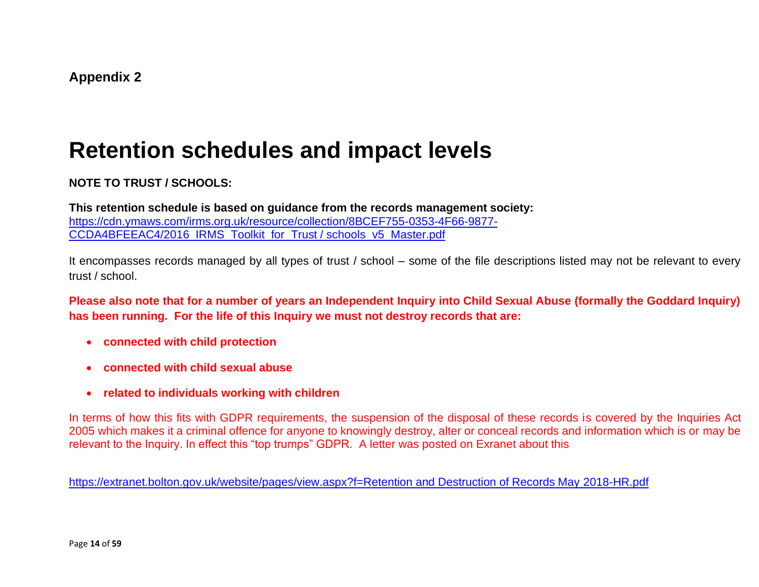**Appendix 2**

# Retention schedules and impact levels

**NOTE TO TRUST / SCHOOLS:**

**This retention schedule is based on guidance from the records management society:**
[https://cdn.ymaws.com/irms.org.uk/resource/collection/8BCEF755-0353-4F66-9877-CCDA4BFEEAC4/2016_IRMS_Toolkit_for_Trust / schools_v5_Master.pdf](https://cdn.ymaws.com/irms.org.uk/resource/collection/8BCEF755-0353-4F66-9877-CCDA4BFEEAC4/2016_IRMS_Toolkit_for_Trust / schools_v5_Master.pdf)

It encompasses records managed by all types of trust / school – some of the file descriptions listed may not be relevant to every trust / school.

**Please also note that for a number of years an Independent Inquiry into Child Sexual Abuse (formally the Goddard Inquiry) has been running. For the life of this Inquiry we must not destroy records that are:**

- **connected with child protection**
- **connected with child sexual abuse**
- **related to individuals working with children**

In terms of how this fits with GDPR requirements, the suspension of the disposal of these records is covered by the Inquiries Act 2005 which makes it a criminal offence for anyone to knowingly destroy, alter or conceal records and information which is or may be relevant to the Inquiry. In effect this "top trumps" GDPR. A letter was posted on Exranet about this

[https://extranet.bolton.gov.uk/website/pages/view.aspx?f=Retention and Destruction of Records May 2018-HR.pdf](https://extranet.bolton.gov.uk/website/pages/view.aspx?f=Retention and Destruction of Records May 2018-HR.pdf)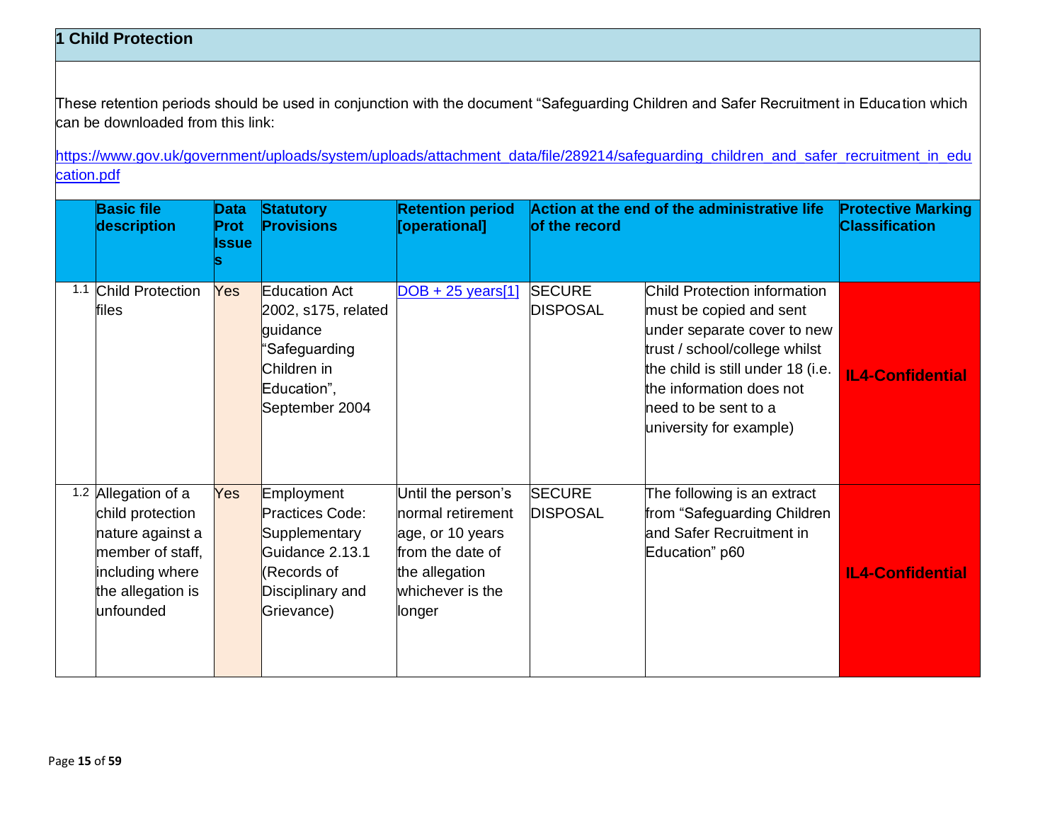## 1 Child Protection

These retention periods should be used in conjunction with the document "Safeguarding Children and Safer Recruitment in Education which can be downloaded from this link:

https://www.gov.uk/government/uploads/system/uploads/attachment_data/file/289214/safeguarding_children_and_safer_recruitment_in_education.pdf

| | Basic file description | Data Prot Issues | Statutory Provisions | Retention period [operational] | Action at the end of the administrative life of the record | | Protective Marking Classification |
|---|---|---|---|---|---|---|---|
| 1.1 | Child Protection files | Yes | Education Act 2002, s175, related guidance "Safeguarding Children in Education", September 2004 | DOB + 25 years[1] | SECURE DISPOSAL | Child Protection information must be copied and sent under separate cover to new trust / school/college whilst the child is still under 18 (i.e. the information does not need to be sent to a university for example) | IL4-Confidential |
| 1.2 | Allegation of a child protection nature against a member of staff, including where the allegation is unfounded | Yes | Employment Practices Code: Supplementary Guidance 2.13.1 (Records of Disciplinary and Grievance) | Until the person's normal retirement age, or 10 years from the date of the allegation whichever is the longer | SECURE DISPOSAL | The following is an extract from "Safeguarding Children and Safer Recruitment in Education" p60 | IL4-Confidential |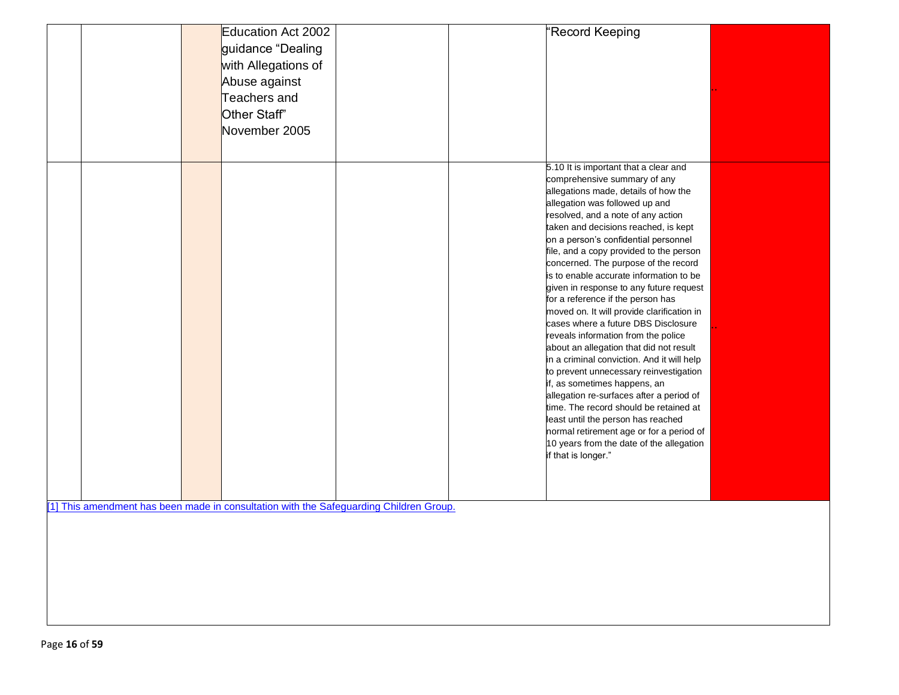|  |  |  |  |  |  |  |  |
|---|---|---|---|---|---|---|---|
|  |  |  | Education Act 2002 guidance “Dealing with Allegations of Abuse against Teachers and Other Staff” November 2005 |  |  | “Record Keeping | .. |
|  |  |  |  |  |  | 5.10 It is important that a clear and comprehensive summary of any allegations made, details of how the allegation was followed up and resolved, and a note of any action taken and decisions reached, is kept on a person’s confidential personnel file, and a copy provided to the person concerned. The purpose of the record is to enable accurate information to be given in response to any future request for a reference if the person has moved on. It will provide clarification in cases where a future DBS Disclosure reveals information from the police about an allegation that did not result in a criminal conviction. And it will help to prevent unnecessary reinvestigation if, as sometimes happens, an allegation re-surfaces after a period of time. The record should be retained at least until the person has reached normal retirement age or for a period of 10 years from the date of the allegation if that is longer.” | .. |

[1] This amendment has been made in consultation with the Safeguarding Children Group.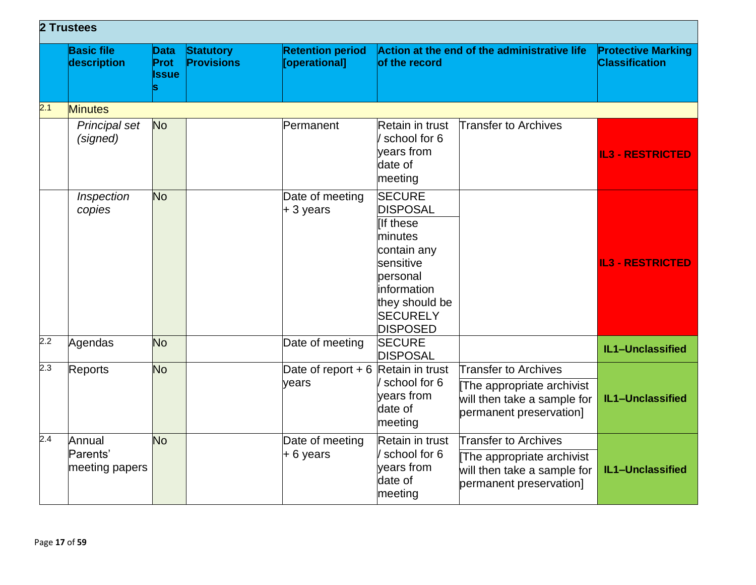| 2 Trustees | | | | | | | |
|---|---|---|---|---|---|---|---|
| | **Basic file description** | **Data Prot Issues** | **Statutory Provisions** | **Retention period [operational]** | **Action at the end of the administrative life of the record** | | **Protective Marking Classification** |
| 2.1 | Minutes | | | | | | |
| | *Principal set (signed)* | No | | Permanent | Retain in trust / school for 6 years from date of meeting | Transfer to Archives | **IL3 - RESTRICTED** |
| | *Inspection copies* | No | | Date of meeting + 3 years | SECURE DISPOSAL [If these minutes contain any sensitive personal information they should be SECURELY DISPOSED | | **IL3 - RESTRICTED** |
| 2.2 | Agendas | No | | Date of meeting | SECURE DISPOSAL | | **IL1–Unclassified** |
| 2.3 | Reports | No | | Date of report + 6 years | Retain in trust / school for 6 years from date of meeting | Transfer to Archives [The appropriate archivist will then take a sample for permanent preservation] | **IL1–Unclassified** |
| 2.4 | Annual Parents' meeting papers | No | | Date of meeting + 6 years | Retain in trust / school for 6 years from date of meeting | Transfer to Archives [The appropriate archivist will then take a sample for permanent preservation] | **IL1–Unclassified** |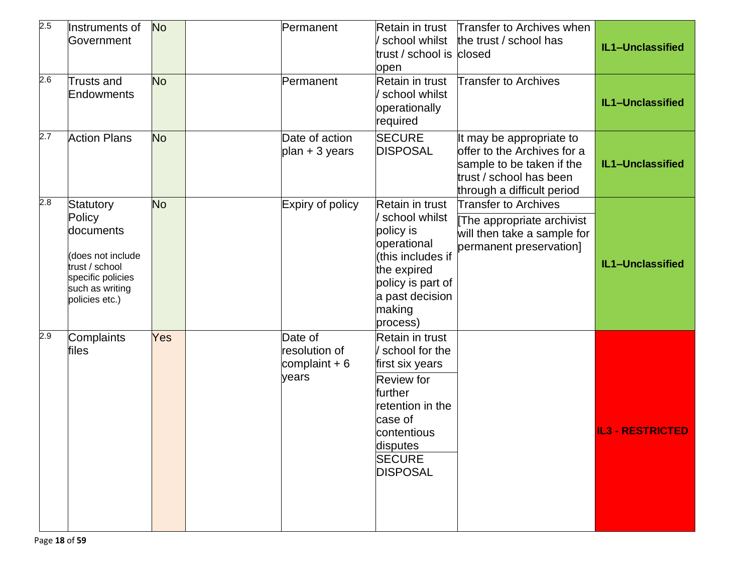| 2.5 | Instruments of Government | No | | Permanent | Retain in trust / school whilst trust / school is open | Transfer to Archives when the trust / school has closed | IL1–Unclassified |
|---|---|---|---|---|---|---|---|
| 2.6 | Trusts and Endowments | No | | Permanent | Retain in trust / school whilst operationally required | Transfer to Archives | IL1–Unclassified |
| 2.7 | Action Plans | No | | Date of action plan + 3 years | SECURE DISPOSAL | It may be appropriate to offer to the Archives for a sample to be taken if the trust / school has been through a difficult period | IL1–Unclassified |
| 2.8 | Statutory Policy documents<br><br>(does not include trust / school specific policies such as writing policies etc.) | No | | Expiry of policy | Retain in trust / school whilst policy is operational (this includes if the expired policy is part of a past decision making process) | Transfer to Archives<br>[The appropriate archivist will then take a sample for permanent preservation] | IL1–Unclassified |
| 2.9 | Complaints files | Yes | | Date of resolution of complaint + 6 years | Retain in trust / school for the first six years<br>Review for further retention in the case of contentious disputes<br>SECURE DISPOSAL | | IL3 - RESTRICTED |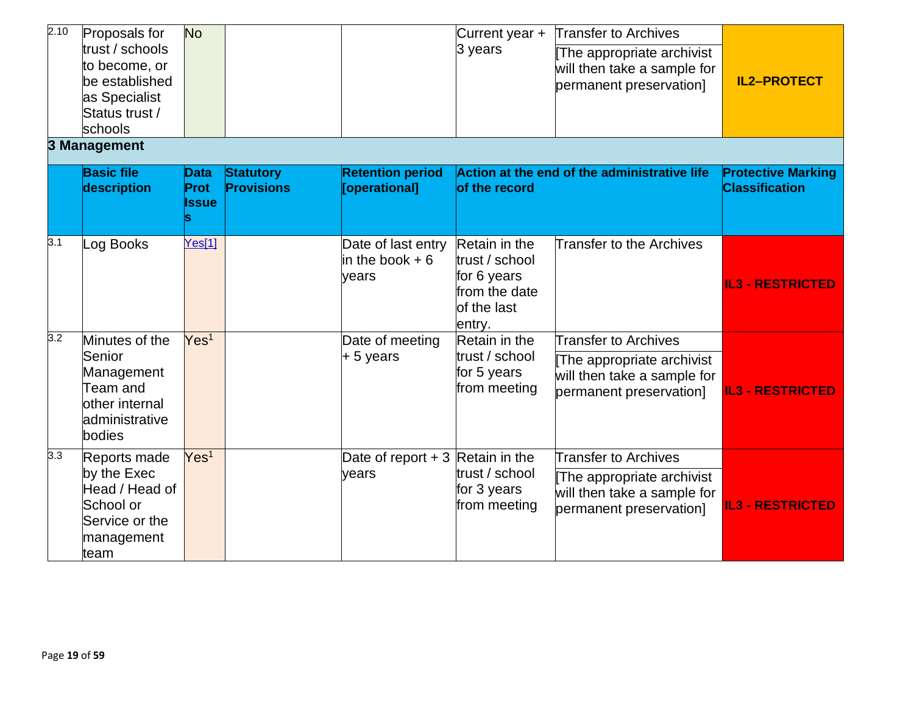| 2.10 | Proposals for trust / schools to become, or be established as Specialist Status trust / schools | No | | | Current year + 3 years | Transfer to Archives [The appropriate archivist will then take a sample for permanent preservation] | IL2–PROTECT |
|---|---|---|---|---|---|---|---|

### 3 Management

| | Basic file description | Data Prot Issues | Statutory Provisions | Retention period [operational] | Action at the end of the administrative life of the record | | Protective Marking Classification |
|---|---|---|---|---|---|---|---|
| 3.1 | Log Books | Yes[1] | | Date of last entry in the book + 6 years | Retain in the trust / school for 6 years from the date of the last entry. | Transfer to the Archives | IL3 - RESTRICTED |
| 3.2 | Minutes of the Senior Management Team and other internal administrative bodies | Yes[1] | | Date of meeting + 5 years | Retain in the trust / school for 5 years from meeting | Transfer to Archives [The appropriate archivist will then take a sample for permanent preservation] | IL3 - RESTRICTED |
| 3.3 | Reports made by the Exec Head / Head of School or Service or the management team | Yes[1] | | Date of report + 3 years | Retain in the trust / school for 3 years from meeting | Transfer to Archives [The appropriate archivist will then take a sample for permanent preservation] | IL3 - RESTRICTED |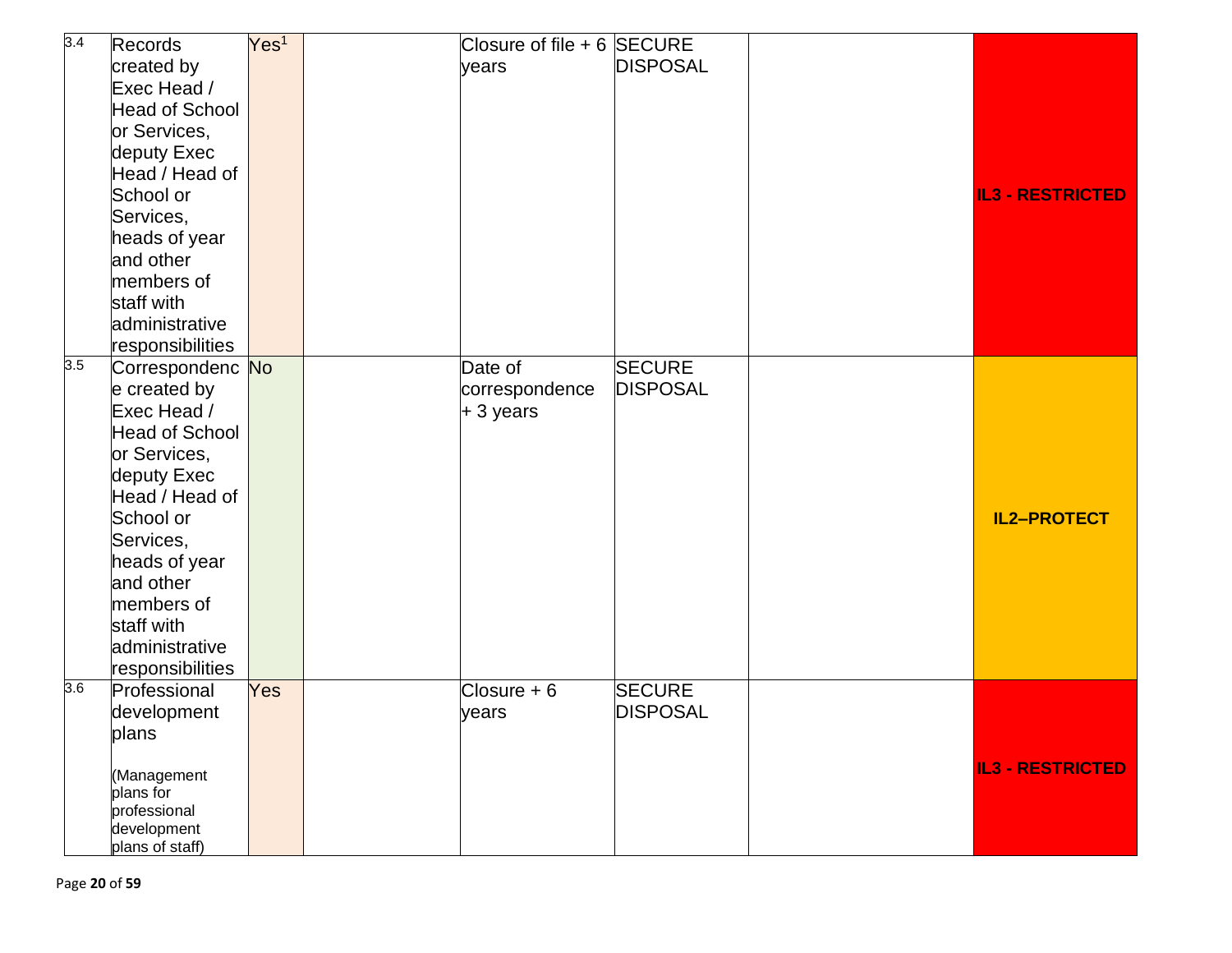| 3.4 | Records created by Exec Head / Head of School or Services, deputy Exec Head / Head of School or Services, heads of year and other members of staff with administrative responsibilities | Yes[1] | | Closure of file + 6 years | SECURE DISPOSAL | | **IL3 - RESTRICTED** |
|---|---|---|---|---|---|---|---|
| 3.5 | Correspondence created by Exec Head / Head of School or Services, deputy Exec Head / Head of School or Services, heads of year and other members of staff with administrative responsibilities | No | | Date of correspondence + 3 years | SECURE DISPOSAL | | **IL2–PROTECT** |
| 3.6 | Professional development plans<br><br>(Management plans for professional development plans of staff) | Yes | | Closure + 6 years | SECURE DISPOSAL | | **IL3 - RESTRICTED** |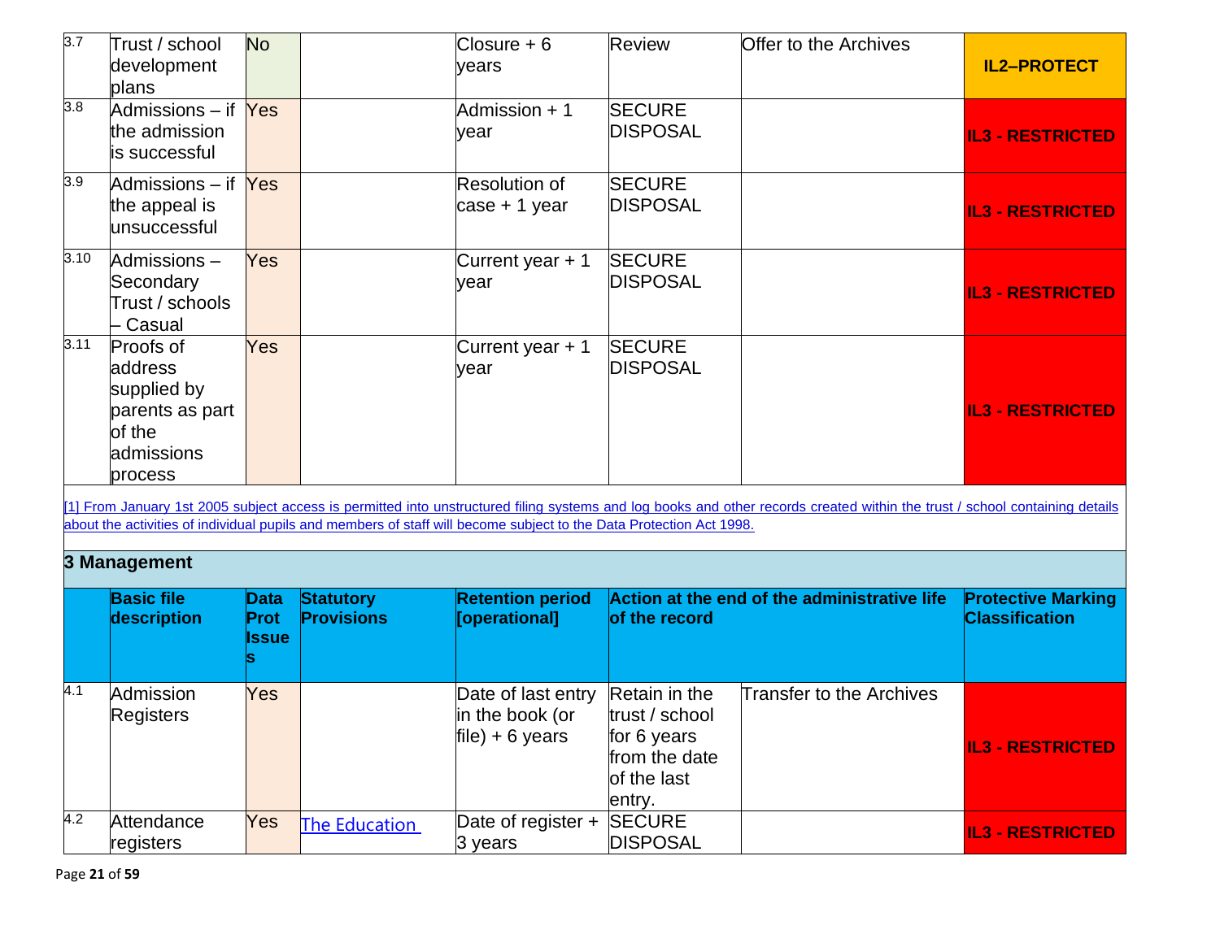| | | | | | | | |
|---|---|---|---|---|---|---|---|
| 3.7 | Trust / school development plans | No | | Closure + 6 years | Review | Offer to the Archives | **IL2–PROTECT** |
| 3.8 | Admissions – if the admission is successful | Yes | | Admission + 1 year | SECURE DISPOSAL | | **IL3 - RESTRICTED** |
| 3.9 | Admissions – if the appeal is unsuccessful | Yes | | Resolution of case + 1 year | SECURE DISPOSAL | | **IL3 - RESTRICTED** |
| 3.10 | Admissions – Secondary Trust / schools – Casual | Yes | | Current year + 1 year | SECURE DISPOSAL | | **IL3 - RESTRICTED** |
| 3.11 | Proofs of address supplied by parents as part of the admissions process | Yes | | Current year + 1 year | SECURE DISPOSAL | | **IL3 - RESTRICTED** |

[1] From January 1st 2005 subject access is permitted into unstructured filing systems and log books and other records created within the trust / school containing details about the activities of individual pupils and members of staff will become subject to the Data Protection Act 1998.

### 3 Management

| | Basic file description | Data Prot Issues | Statutory Provisions | Retention period [operational] | Action at the end of the administrative life of the record | | Protective Marking Classification |
|---|---|---|---|---|---|---|---|
| 4.1 | Admission Registers | Yes | | Date of last entry in the book (or file) + 6 years | Retain in the trust / school for 6 years from the date of the last entry. | Transfer to the Archives | **IL3 - RESTRICTED** |
| 4.2 | Attendance registers | Yes | The Education | Date of register + 3 years | SECURE DISPOSAL | | **IL3 - RESTRICTED** |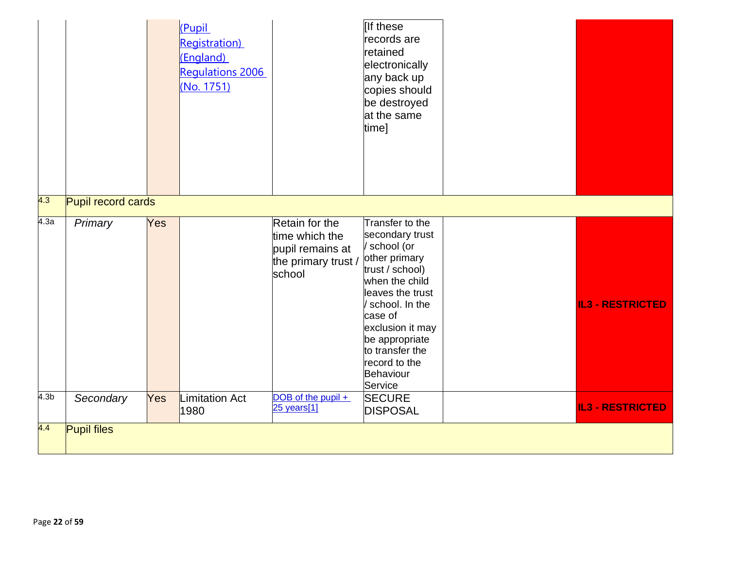| | | | | | | | |
|---|---|---|---|---|---|---|---|
| | | | (Pupil Registration) (England) Regulations 2006 (No. 1751) | | [If these records are retained electronically any back up copies should be destroyed at the same time] | | |
| 4.3 | Pupil record cards | | | | | | |
| 4.3a | *Primary* | Yes | | Retain for the time which the pupil remains at the primary trust / school | Transfer to the secondary trust / school (or other primary trust / school) when the child leaves the trust / school. In the case of exclusion it may be appropriate to transfer the record to the Behaviour Service | | **IL3 - RESTRICTED** |
| 4.3b | *Secondary* | Yes | Limitation Act 1980 | DOB of the pupil + 25 years[1] | SECURE DISPOSAL | | **IL3 - RESTRICTED** |
| 4.4 | Pupil files | | | | | | |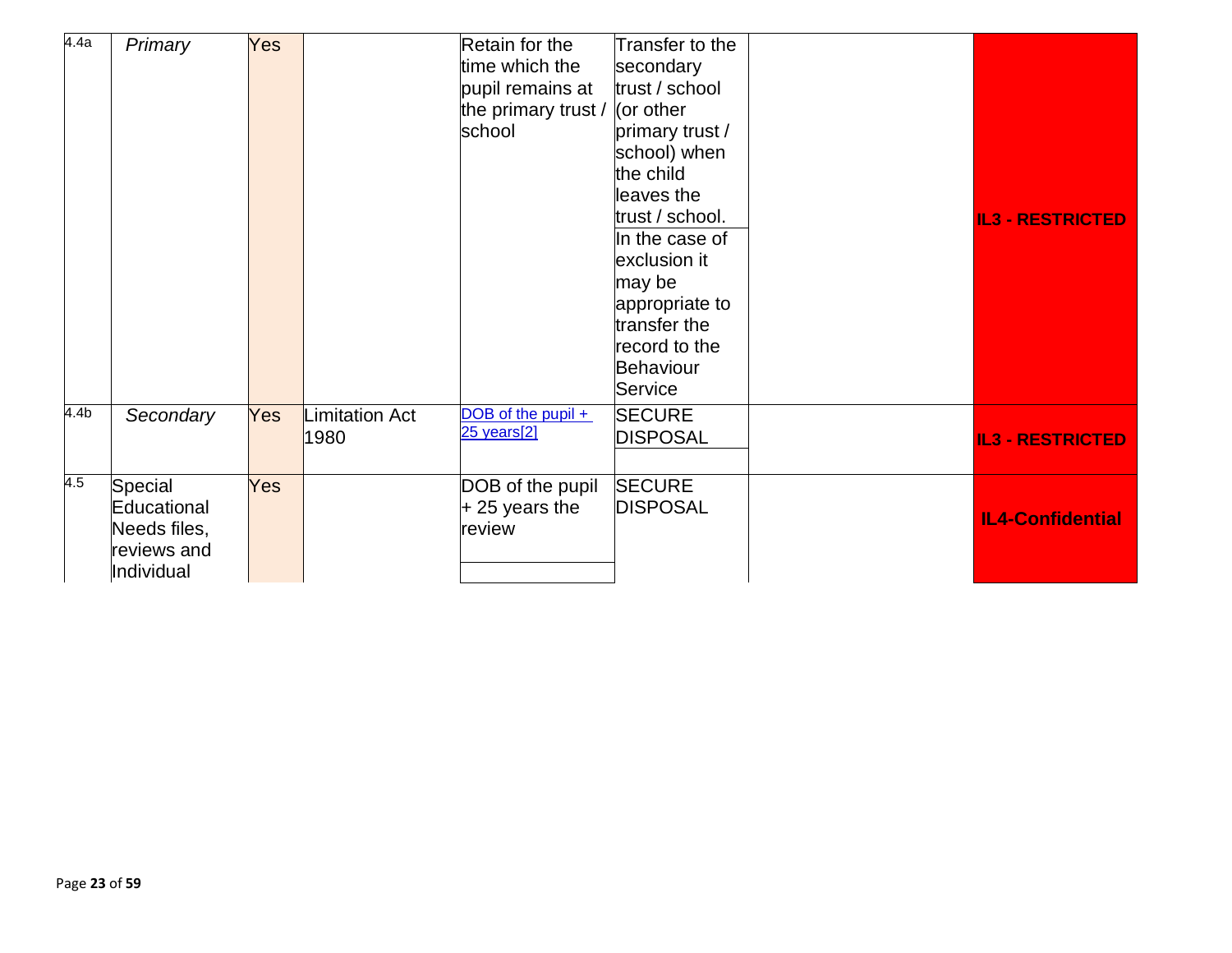| | | | | | | | |
|---|---|---|---|---|---|---|---|
| 4.4a | *Primary* | Yes | | Retain for the time which the pupil remains at the primary trust / school | Transfer to the secondary trust / school (or other primary trust / school) when the child leaves the trust / school. In the case of exclusion it may be appropriate to transfer the record to the Behaviour Service | | **IL3 - RESTRICTED** |
| 4.4b | *Secondary* | Yes | Limitation Act 1980 | DOB of the pupil + 25 years[2] | SECURE DISPOSAL | | **IL3 - RESTRICTED** |
| 4.5 | Special Educational Needs files, reviews and Individual | Yes | | DOB of the pupil + 25 years the review | SECURE DISPOSAL | | **IL4-Confidential** |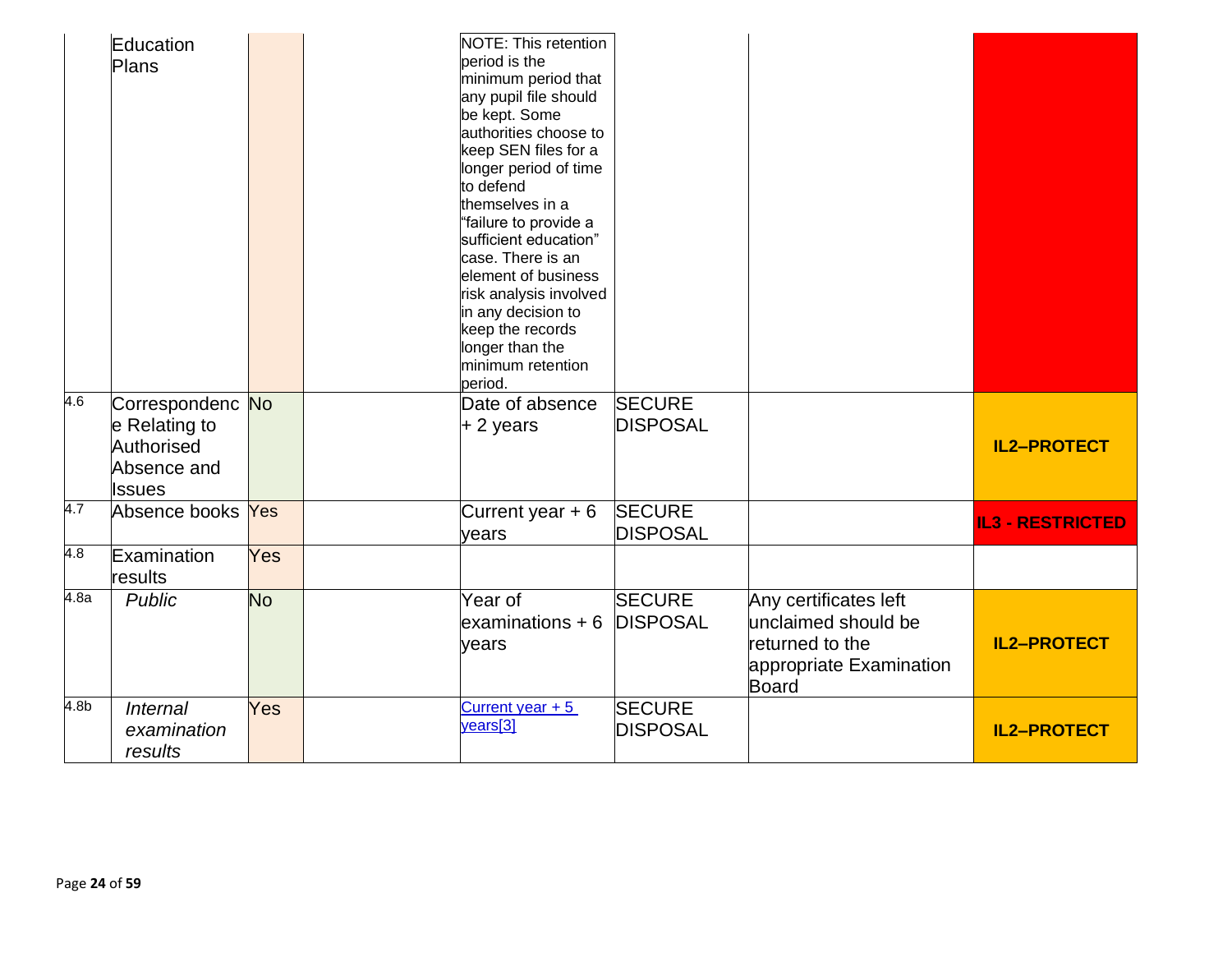| | | | | | | | |
|---|---|---|---|---|---|---|---|
| | Education Plans | | | NOTE: This retention period is the minimum period that any pupil file should be kept. Some authorities choose to keep SEN files for a longer period of time to defend themselves in a "failure to provide a sufficient education" case. There is an element of business risk analysis involved in any decision to keep the records longer than the minimum retention period. | | | |
| 4.6 | Correspondence Relating to Authorised Absence and Issues | No | | Date of absence + 2 years | SECURE DISPOSAL | | **IL2–PROTECT** |
| 4.7 | Absence books | Yes | | Current year + 6 years | SECURE DISPOSAL | | **IL3 - RESTRICTED** |
| 4.8 | Examination results | Yes | | | | | |
| 4.8a | *Public* | No | | Year of examinations + 6 years | SECURE DISPOSAL | Any certificates left unclaimed should be returned to the appropriate Examination Board | **IL2–PROTECT** |
| 4.8b | *Internal examination results* | Yes | | Current year + 5 years[3] | SECURE DISPOSAL | | **IL2–PROTECT** |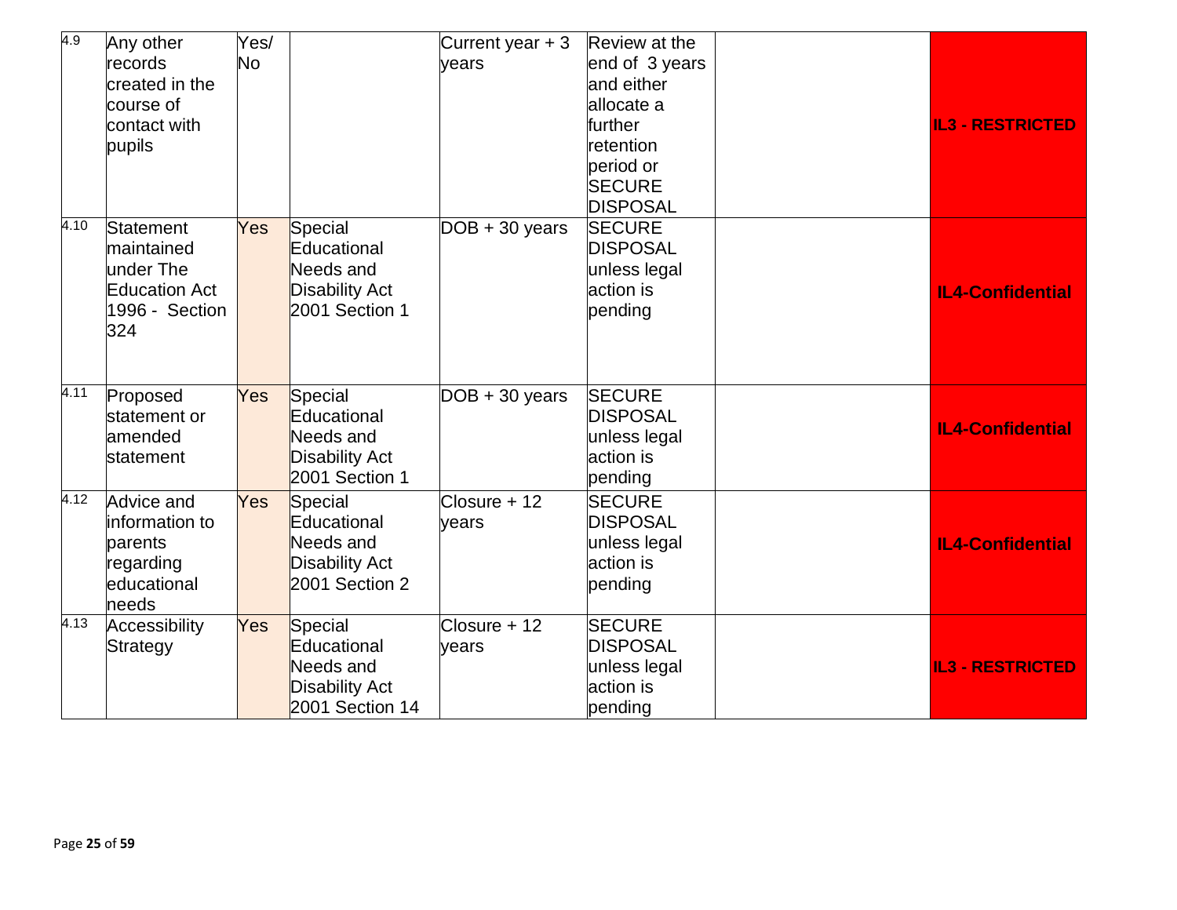| 4.9 | Any other records created in the course of contact with pupils | Yes/ No | | Current year + 3 years | Review at the end of 3 years and either allocate a further retention period or SECURE DISPOSAL | | IL3 - RESTRICTED |
|---|---|---|---|---|---|---|---|
| 4.10 | Statement maintained under The Education Act 1996 - Section 324 | Yes | Special Educational Needs and Disability Act 2001 Section 1 | DOB + 30 years | SECURE DISPOSAL unless legal action is pending | | IL4-Confidential |
| 4.11 | Proposed statement or amended statement | Yes | Special Educational Needs and Disability Act 2001 Section 1 | DOB + 30 years | SECURE DISPOSAL unless legal action is pending | | IL4-Confidential |
| 4.12 | Advice and information to parents regarding educational needs | Yes | Special Educational Needs and Disability Act 2001 Section 2 | Closure + 12 years | SECURE DISPOSAL unless legal action is pending | | IL4-Confidential |
| 4.13 | Accessibility Strategy | Yes | Special Educational Needs and Disability Act 2001 Section 14 | Closure + 12 years | SECURE DISPOSAL unless legal action is pending | | IL3 - RESTRICTED |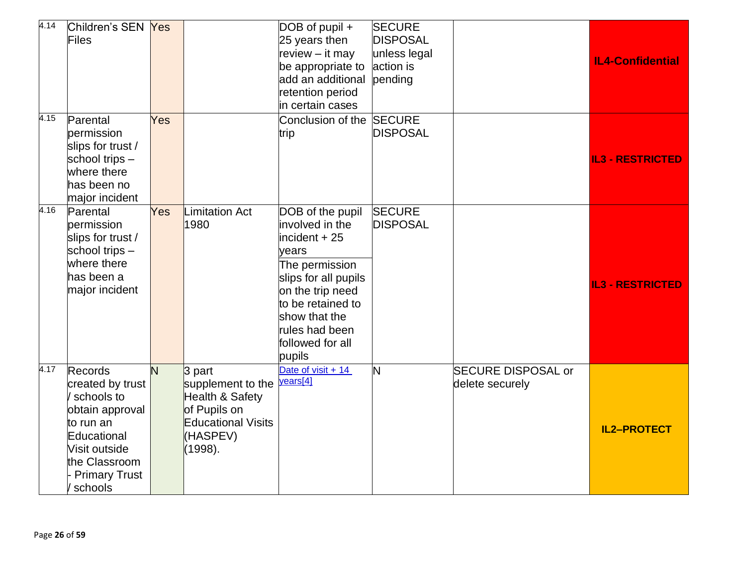| 4.14 | Children's SEN Files | Yes | | DOB of pupil + 25 years then review – it may be appropriate to add an additional retention period in certain cases | SECURE DISPOSAL unless legal action is pending | | **IL4-Confidential** |
|---|---|---|---|---|---|---|---|
| 4.15 | Parental permission slips for trust / school trips – where there has been no major incident | Yes | | Conclusion of the trip | SECURE DISPOSAL | | **IL3 - RESTRICTED** |
| 4.16 | Parental permission slips for trust / school trips – where there has been a major incident | Yes | Limitation Act 1980 | DOB of the pupil involved in the incident + 25 years<br>The permission slips for all pupils on the trip need to be retained to show that the rules had been followed for all pupils | SECURE DISPOSAL | | **IL3 - RESTRICTED** |
| 4.17 | Records created by trust / schools to obtain approval to run an Educational Visit outside the Classroom - Primary Trust / schools | N | 3 part supplement to the Health & Safety of Pupils on Educational Visits (HASPEV) (1998). | Date of visit + 14 years[4] | N | SECURE DISPOSAL or delete securely | **IL2–PROTECT** |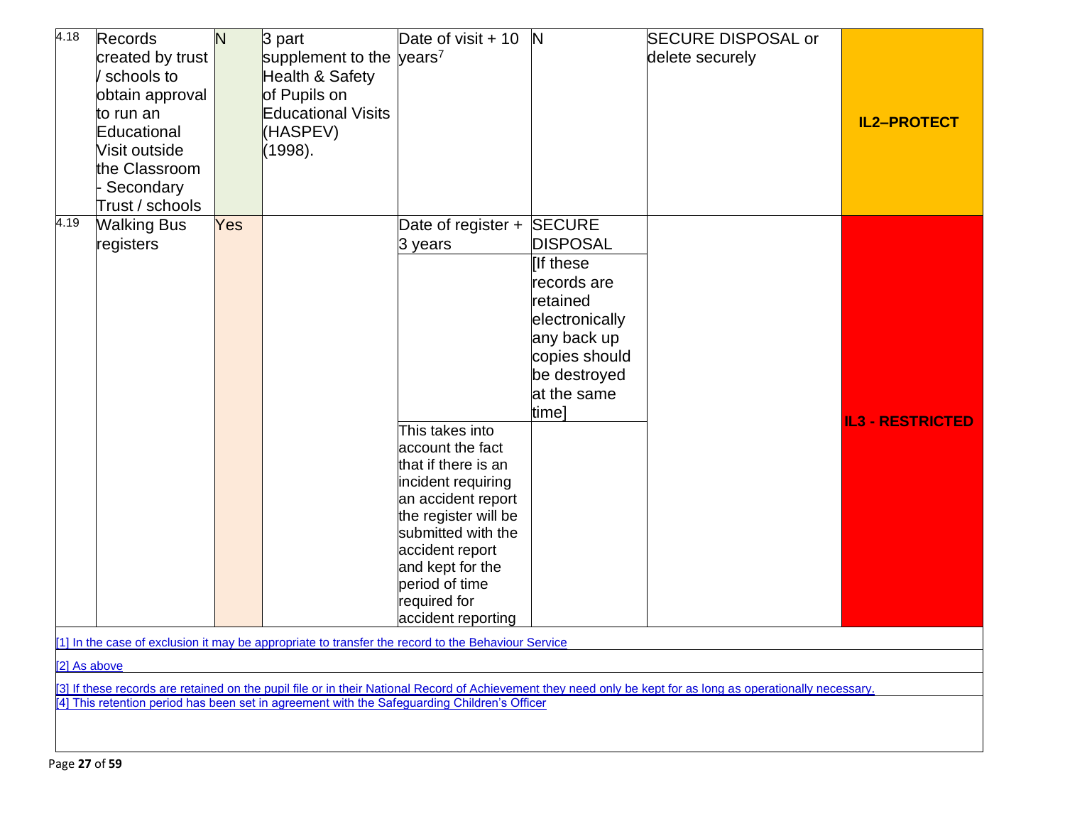| 4.18 | Records created by trust / schools to obtain approval to run an Educational Visit outside the Classroom - Secondary Trust / schools | N | 3 part supplement to the Health & Safety of Pupils on Educational Visits (HASPEV) (1998). | Date of visit + 10 years[7] | N | SECURE DISPOSAL or delete securely | IL2–PROTECT |
|---|---|---|---|---|---|---|---|
| 4.19 | Walking Bus registers | Yes | | Date of register + 3 years<br><br>This takes into account the fact that if there is an incident requiring an accident report the register will be submitted with the accident report and kept for the period of time required for accident reporting | SECURE DISPOSAL<br><br>[If these records are retained electronically any back up copies should be destroyed at the same time] | | IL3 - RESTRICTED |

[1] In the case of exclusion it may be appropriate to transfer the record to the Behaviour Service

[2] As above

[3] If these records are retained on the pupil file or in their National Record of Achievement they need only be kept for as long as operationally necessary.

[4] This retention period has been set in agreement with the Safeguarding Children's Officer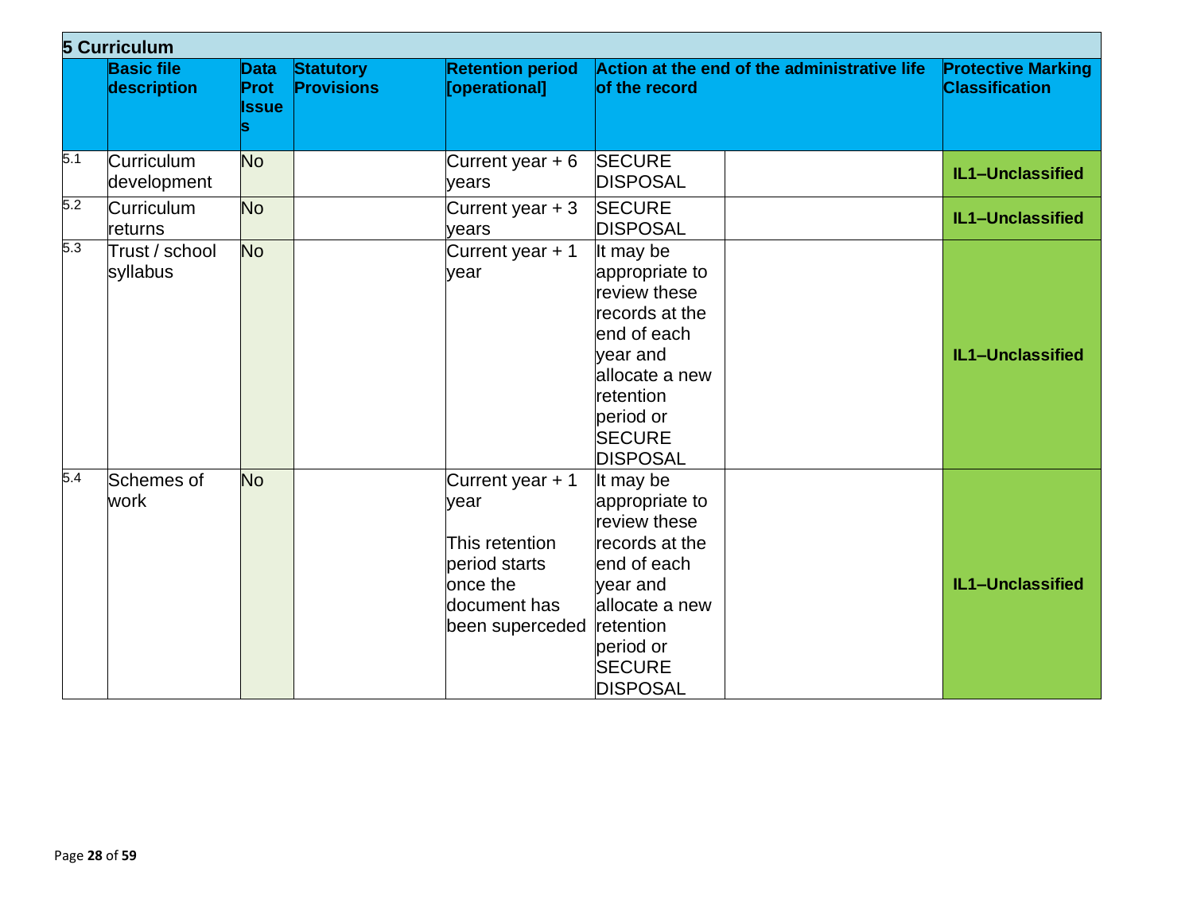| 5 Curriculum | | | | | | | |
|---|---|---|---|---|---|---|---|
| | **Basic file description** | **Data Prot Issues** | **Statutory Provisions** | **Retention period [operational]** | **Action at the end of the administrative life of the record** | | **Protective Marking Classification** |
| 5.1 | Curriculum development | No | | Current year + 6 years | SECURE DISPOSAL | | **IL1–Unclassified** |
| 5.2 | Curriculum returns | No | | Current year + 3 years | SECURE DISPOSAL | | **IL1–Unclassified** |
| 5.3 | Trust / school syllabus | No | | Current year + 1 year | It may be appropriate to review these records at the end of each year and allocate a new retention period or SECURE DISPOSAL | | **IL1–Unclassified** |
| 5.4 | Schemes of work | No | | Current year + 1 year<br><br>This retention period starts once the document has been superceded | It may be appropriate to review these records at the end of each year and allocate a new retention period or SECURE DISPOSAL | | **IL1–Unclassified** |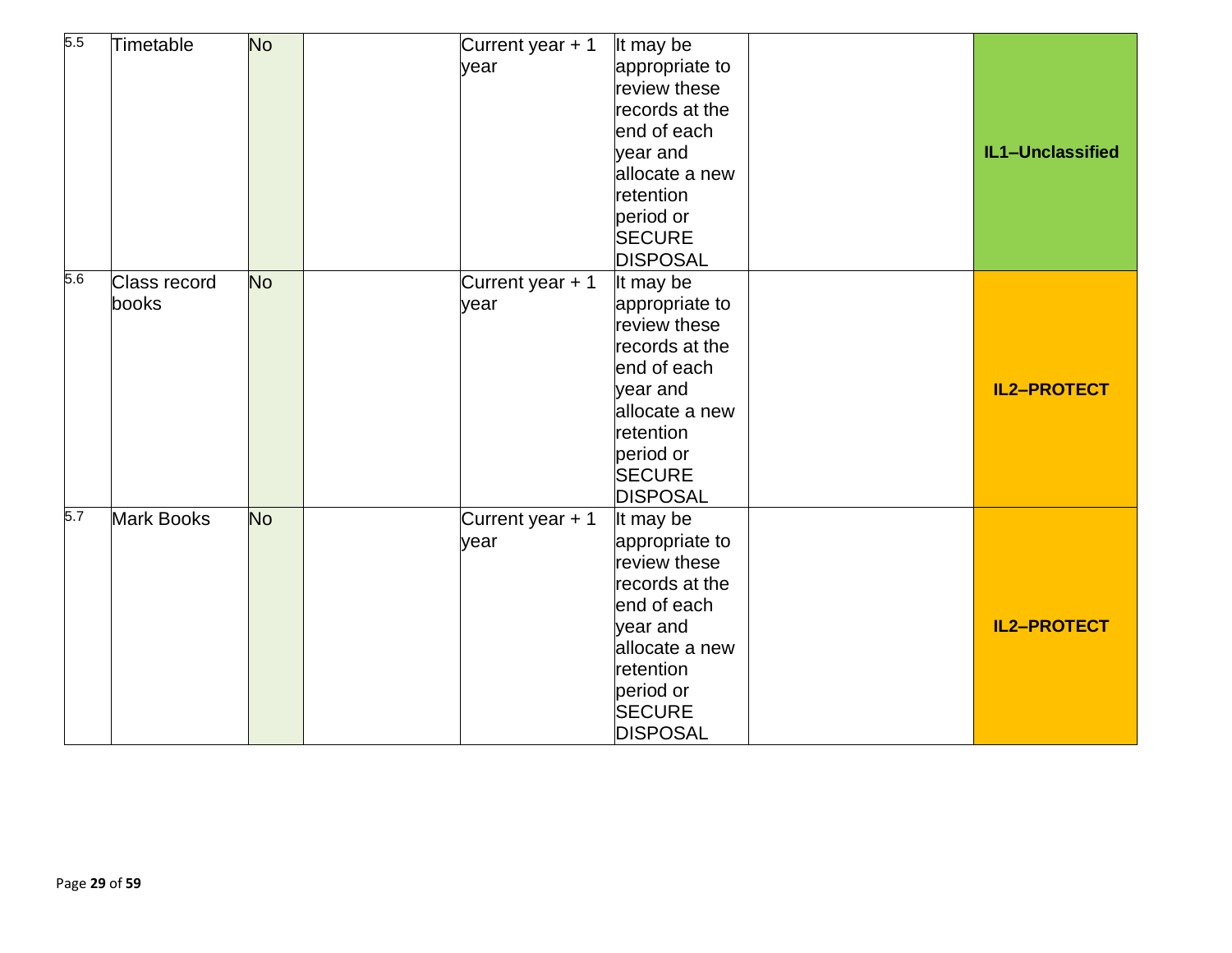| | | | | | | | |
|---|---|---|---|---|---|---|---|
| 5.5 | Timetable | No | | Current year + 1 year | It may be appropriate to review these records at the end of each year and allocate a new retention period or SECURE DISPOSAL | | **IL1–Unclassified** |
| 5.6 | Class record books | No | | Current year + 1 year | It may be appropriate to review these records at the end of each year and allocate a new retention period or SECURE DISPOSAL | | **IL2–PROTECT** |
| 5.7 | Mark Books | No | | Current year + 1 year | It may be appropriate to review these records at the end of each year and allocate a new retention period or SECURE DISPOSAL | | **IL2–PROTECT** |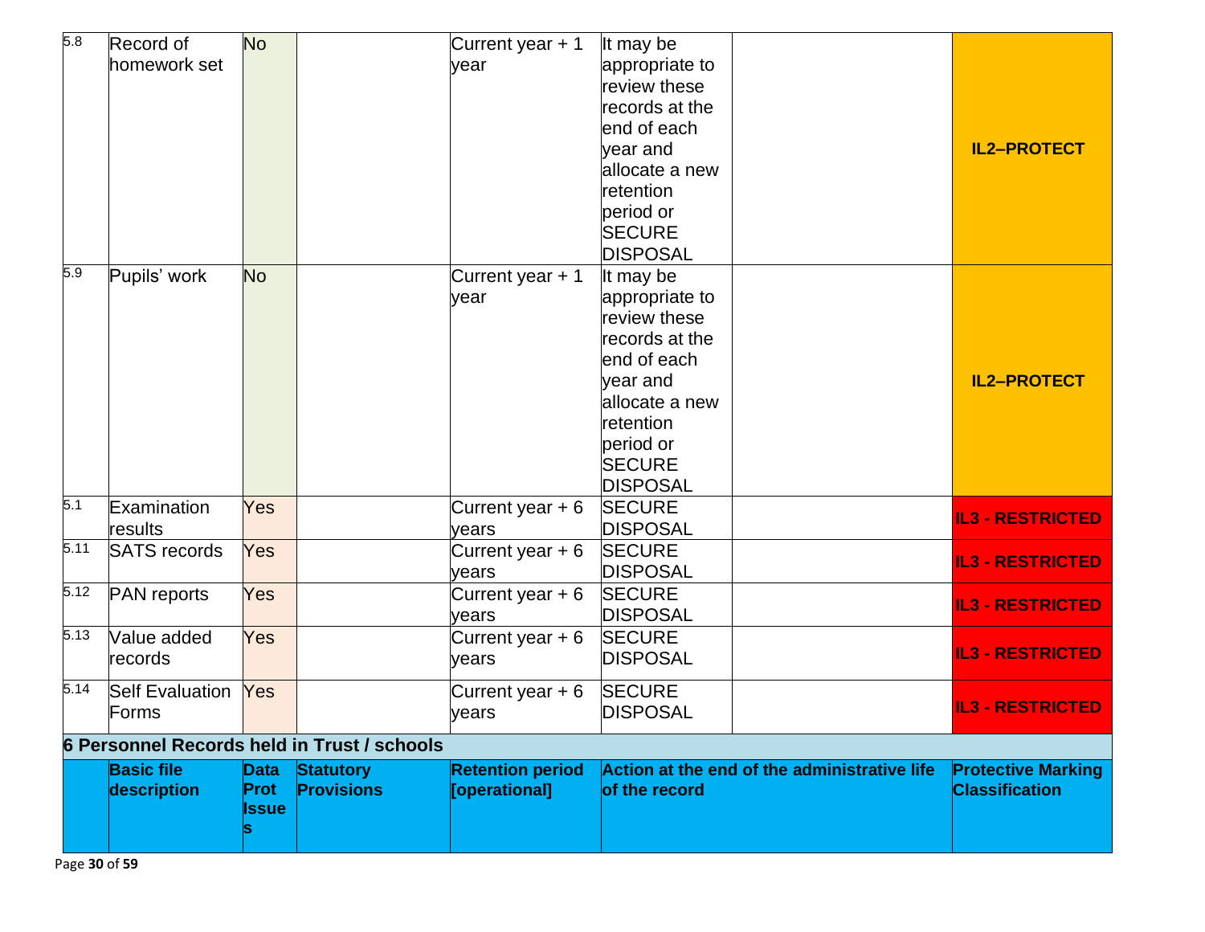| | | | | | | | |
|---|---|---|---|---|---|---|---|
| 5.8 | Record of homework set | No | | Current year + 1 year | It may be appropriate to review these records at the end of each year and allocate a new retention period or SECURE DISPOSAL | | IL2–PROTECT |
| 5.9 | Pupils' work | No | | Current year + 1 year | It may be appropriate to review these records at the end of each year and allocate a new retention period or SECURE DISPOSAL | | IL2–PROTECT |
| 5.1 | Examination results | Yes | | Current year + 6 years | SECURE DISPOSAL | | IL3 - RESTRICTED |
| 5.11 | SATS records | Yes | | Current year + 6 years | SECURE DISPOSAL | | IL3 - RESTRICTED |
| 5.12 | PAN reports | Yes | | Current year + 6 years | SECURE DISPOSAL | | IL3 - RESTRICTED |
| 5.13 | Value added records | Yes | | Current year + 6 years | SECURE DISPOSAL | | IL3 - RESTRICTED |
| 5.14 | Self Evaluation Forms | Yes | | Current year + 6 years | SECURE DISPOSAL | | IL3 - RESTRICTED |

## 6 Personnel Records held in Trust / schools

| | Basic file description | Data Prot Issues | Statutory Provisions | Retention period [operational] | Action at the end of the administrative life of the record | Protective Marking Classification |
|---|---|---|---|---|---|---|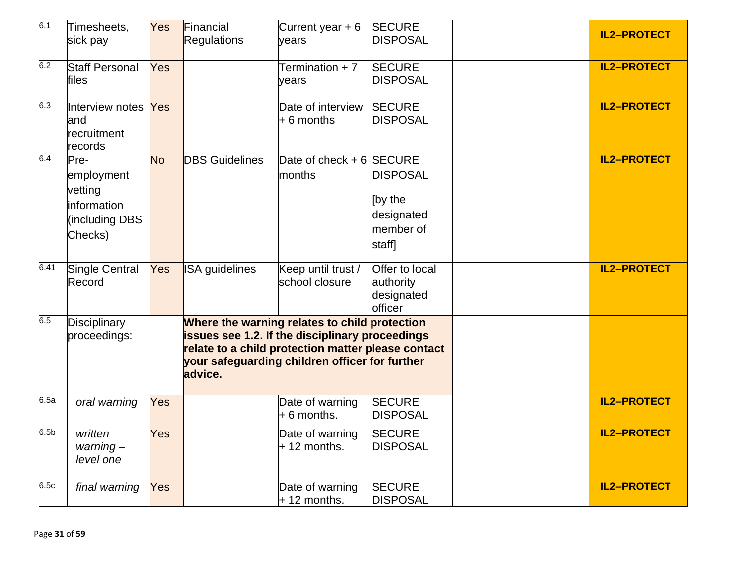| | | | | | | | |
|---|---|---|---|---|---|---|---|
| 6.1 | Timesheets, sick pay | Yes | Financial Regulations | Current year + 6 years | SECURE DISPOSAL | | **IL2–PROTECT** |
| 6.2 | Staff Personal files | Yes | | Termination + 7 years | SECURE DISPOSAL | | **IL2–PROTECT** |
| 6.3 | Interview notes and recruitment records | Yes | | Date of interview + 6 months | SECURE DISPOSAL | | **IL2–PROTECT** |
| 6.4 | Pre-employment vetting information (including DBS Checks) | No | DBS Guidelines | Date of check + 6 months | SECURE DISPOSAL [by the designated member of staff] | | **IL2–PROTECT** |
| 6.41 | Single Central Record | Yes | ISA guidelines | Keep until trust / school closure | Offer to local authority designated officer | | **IL2–PROTECT** |
| 6.5 | Disciplinary proceedings: | | **Where the warning relates to child protection issues see 1.2. If the disciplinary proceedings relate to a child protection matter please contact your safeguarding children officer for further advice.** | | | | |
| 6.5a | *oral warning* | Yes | | Date of warning + 6 months. | SECURE DISPOSAL | | **IL2–PROTECT** |
| 6.5b | *written warning – level one* | Yes | | Date of warning + 12 months. | SECURE DISPOSAL | | **IL2–PROTECT** |
| 6.5c | *final warning* | Yes | | Date of warning + 12 months. | SECURE DISPOSAL | | **IL2–PROTECT** |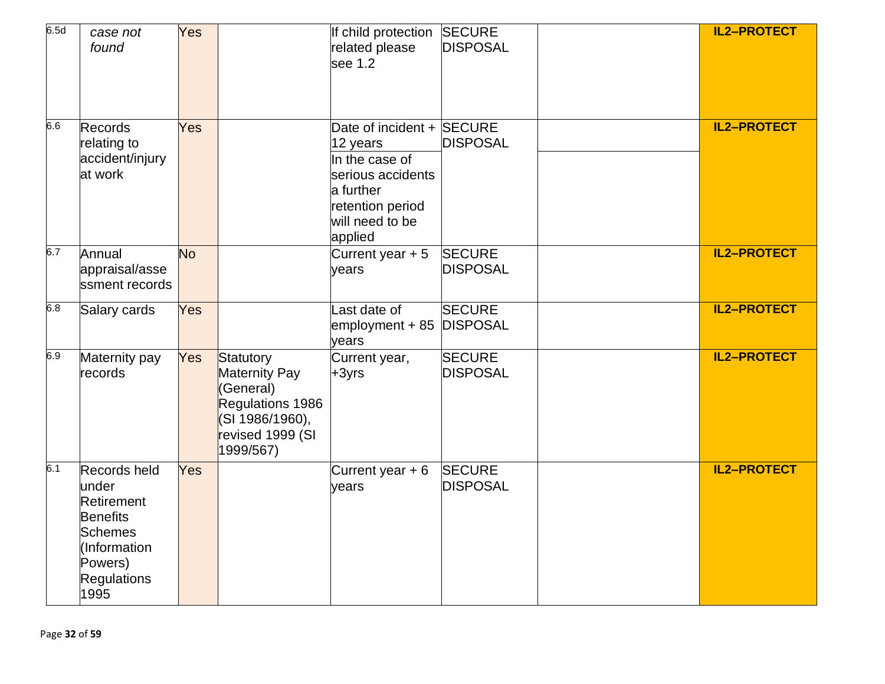| | | | | | | | |
|---|---|---|---|---|---|---|---|
| 6.5d | *case not found* | Yes | | If child protection related please see 1.2 | SECURE DISPOSAL | | IL2–PROTECT |
| 6.6 | Records relating to accident/injury at work | Yes | | Date of incident + 12 years<br>In the case of serious accidents a further retention period will need to be applied | SECURE DISPOSAL | | IL2–PROTECT |
| 6.7 | Annual appraisal/assessment records | No | | Current year + 5 years | SECURE DISPOSAL | | IL2–PROTECT |
| 6.8 | Salary cards | Yes | | Last date of employment + 85 years | SECURE DISPOSAL | | IL2–PROTECT |
| 6.9 | Maternity pay records | Yes | Statutory Maternity Pay (General) Regulations 1986 (SI 1986/1960), revised 1999 (SI 1999/567) | Current year, +3yrs | SECURE DISPOSAL | | IL2–PROTECT |
| 6.1 | Records held under Retirement Benefits Schemes (Information Powers) Regulations 1995 | Yes | | Current year + 6 years | SECURE DISPOSAL | | IL2–PROTECT |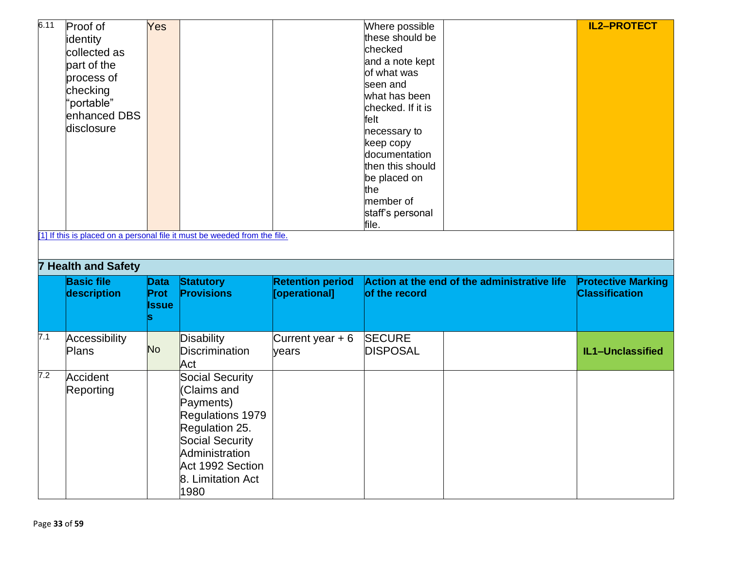| 6.11 | Proof of identity collected as part of the process of checking "portable" enhanced DBS disclosure | Yes | | | Where possible these should be checked and a note kept of what was seen and what has been checked. If it is felt necessary to keep copy documentation then this should be placed on the member of staff's personal file. | | IL2–PROTECT |
|---|---|---|---|---|---|---|---|

[1] If this is placed on a personal file it must be weeded from the file.

## 7 Health and Safety

| | Basic file description | Data Prot Issues | Statutory Provisions | Retention period [operational] | Action at the end of the administrative life of the record | | Protective Marking Classification |
|---|---|---|---|---|---|---|---|
| 7.1 | Accessibility Plans | No | Disability Discrimination Act | Current year + 6 years | SECURE DISPOSAL | | IL1–Unclassified |
| 7.2 | Accident Reporting | | Social Security (Claims and Payments) Regulations 1979 Regulation 25. Social Security Administration Act 1992 Section 8. Limitation Act 1980 | | | | |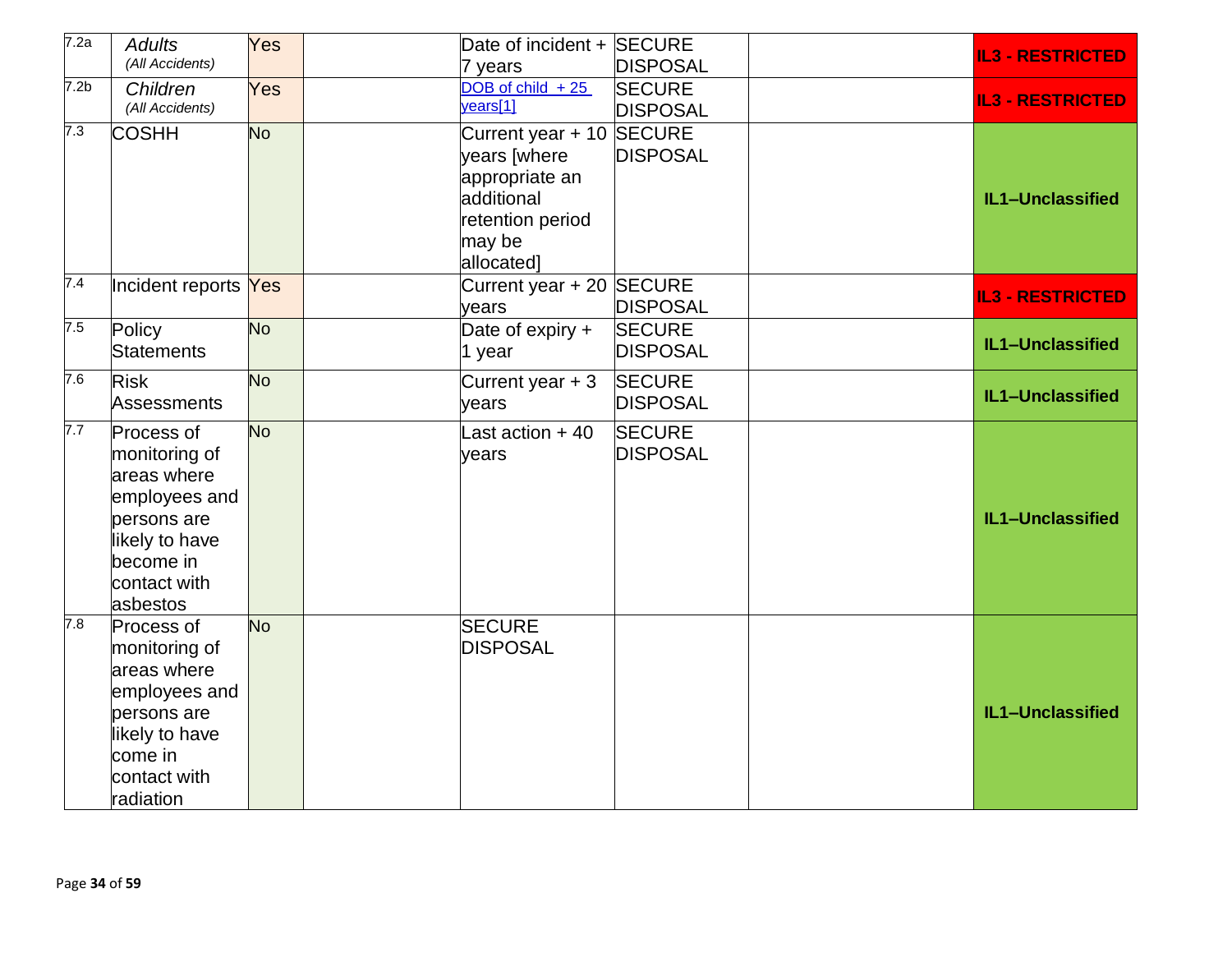| | | | | | | | |
|---|---|---|---|---|---|---|---|
| 7.2a | *Adults* *(All Accidents)* | Yes | | Date of incident + 7 years | SECURE DISPOSAL | | **IL3 - RESTRICTED** |
| 7.2b | *Children* *(All Accidents)* | Yes | | DOB of child + 25 years[1] | SECURE DISPOSAL | | **IL3 - RESTRICTED** |
| 7.3 | COSHH | No | | Current year + 10 years [where appropriate an additional retention period may be allocated] | SECURE DISPOSAL | | **IL1–Unclassified** |
| 7.4 | Incident reports | Yes | | Current year + 20 years | SECURE DISPOSAL | | **IL3 - RESTRICTED** |
| 7.5 | Policy Statements | No | | Date of expiry + 1 year | SECURE DISPOSAL | | **IL1–Unclassified** |
| 7.6 | Risk Assessments | No | | Current year + 3 years | SECURE DISPOSAL | | **IL1–Unclassified** |
| 7.7 | Process of monitoring of areas where employees and persons are likely to have become in contact with asbestos | No | | Last action + 40 years | SECURE DISPOSAL | | **IL1–Unclassified** |
| 7.8 | Process of monitoring of areas where employees and persons are likely to have come in contact with radiation | No | | SECURE DISPOSAL | | | **IL1–Unclassified** |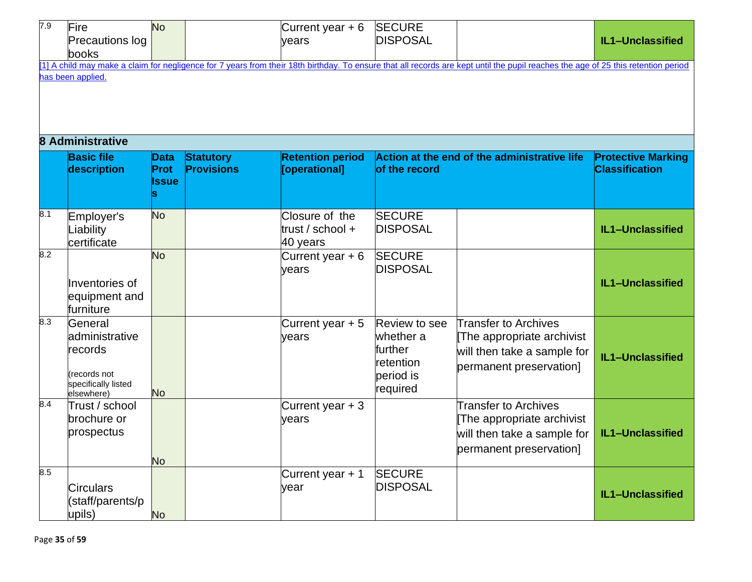| 7.9 | Fire Precautions log books | No | | Current year + 6 years | SECURE DISPOSAL | | IL1–Unclassified |
|---|---|---|---|---|---|---|---|

[1] A child may make a claim for negligence for 7 years from their 18th birthday. To ensure that all records are kept until the pupil reaches the age of 25 this retention period has been applied.

## 8 Administrative

| | Basic file description | Data Prot Issues | Statutory Provisions | Retention period [operational] | Action at the end of the administrative life of the record | | Protective Marking Classification |
|---|---|---|---|---|---|---|---|
| 8.1 | Employer's Liability certificate | No | | Closure of the trust / school + 40 years | SECURE DISPOSAL | | IL1–Unclassified |
| 8.2 | Inventories of equipment and furniture | No | | Current year + 6 years | SECURE DISPOSAL | | IL1–Unclassified |
| 8.3 | General administrative records (records not specifically listed elsewhere) | No | | Current year + 5 years | Review to see whether a further retention period is required | Transfer to Archives [The appropriate archivist will then take a sample for permanent preservation] | IL1–Unclassified |
| 8.4 | Trust / school brochure or prospectus | No | | Current year + 3 years | | Transfer to Archives [The appropriate archivist will then take a sample for permanent preservation] | IL1–Unclassified |
| 8.5 | Circulars (staff/parents/pupils) | No | | Current year + 1 year | SECURE DISPOSAL | | IL1–Unclassified |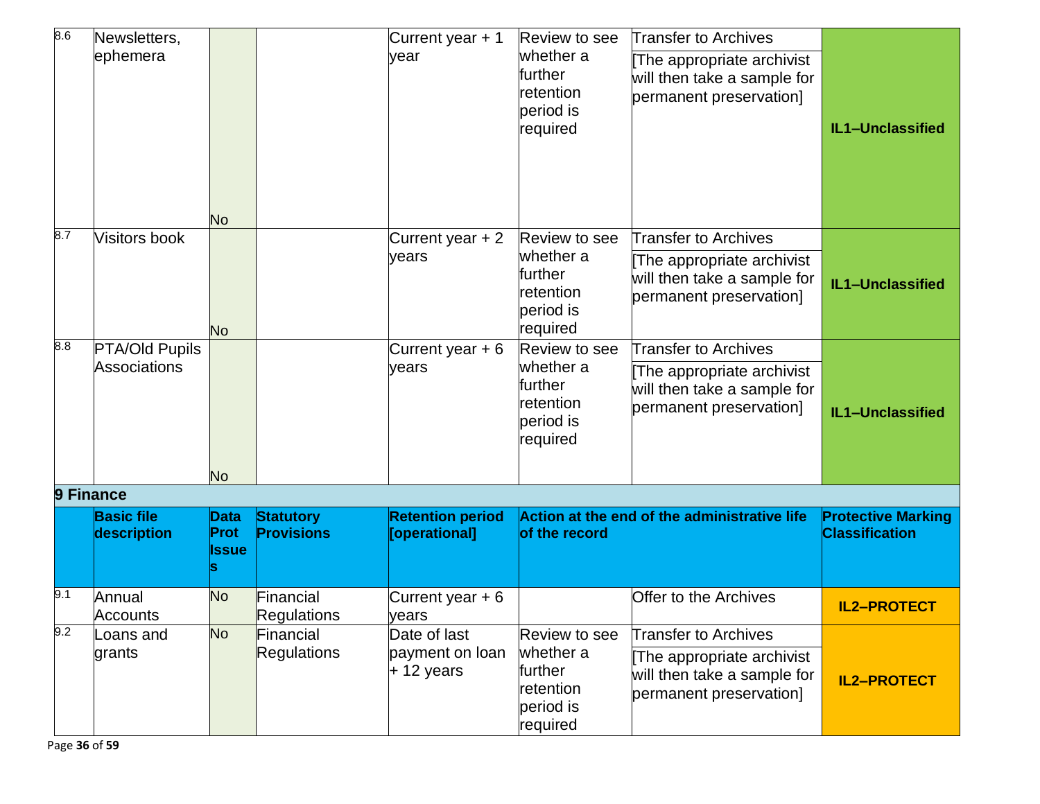| 8.6 | Newsletters, ephemera | No | | Current year + 1 year | Review to see whether a further retention period is required | Transfer to Archives [The appropriate archivist will then take a sample for permanent preservation] | IL1–Unclassified |
|---|---|---|---|---|---|---|---|
| 8.7 | Visitors book | No | | Current year + 2 years | Review to see whether a further retention period is required | Transfer to Archives [The appropriate archivist will then take a sample for permanent preservation] | IL1–Unclassified |
| 8.8 | PTA/Old Pupils Associations | No | | Current year + 6 years | Review to see whether a further retention period is required | Transfer to Archives [The appropriate archivist will then take a sample for permanent preservation] | IL1–Unclassified |

## 9 Finance

| | Basic file description | Data Prot Issues | Statutory Provisions | Retention period [operational] | Action at the end of the administrative life of the record | | Protective Marking Classification |
|---|---|---|---|---|---|---|---|
| 9.1 | Annual Accounts | No | Financial Regulations | Current year + 6 years | | Offer to the Archives | IL2–PROTECT |
| 9.2 | Loans and grants | No | Financial Regulations | Date of last payment on loan + 12 years | Review to see whether a further retention period is required | Transfer to Archives [The appropriate archivist will then take a sample for permanent preservation] | IL2–PROTECT |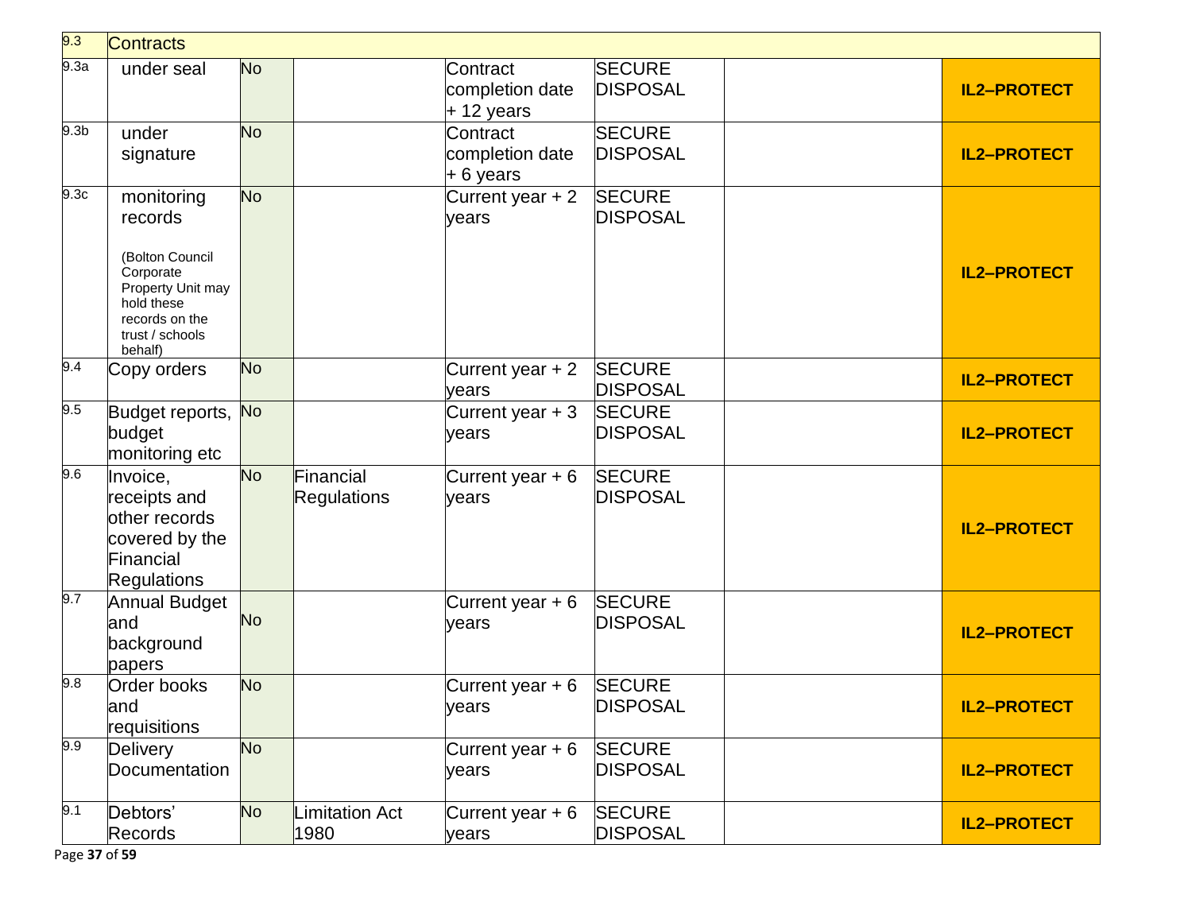| 9.3 | Contracts | | | | | | |
|---|---|---|---|---|---|---|---|
| 9.3a | under seal | No | | Contract completion date + 12 years | SECURE DISPOSAL | | **IL2–PROTECT** |
| 9.3b | under signature | No | | Contract completion date + 6 years | SECURE DISPOSAL | | **IL2–PROTECT** |
| 9.3c | monitoring records (Bolton Council Corporate Property Unit may hold these records on the trust / schools behalf) | No | | Current year + 2 years | SECURE DISPOSAL | | **IL2–PROTECT** |
| 9.4 | Copy orders | No | | Current year + 2 years | SECURE DISPOSAL | | **IL2–PROTECT** |
| 9.5 | Budget reports, budget monitoring etc | No | | Current year + 3 years | SECURE DISPOSAL | | **IL2–PROTECT** |
| 9.6 | Invoice, receipts and other records covered by the Financial Regulations | No | Financial Regulations | Current year + 6 years | SECURE DISPOSAL | | **IL2–PROTECT** |
| 9.7 | Annual Budget and background papers | No | | Current year + 6 years | SECURE DISPOSAL | | **IL2–PROTECT** |
| 9.8 | Order books and requisitions | No | | Current year + 6 years | SECURE DISPOSAL | | **IL2–PROTECT** |
| 9.9 | Delivery Documentation | No | | Current year + 6 years | SECURE DISPOSAL | | **IL2–PROTECT** |
| 9.1 | Debtors' Records | No | Limitation Act 1980 | Current year + 6 years | SECURE DISPOSAL | | **IL2–PROTECT** |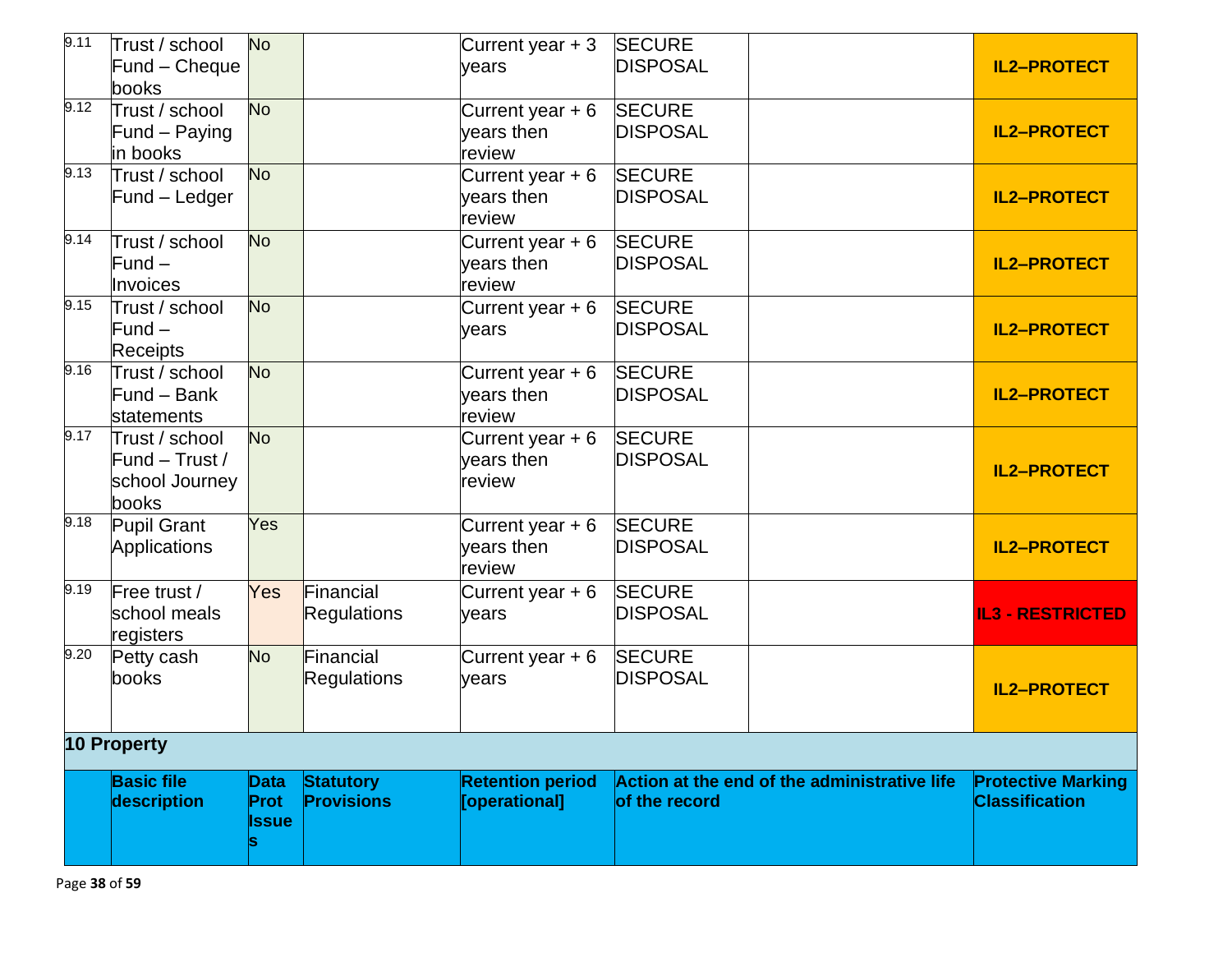| 9.11 | Trust / school Fund – Cheque books | No | | Current year + 3 years | SECURE DISPOSAL | | IL2–PROTECT |
|---|---|---|---|---|---|---|---|
| 9.12 | Trust / school Fund – Paying in books | No | | Current year + 6 years then review | SECURE DISPOSAL | | IL2–PROTECT |
| 9.13 | Trust / school Fund – Ledger | No | | Current year + 6 years then review | SECURE DISPOSAL | | IL2–PROTECT |
| 9.14 | Trust / school Fund – Invoices | No | | Current year + 6 years then review | SECURE DISPOSAL | | IL2–PROTECT |
| 9.15 | Trust / school Fund – Receipts | No | | Current year + 6 years | SECURE DISPOSAL | | IL2–PROTECT |
| 9.16 | Trust / school Fund – Bank statements | No | | Current year + 6 years then review | SECURE DISPOSAL | | IL2–PROTECT |
| 9.17 | Trust / school Fund – Trust / school Journey books | No | | Current year + 6 years then review | SECURE DISPOSAL | | IL2–PROTECT |
| 9.18 | Pupil Grant Applications | Yes | | Current year + 6 years then review | SECURE DISPOSAL | | IL2–PROTECT |
| 9.19 | Free trust / school meals registers | Yes | Financial Regulations | Current year + 6 years | SECURE DISPOSAL | | IL3 - RESTRICTED |
| 9.20 | Petty cash books | No | Financial Regulations | Current year + 6 years | SECURE DISPOSAL | | IL2–PROTECT |

## 10 Property

| | Basic file description | Data Prot Issues | Statutory Provisions | Retention period [operational] | Action at the end of the administrative life of the record | | Protective Marking Classification |
|---|---|---|---|---|---|---|---|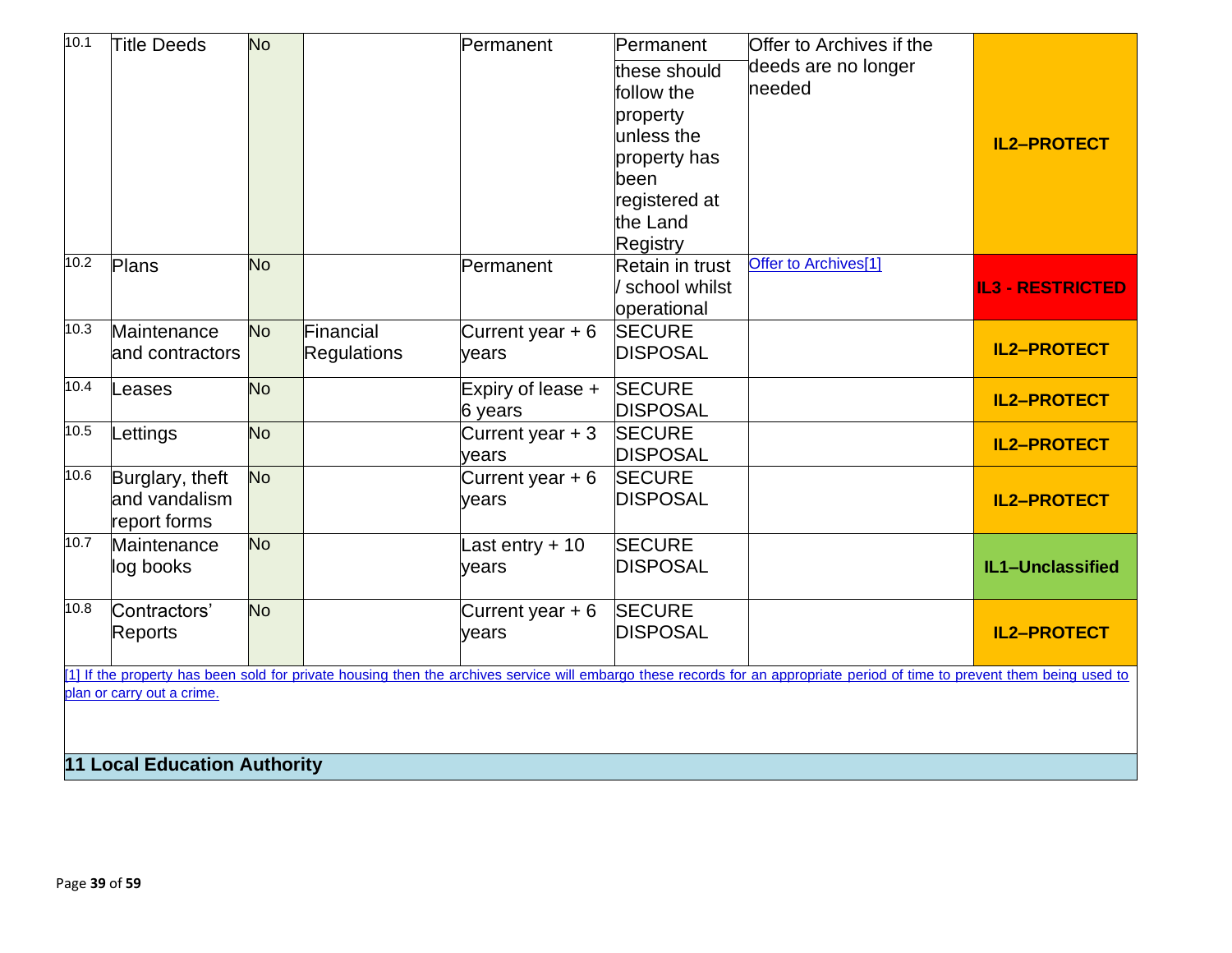| 10.1 | Title Deeds | No | | Permanent | Permanent these should follow the property unless the property has been registered at the Land Registry | Offer to Archives if the deeds are no longer needed | IL2–PROTECT |
|---|---|---|---|---|---|---|---|
| 10.2 | Plans | No | | Permanent | Retain in trust / school whilst operational | Offer to Archives[1] | IL3 - RESTRICTED |
| 10.3 | Maintenance and contractors | No | Financial Regulations | Current year + 6 years | SECURE DISPOSAL | | IL2–PROTECT |
| 10.4 | Leases | No | | Expiry of lease + 6 years | SECURE DISPOSAL | | IL2–PROTECT |
| 10.5 | Lettings | No | | Current year + 3 years | SECURE DISPOSAL | | IL2–PROTECT |
| 10.6 | Burglary, theft and vandalism report forms | No | | Current year + 6 years | SECURE DISPOSAL | | IL2–PROTECT |
| 10.7 | Maintenance log books | No | | Last entry + 10 years | SECURE DISPOSAL | | IL1–Unclassified |
| 10.8 | Contractors' Reports | No | | Current year + 6 years | SECURE DISPOSAL | | IL2–PROTECT |

[1] If the property has been sold for private housing then the archives service will embargo these records for an appropriate period of time to prevent them being used to plan or carry out a crime.

## 11 Local Education Authority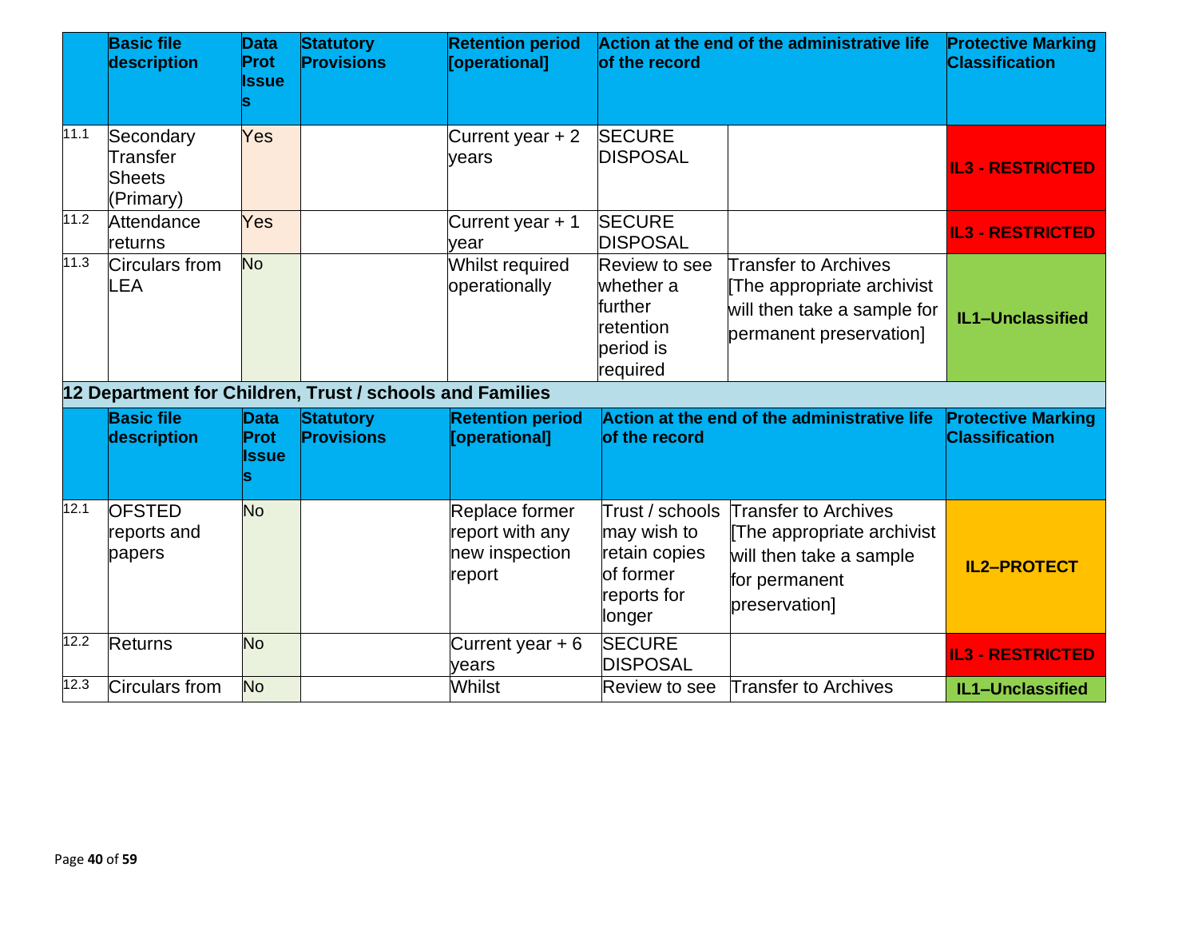| | Basic file description | Data Prot Issues | Statutory Provisions | Retention period [operational] | Action at the end of the administrative life of the record | | Protective Marking Classification |
|---|---|---|---|---|---|---|---|
| 11.1 | Secondary Transfer Sheets (Primary) | Yes | | Current year + 2 years | SECURE DISPOSAL | | IL3 - RESTRICTED |
| 11.2 | Attendance returns | Yes | | Current year + 1 year | SECURE DISPOSAL | | IL3 - RESTRICTED |
| 11.3 | Circulars from LEA | No | | Whilst required operationally | Review to see whether a further retention period is required | Transfer to Archives [The appropriate archivist will then take a sample for permanent preservation] | IL1–Unclassified |

## 12 Department for Children, Trust / schools and Families

| | Basic file description | Data Prot Issues | Statutory Provisions | Retention period [operational] | Action at the end of the administrative life of the record | | Protective Marking Classification |
|---|---|---|---|---|---|---|---|
| 12.1 | OFSTED reports and papers | No | | Replace former report with any new inspection report | Trust / schools may wish to retain copies of former reports for longer | Transfer to Archives [The appropriate archivist will then take a sample for permanent preservation] | IL2–PROTECT |
| 12.2 | Returns | No | | Current year + 6 years | SECURE DISPOSAL | | IL3 - RESTRICTED |
| 12.3 | Circulars from | No | | Whilst | Review to see | Transfer to Archives | IL1–Unclassified |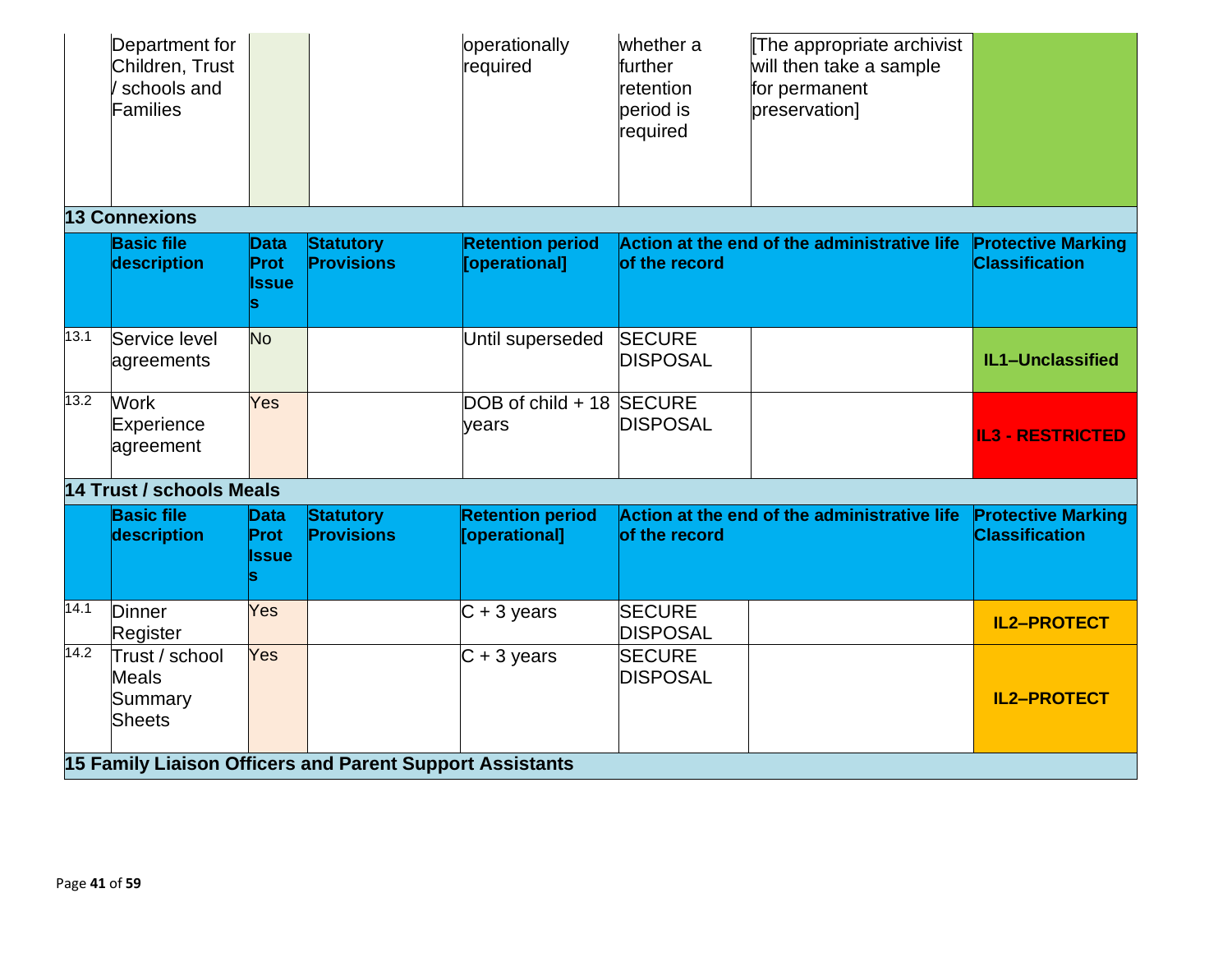| | Department for Children, Trust / schools and Families | | | operationally required | whether a further retention period is required | [The appropriate archivist will then take a sample for permanent preservation] | |
|---|---|---|---|---|---|---|---|

**13 Connexions**

| | Basic file description | Data Prot Issues | Statutory Provisions | Retention period [operational] | Action at the end of the administrative life of the record | | Protective Marking Classification |
|---|---|---|---|---|---|---|---|
| 13.1 | Service level agreements | No | | Until superseded | SECURE DISPOSAL | | IL1–Unclassified |
| 13.2 | Work Experience agreement | Yes | | DOB of child + 18 years | SECURE DISPOSAL | | IL3 - RESTRICTED |

**14 Trust / schools Meals**

| | Basic file description | Data Prot Issues | Statutory Provisions | Retention period [operational] | Action at the end of the administrative life of the record | | Protective Marking Classification |
|---|---|---|---|---|---|---|---|
| 14.1 | Dinner Register | Yes | | C + 3 years | SECURE DISPOSAL | | IL2–PROTECT |
| 14.2 | Trust / school Meals Summary Sheets | Yes | | C + 3 years | SECURE DISPOSAL | | IL2–PROTECT |

**15 Family Liaison Officers and Parent Support Assistants**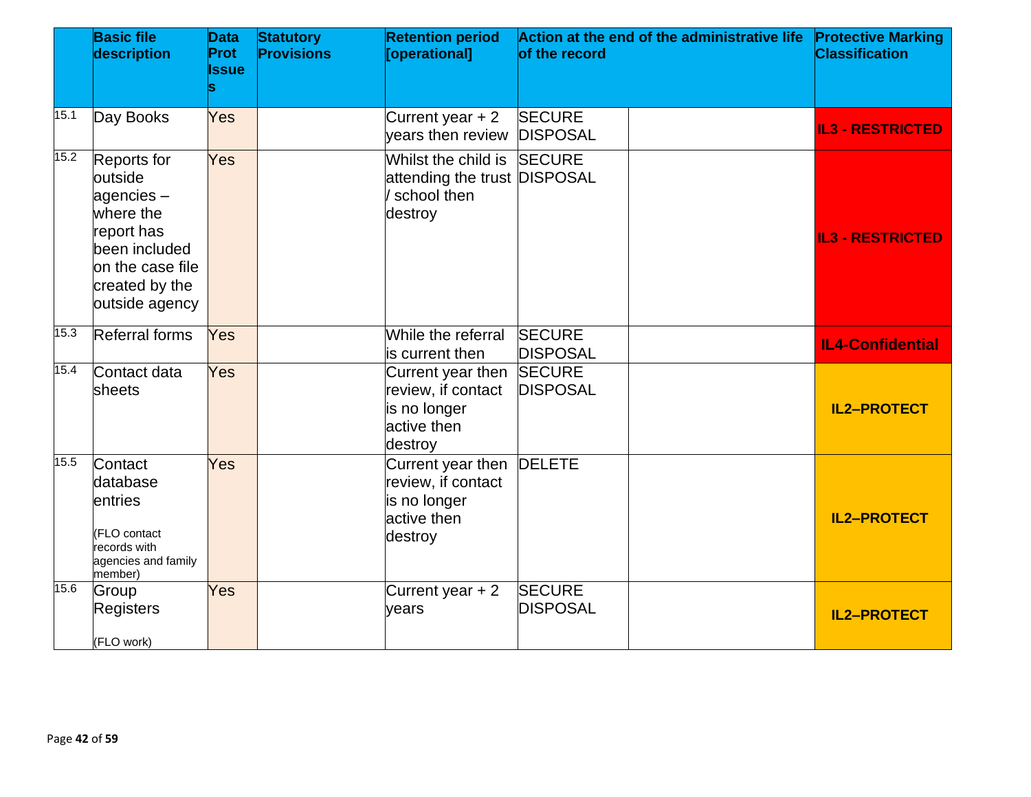| | Basic file description | Data Prot Issues | Statutory Provisions | Retention period [operational] | Action at the end of the administrative life of the record | | Protective Marking Classification |
|---|---|---|---|---|---|---|---|
| 15.1 | Day Books | Yes | | Current year + 2 years then review | SECURE DISPOSAL | | IL3 - RESTRICTED |
| 15.2 | Reports for outside agencies – where the report has been included on the case file created by the outside agency | Yes | | Whilst the child is attending the trust / school then destroy | SECURE DISPOSAL | | IL3 - RESTRICTED |
| 15.3 | Referral forms | Yes | | While the referral is current then | SECURE DISPOSAL | | IL4-Confidential |
| 15.4 | Contact data sheets | Yes | | Current year then review, if contact is no longer active then destroy | SECURE DISPOSAL | | IL2–PROTECT |
| 15.5 | Contact database entries (FLO contact records with agencies and family member) | Yes | | Current year then review, if contact is no longer active then destroy | DELETE | | IL2–PROTECT |
| 15.6 | Group Registers (FLO work) | Yes | | Current year + 2 years | SECURE DISPOSAL | | IL2–PROTECT |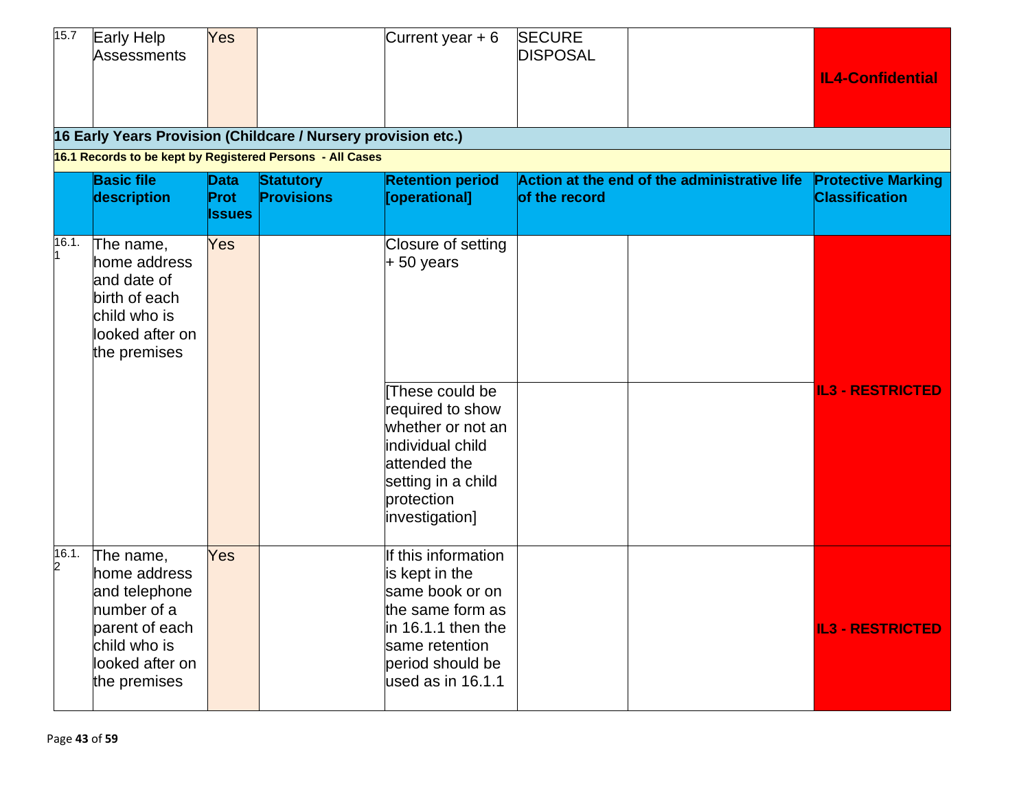| | | | | | | | |
|---|---|---|---|---|---|---|---|
| 15.7 | Early Help Assessments | Yes | | Current year + 6 | SECURE DISPOSAL | | IL4-Confidential |

## 16 Early Years Provision (Childcare / Nursery provision etc.)

### 16.1 Records to be kept by Registered Persons - All Cases

| | Basic file description | Data Prot Issues | Statutory Provisions | Retention period [operational] | Action at the end of the administrative life of the record | | Protective Marking Classification |
|---|---|---|---|---|---|---|---|
| 16.1.1 | The name, home address and date of birth of each child who is looked after on the premises | Yes | | Closure of setting + 50 years | | | IL3 - RESTRICTED |
| | | | | [These could be required to show whether or not an individual child attended the setting in a child protection investigation] | | | |
| 16.1.2 | The name, home address and telephone number of a parent of each child who is looked after on the premises | Yes | | If this information is kept in the same book or on the same form as in 16.1.1 then the same retention period should be used as in 16.1.1 | | | IL3 - RESTRICTED |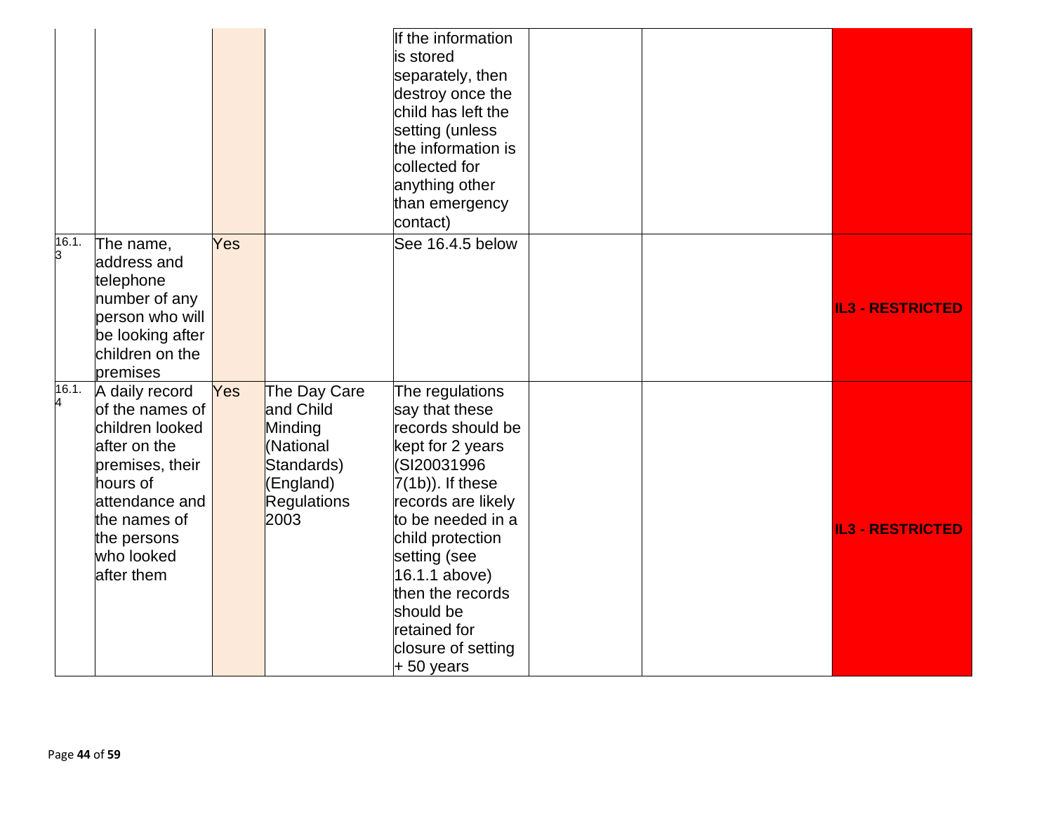| | | | | | | | |
|---|---|---|---|---|---|---|---|
| | | | | If the information is stored separately, then destroy once the child has left the setting (unless the information is collected for anything other than emergency contact) | | | |
| 16.1.3 | The name, address and telephone number of any person who will be looking after children on the premises | Yes | | See 16.4.5 below | | | **IL3 - RESTRICTED** |
| 16.1.4 | A daily record of the names of children looked after on the premises, their hours of attendance and the names of the persons who looked after them | Yes | The Day Care and Child Minding (National Standards) (England) Regulations 2003 | The regulations say that these records should be kept for 2 years (SI20031996 7(1b)). If these records are likely to be needed in a child protection setting (see 16.1.1 above) then the records should be retained for closure of setting + 50 years | | | **IL3 - RESTRICTED** |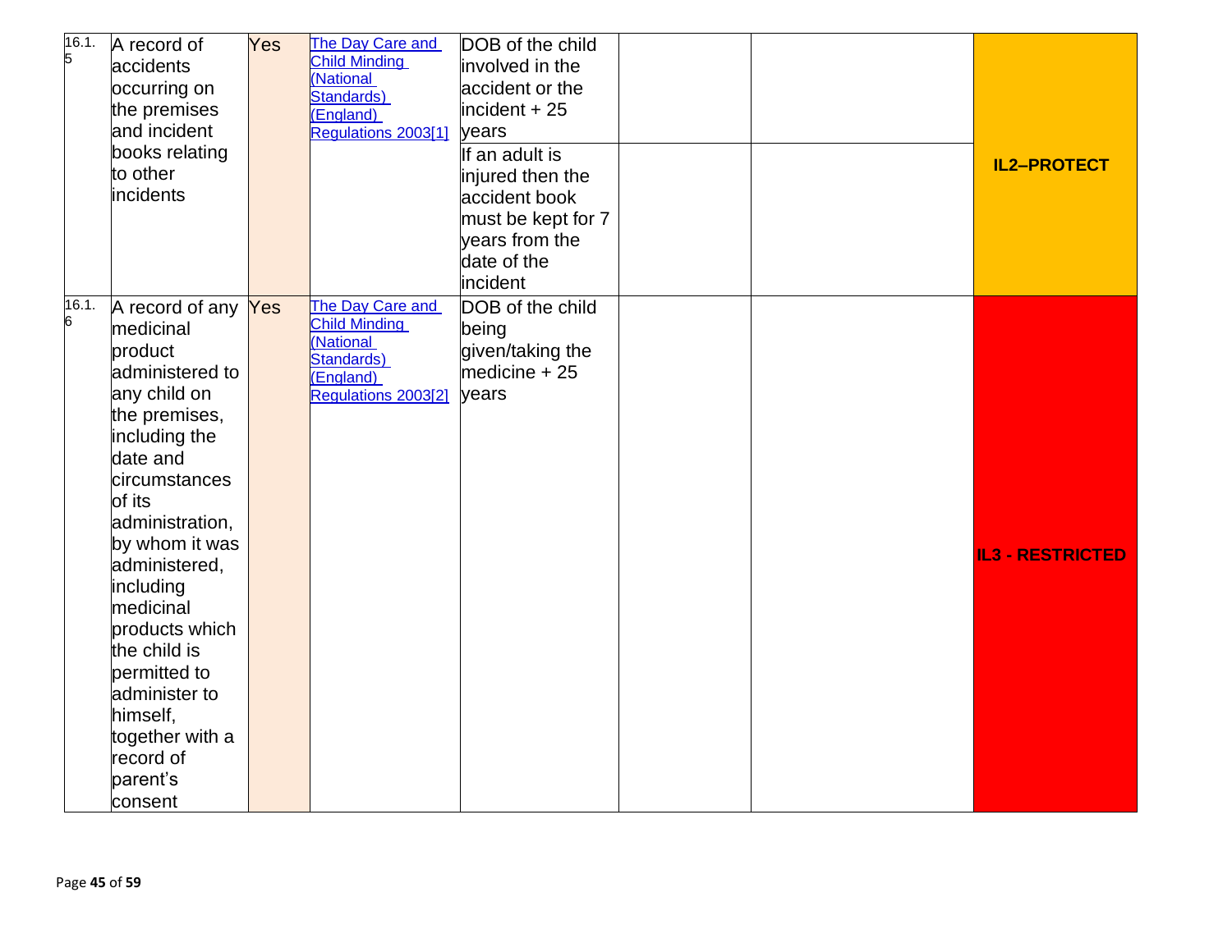| 16.1.5 | A record of accidents occurring on the premises and incident books relating to other incidents | Yes | The Day Care and Child Minding (National Standards) (England) Regulations 2003[1] | DOB of the child involved in the accident or the incident + 25 years | | | IL2–PROTECT |
|---|---|---|---|---|---|---|---|
| | | | | If an adult is injured then the accident book must be kept for 7 years from the date of the incident | | | |
| 16.1.6 | A record of any medicinal product administered to any child on the premises, including the date and circumstances of its administration, by whom it was administered, including medicinal products which the child is permitted to administer to himself, together with a record of parent's consent | Yes | The Day Care and Child Minding (National Standards) (England) Regulations 2003[2] | DOB of the child being given/taking the medicine + 25 years | | | IL3 - RESTRICTED |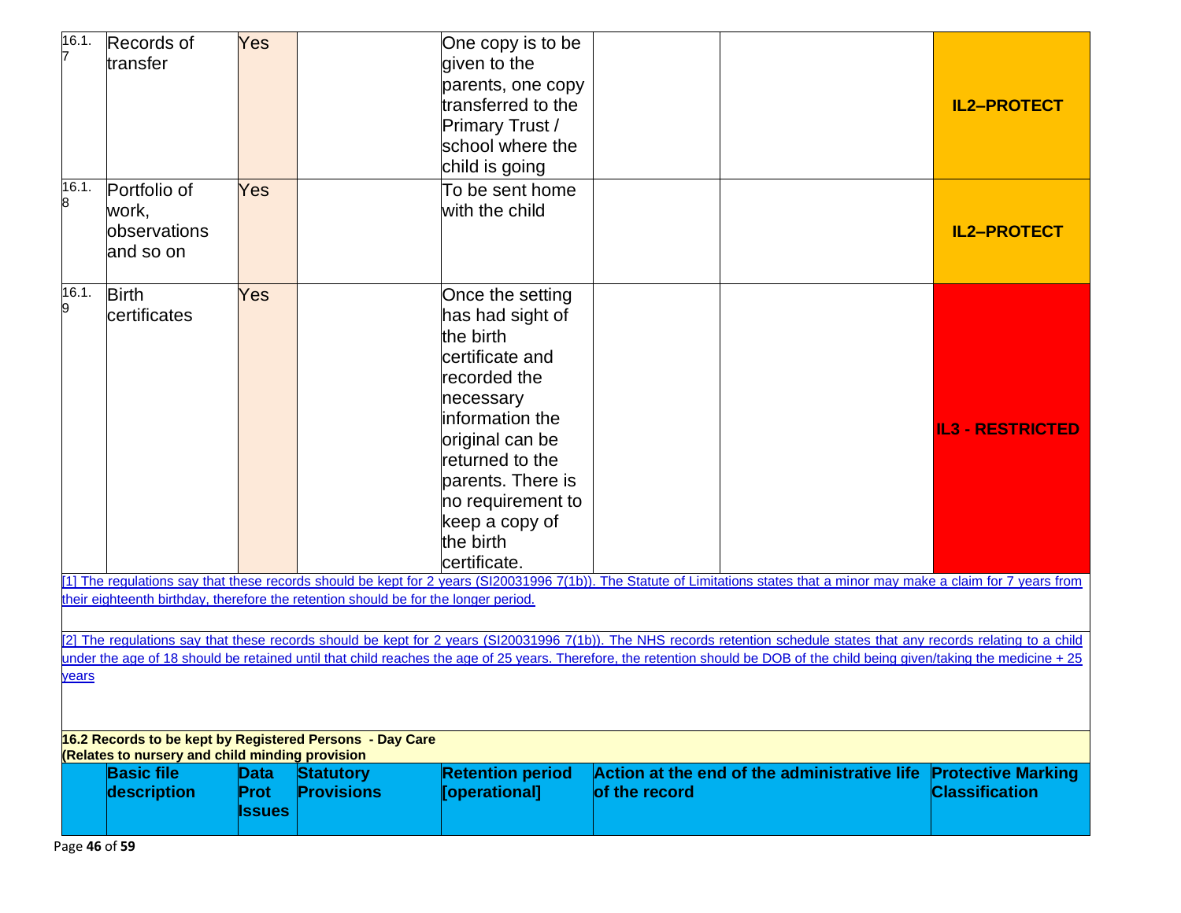| | | | | | | | |
|---|---|---|---|---|---|---|---|
| 16.1.7 | Records of transfer | Yes | | One copy is to be given to the parents, one copy transferred to the Primary Trust / school where the child is going | | | IL2–PROTECT |
| 16.1.8 | Portfolio of work, observations and so on | Yes | | To be sent home with the child | | | IL2–PROTECT |
| 16.1.9 | Birth certificates | Yes | | Once the setting has had sight of the birth certificate and recorded the necessary information the original can be returned to the parents. There is no requirement to keep a copy of the birth certificate. | | | IL3 - RESTRICTED |

[1] The regulations say that these records should be kept for 2 years (SI20031996 7(1b)). The Statute of Limitations states that a minor may make a claim for 7 years from their eighteenth birthday, therefore the retention should be for the longer period.

[2] The regulations say that these records should be kept for 2 years (SI20031996 7(1b)). The NHS records retention schedule states that any records relating to a child under the age of 18 should be retained until that child reaches the age of 25 years. Therefore, the retention should be DOB of the child being given/taking the medicine + 25 years

**16.2 Records to be kept by Registered Persons - Day Care**
**(Relates to nursery and child minding provision**

| | Basic file description | Data Prot Issues | Statutory Provisions | Retention period [operational] | Action at the end of the administrative life of the record | Protective Marking Classification |
|---|---|---|---|---|---|---|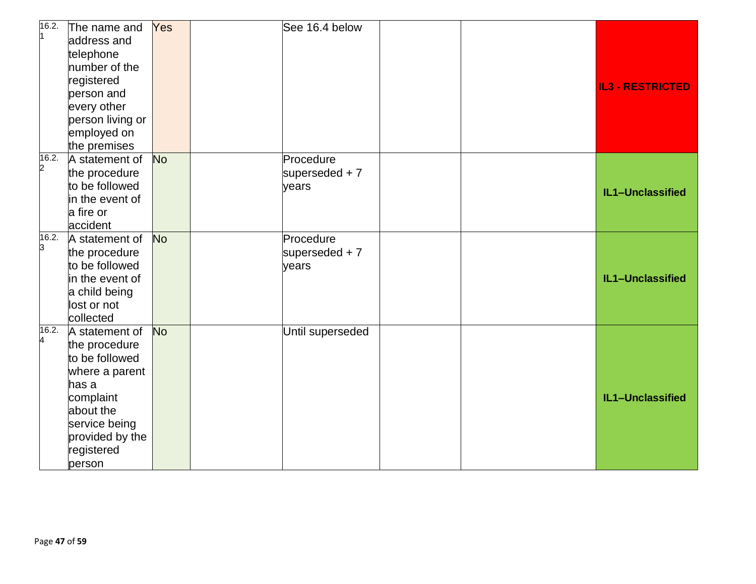| 16.2.1 | The name and address and telephone number of the registered person and every other person living or employed on the premises | Yes | | See 16.4 below | | | **IL3 - RESTRICTED** |
|---|---|---|---|---|---|---|---|
| 16.2.2 | A statement of the procedure to be followed in the event of a fire or accident | No | | Procedure superseded + 7 years | | | **IL1–Unclassified** |
| 16.2.3 | A statement of the procedure to be followed in the event of a child being lost or not collected | No | | Procedure superseded + 7 years | | | **IL1–Unclassified** |
| 16.2.4 | A statement of the procedure to be followed where a parent has a complaint about the service being provided by the registered person | No | | Until superseded | | | **IL1–Unclassified** |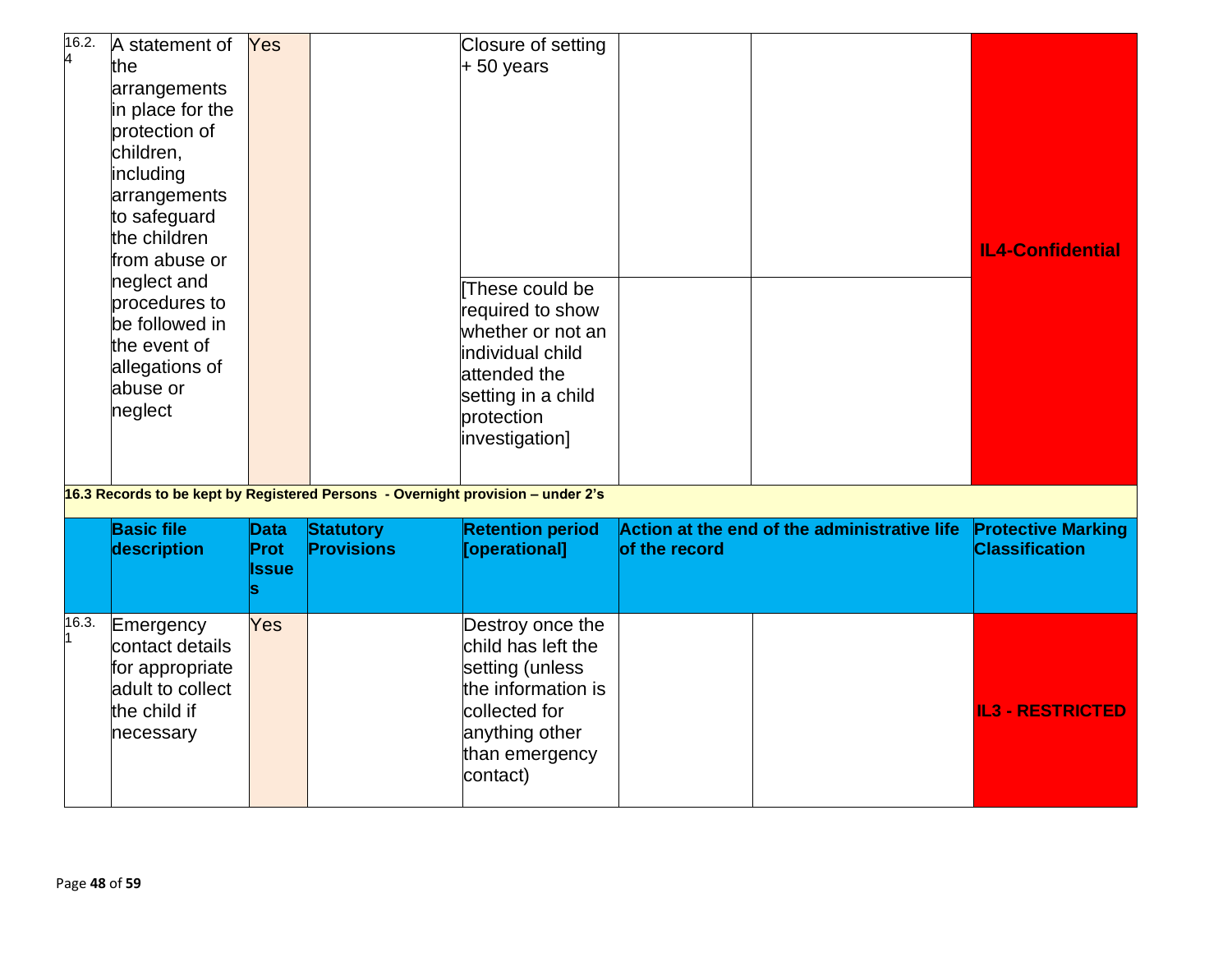| | | | | | | | |
|---|---|---|---|---|---|---|---|
| 16.2.4 | A statement of the arrangements in place for the protection of children, including arrangements to safeguard the children from abuse or neglect and procedures to be followed in the event of allegations of abuse or neglect | Yes | | Closure of setting + 50 years | | | **IL4-Confidential** |
| | | | | [These could be required to show whether or not an individual child attended the setting in a child protection investigation] | | | |

**16.3 Records to be kept by Registered Persons - Overnight provision – under 2's**

| | Basic file description | Data Prot Issues | Statutory Provisions | Retention period [operational] | Action at the end of the administrative life of the record | | Protective Marking Classification |
|---|---|---|---|---|---|---|---|
| 16.3.1 | Emergency contact details for appropriate adult to collect the child if necessary | Yes | | Destroy once the child has left the setting (unless the information is collected for anything other than emergency contact) | | | **IL3 - RESTRICTED** |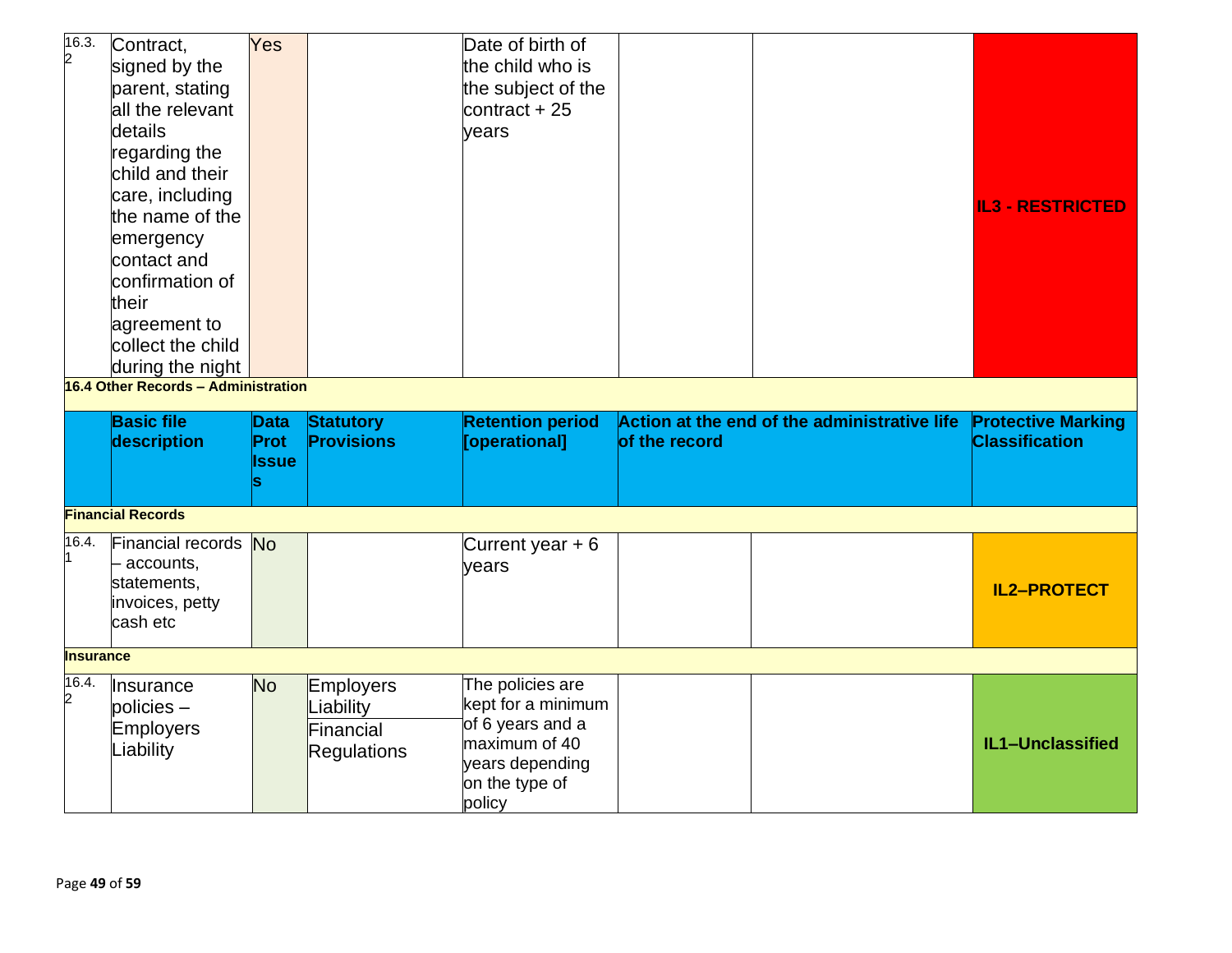| | | | | | | | |
|---|---|---|---|---|---|---|---|
| 16.3.2 | Contract, signed by the parent, stating all the relevant details regarding the child and their care, including the name of the emergency contact and confirmation of their agreement to collect the child during the night | Yes | | Date of birth of the child who is the subject of the contract + 25 years | | | **IL3 - RESTRICTED** |

**16.4 Other Records – Administration**

| | Basic file description | Data Prot Issues | Statutory Provisions | Retention period [operational] | Action at the end of the administrative life of the record | | Protective Marking Classification |
|---|---|---|---|---|---|---|---|
| **Financial Records** | | | | | | | |
| 16.4.1 | Financial records – accounts, statements, invoices, petty cash etc | No | | Current year + 6 years | | | **IL2–PROTECT** |
| **Insurance** | | | | | | | |
| 16.4.2 | Insurance policies – Employers Liability | No | Employers Liability<br>Financial Regulations | The policies are kept for a minimum of 6 years and a maximum of 40 years depending on the type of policy | | | **IL1–Unclassified** |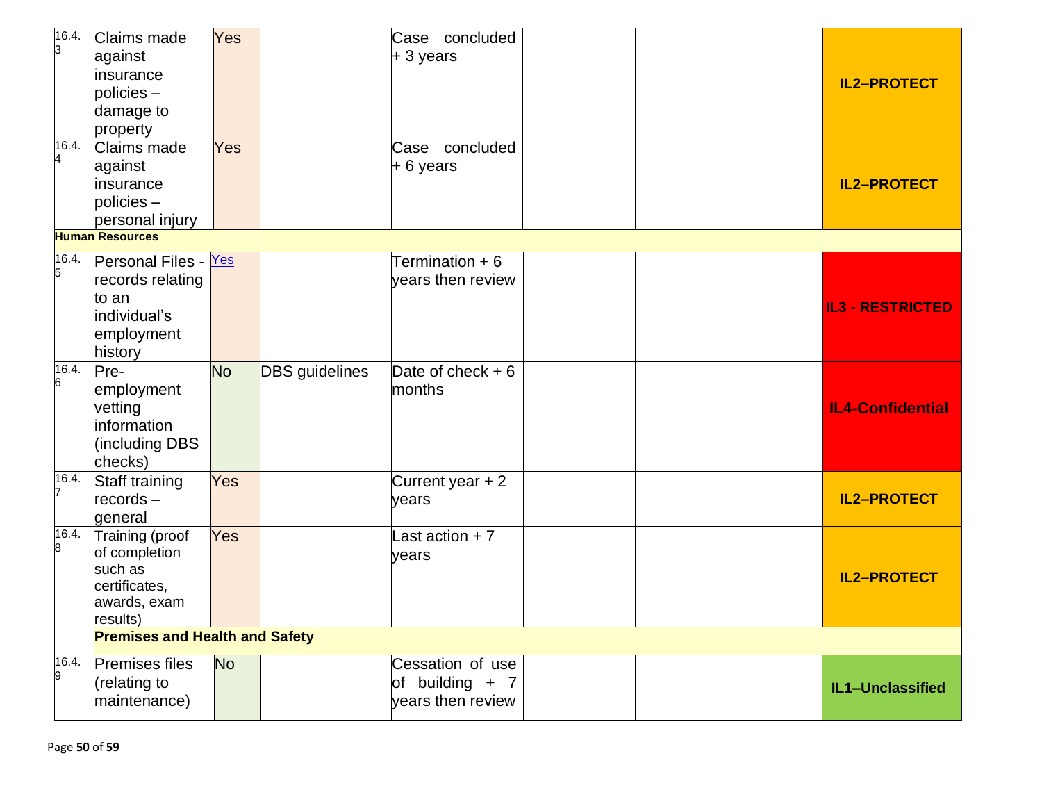| | | | | | | | |
|---|---|---|---|---|---|---|---|
| 16.4.3 | Claims made against insurance policies – damage to property | Yes | | Case concluded + 3 years | | | IL2–PROTECT |
| 16.4.4 | Claims made against insurance policies – personal injury | Yes | | Case concluded + 6 years | | | IL2–PROTECT |
| **Human Resources** | | | | | | | |
| 16.4.5 | Personal Files - records relating to an individual's employment history | Yes | | Termination + 6 years then review | | | IL3 - RESTRICTED |
| 16.4.6 | Pre-employment vetting information (including DBS checks) | No | DBS guidelines | Date of check + 6 months | | | IL4-Confidential |
| 16.4.7 | Staff training records – general | Yes | | Current year + 2 years | | | IL2–PROTECT |
| 16.4.8 | Training (proof of completion such as certificates, awards, exam results) | Yes | | Last action + 7 years | | | IL2–PROTECT |
| | **Premises and Health and Safety** | | | | | | |
| 16.4.9 | Premises files (relating to maintenance) | No | | Cessation of use of building + 7 years then review | | | IL1–Unclassified |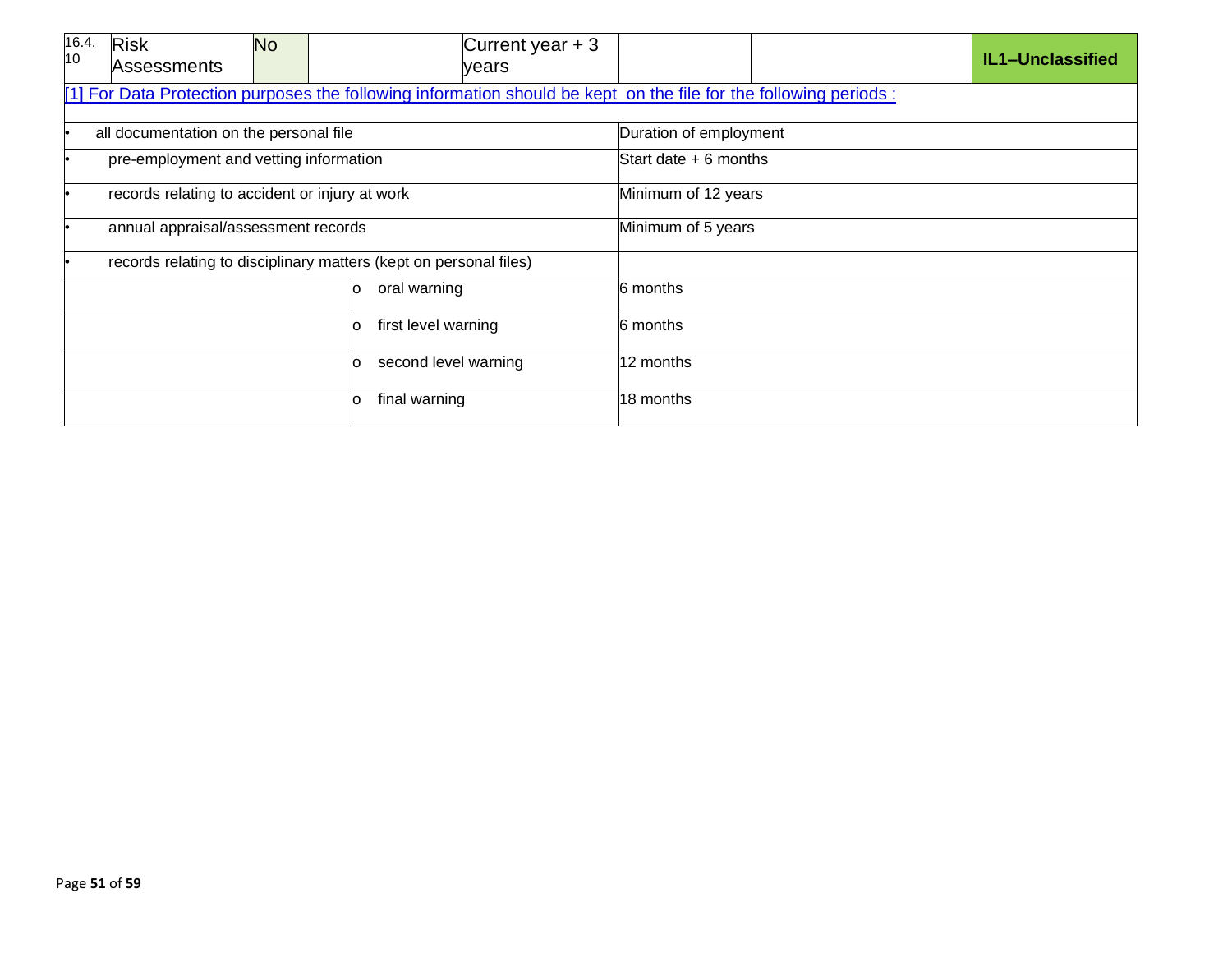| 16.4.10 | Risk Assessments | No | | Current year + 3 years | | | **IL1–Unclassified** |
|---|---|---|---|---|---|---|---|

[1] For Data Protection purposes the following information should be kept on the file for the following periods :

| Information | | Period |
|---|---|---|
| • all documentation on the personal file | | Duration of employment |
| • pre-employment and vetting information | | Start date + 6 months |
| • records relating to accident or injury at work | | Minimum of 12 years |
| • annual appraisal/assessment records | | Minimum of 5 years |
| • records relating to disciplinary matters (kept on personal files) | | |
| | o oral warning | 6 months |
| | o first level warning | 6 months |
| | o second level warning | 12 months |
| | o final warning | 18 months |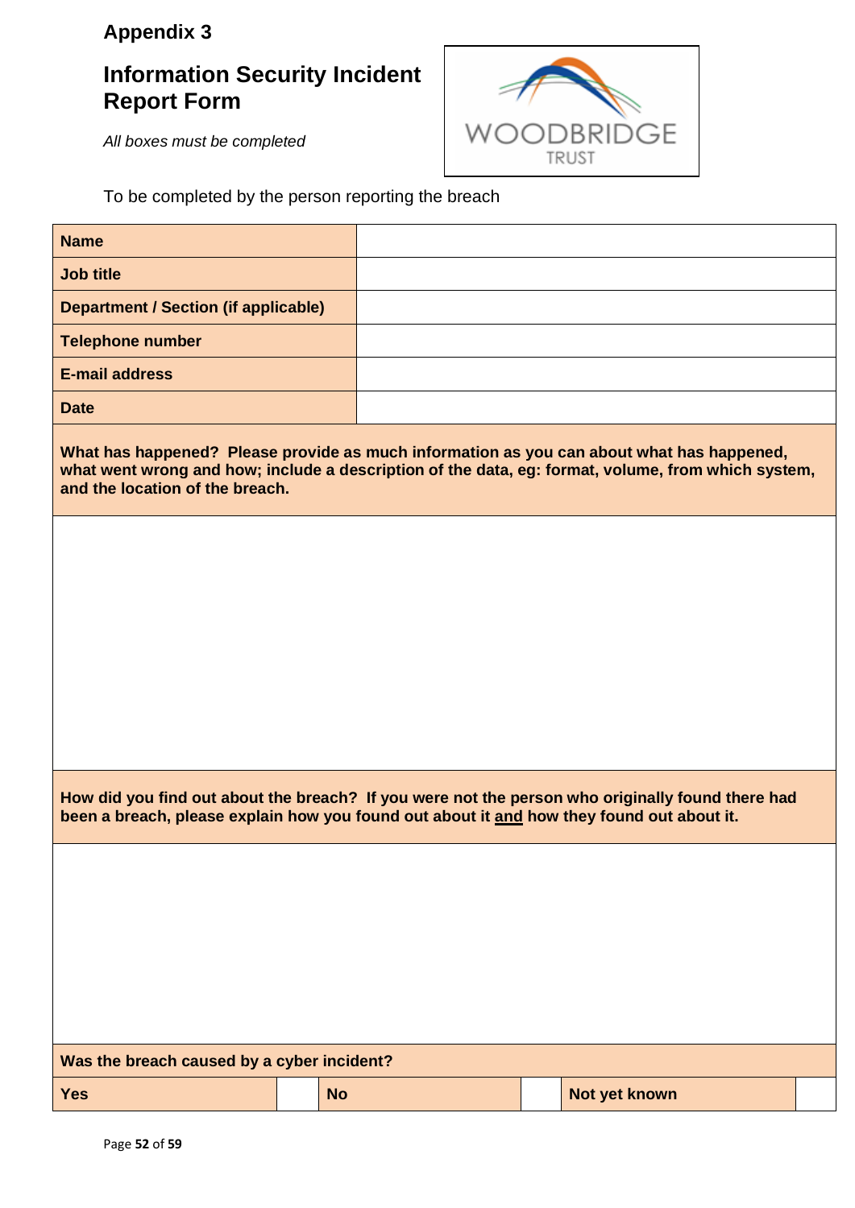## Appendix 3

# Information Security Incident Report Form

*All boxes must be completed*

To be completed by the person reporting the breach

| | |
|---|---|
| **Name** | |
| **Job title** | |
| **Department / Section (if applicable)** | |
| **Telephone number** | |
| **E-mail address** | |
| **Date** | |

**What has happened? Please provide as much information as you can about what has happened, what went wrong and how; include a description of the data, eg: format, volume, from which system, and the location of the breach.**

&nbsp;

**How did you find out about the breach? If you were not the person who originally found there had been a breach, please explain how you found out about it <u>and</u> how they found out about it.**

&nbsp;

**Was the breach caused by a cyber incident?**

| **Yes** | | **No** | | **Not yet known** | |
|---|---|---|---|---|---|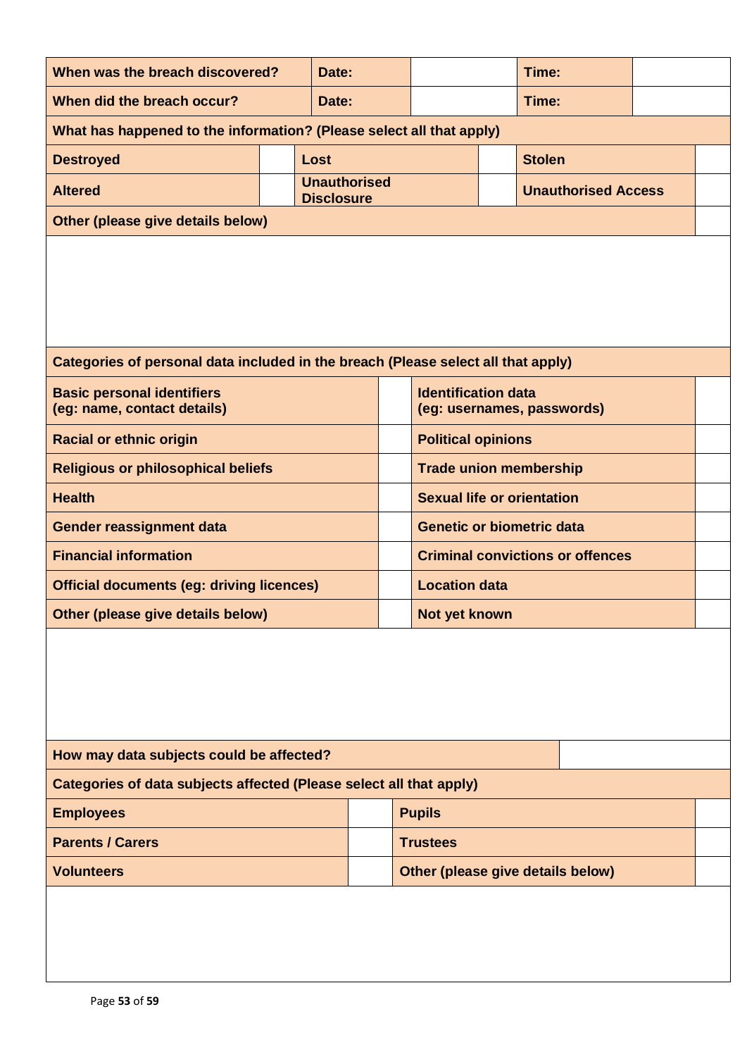| When was the breach discovered? | Date: | | Time: | |
|---|---|---|---|---|
| When did the breach occur? | Date: | | Time: | |

| What has happened to the information? (Please select all that apply) | | | | | |
|---|---|---|---|---|---|
| Destroyed | | Lost | | Stolen | |
| Altered | | Unauthorised Disclosure | | Unauthorised Access | |
| Other (please give details below) | | | | | |
| | | | | | |

| Categories of personal data included in the breach (Please select all that apply) | | | |
|---|---|---|---|
| Basic personal identifiers (eg: name, contact details) | | Identification data (eg: usernames, passwords) | |
| Racial or ethnic origin | | Political opinions | |
| Religious or philosophical beliefs | | Trade union membership | |
| Health | | Sexual life or orientation | |
| Gender reassignment data | | Genetic or biometric data | |
| Financial information | | Criminal convictions or offences | |
| Official documents (eg: driving licences) | | Location data | |
| Other (please give details below) | | Not yet known | |
| | | | |

| How may data subjects could be affected? | |
|---|---|

| Categories of data subjects affected (Please select all that apply) | | | |
|---|---|---|---|
| Employees | | Pupils | |
| Parents / Carers | | Trustees | |
| Volunteers | | Other (please give details below) | |
| | | | |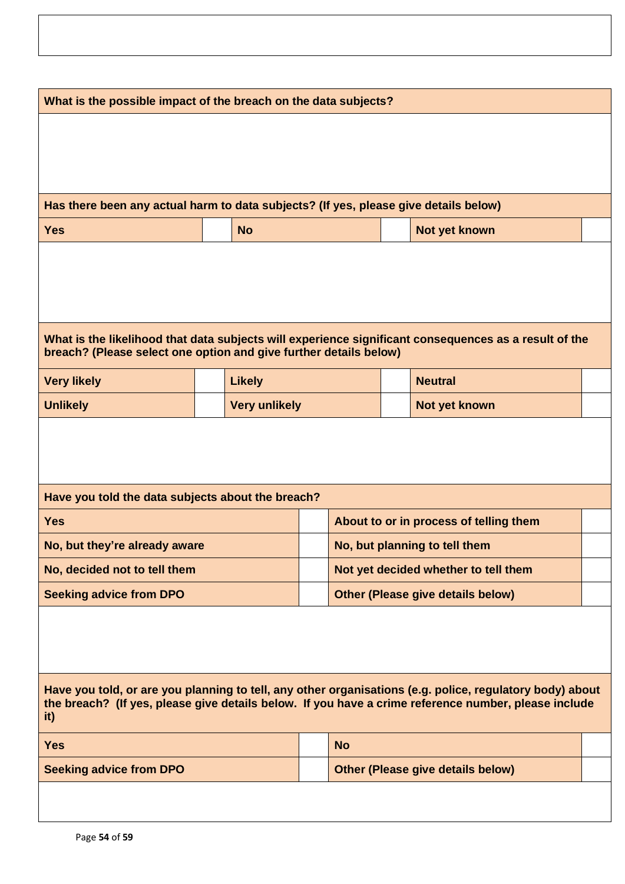| |
|---|
| |

| What is the possible impact of the breach on the data subjects? | | | | | |
|---|---|---|---|---|---|
| | | | | | |

| Has there been any actual harm to data subjects? (If yes, please give details below) | | | | | |
|---|---|---|---|---|---|
| **Yes** | | **No** | | **Not yet known** | |
| | | | | | |

| What is the likelihood that data subjects will experience significant consequences as a result of the breach? (Please select one option and give further details below) | | | | | |
|---|---|---|---|---|---|
| **Very likely** | | **Likely** | | **Neutral** | |
| **Unlikely** | | **Very unlikely** | | **Not yet known** | |
| | | | | | |

| Have you told the data subjects about the breach? | | | |
|---|---|---|---|
| **Yes** | | **About to or in process of telling them** | |
| **No, but they're already aware** | | **No, but planning to tell them** | |
| **No, decided not to tell them** | | **Not yet decided whether to tell them** | |
| **Seeking advice from DPO** | | **Other (Please give details below)** | |
| | | | |

| Have you told, or are you planning to tell, any other organisations (e.g. police, regulatory body) about the breach? (If yes, please give details below. If you have a crime reference number, please include it) | | | |
|---|---|---|---|
| **Yes** | | **No** | |
| **Seeking advice from DPO** | | **Other (Please give details below)** | |
| | | | |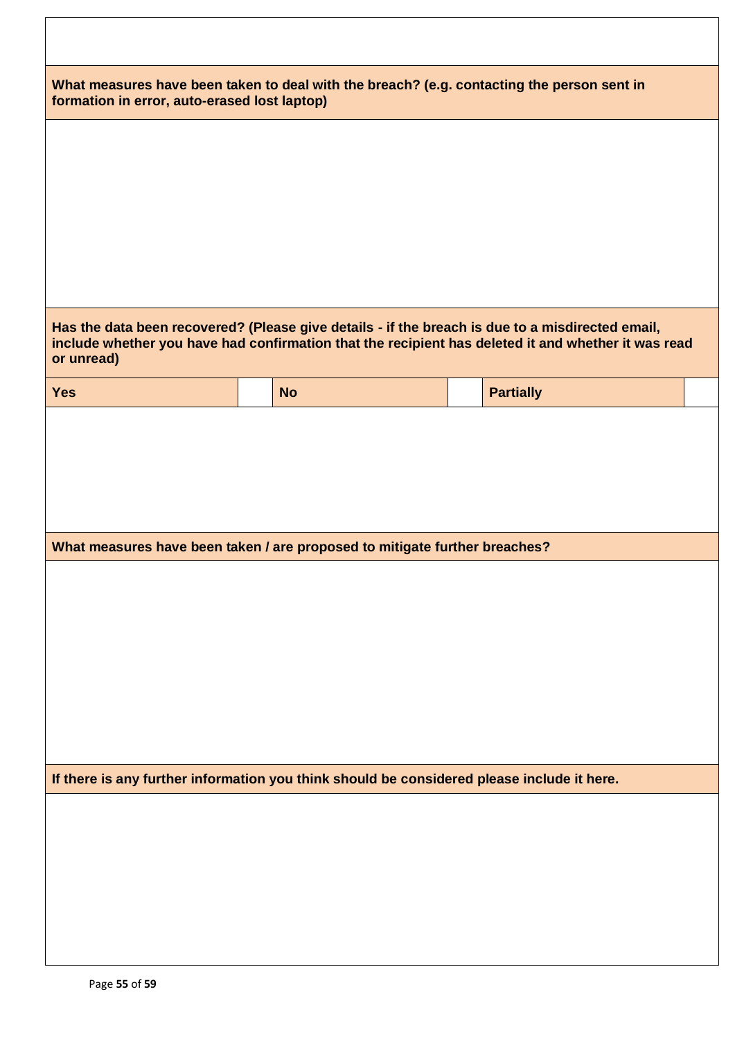**What measures have been taken to deal with the breach? (e.g. contacting the person sent in formation in error, auto-erased lost laptop)**

**Has the data been recovered? (Please give details - if the breach is due to a misdirected email, include whether you have had confirmation that the recipient has deleted it and whether it was read or unread)**

| Yes | | No | | Partially | |
|---|---|---|---|---|---|

**What measures have been taken / are proposed to mitigate further breaches?**

**If there is any further information you think should be considered please include it here.**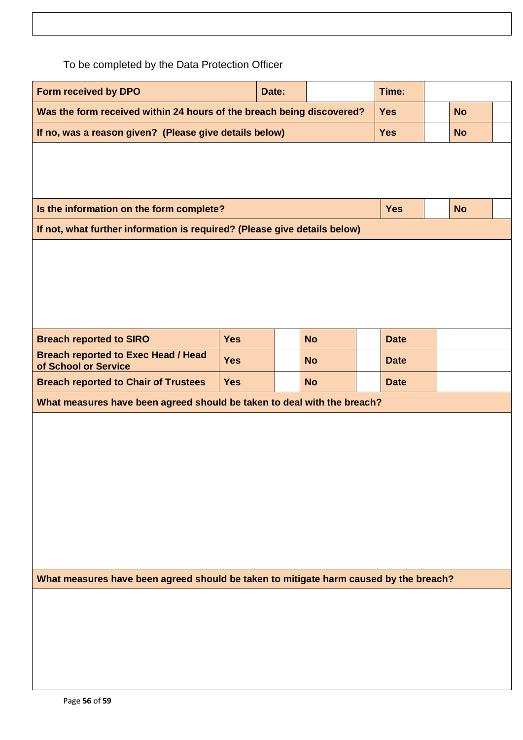To be completed by the Data Protection Officer

| **Form received by DPO** | **Date:** | | **Time:** | |
|---|---|---|---|---|

| **Was the form received within 24 hours of the breach being discovered?** | **Yes** | | **No** | |
|---|---|---|---|---|
| **If no, was a reason given? (Please give details below)** | **Yes** | | **No** | |
| | | | | |
| **Is the information on the form complete?** | **Yes** | | **No** | |
| **If not, what further information is required? (Please give details below)** | | | | |
| | | | | |

| **Breach reported to SIRO** | **Yes** | | **No** | | **Date** | |
|---|---|---|---|---|---|---|
| **Breach reported to Exec Head / Head of School or Service** | **Yes** | | **No** | | **Date** | |
| **Breach reported to Chair of Trustees** | **Yes** | | **No** | | **Date** | |

| **What measures have been agreed should be taken to deal with the breach?** |
|---|
| |

| **What measures have been agreed should be taken to mitigate harm caused by the breach?** |
|---|
| |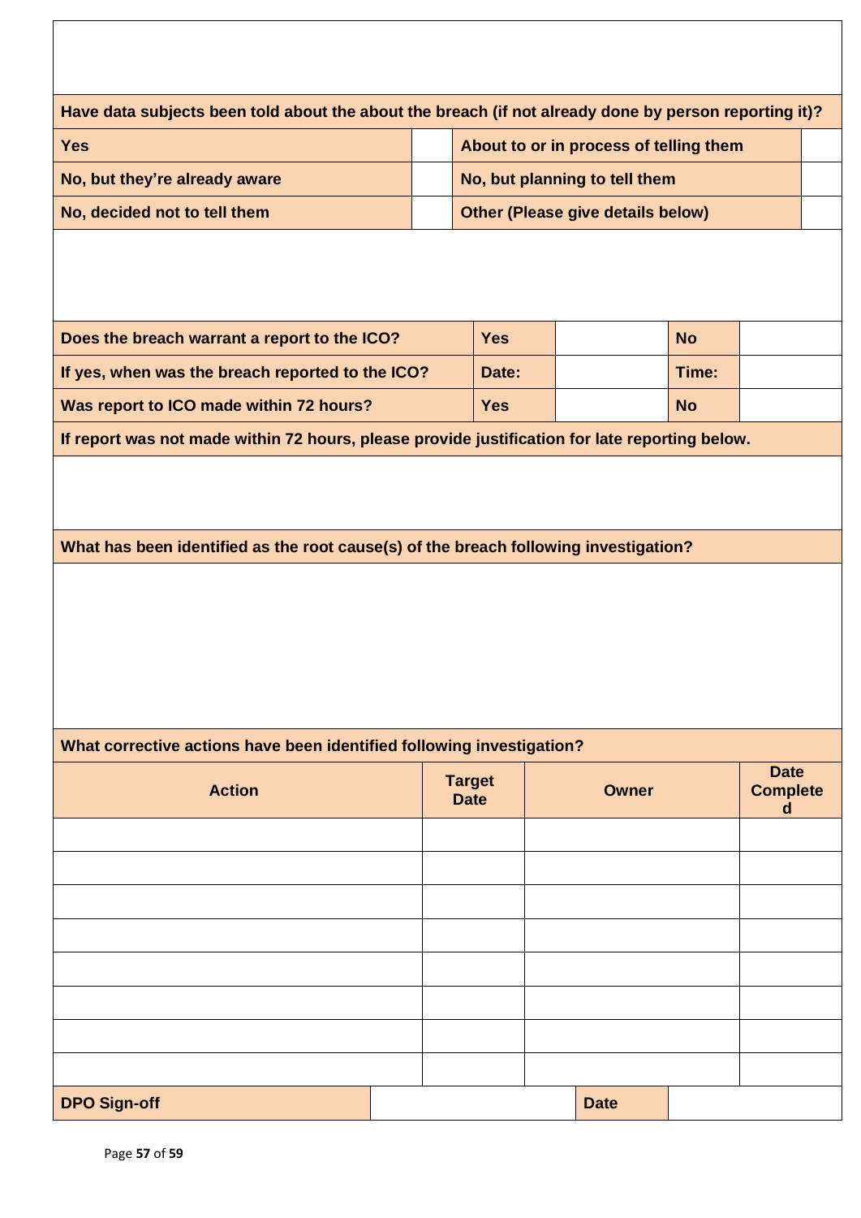| |
|---|
| |

| Have data subjects been told about the about the breach (if not already done by person reporting it)? | | | |
|---|---|---|---|
| Yes | | About to or in process of telling them | |
| No, but they're already aware | | No, but planning to tell them | |
| No, decided not to tell them | | Other (Please give details below) | |
| | | | |

| Does the breach warrant a report to the ICO? | Yes | | No | |
|---|---|---|---|---|
| If yes, when was the breach reported to the ICO? | Date: | | Time: | |
| Was report to ICO made within 72 hours? | Yes | | No | |

| If report was not made within 72 hours, please provide justification for late reporting below. |
|---|
| |

| What has been identified as the root cause(s) of the breach following investigation? |
|---|
| |

What corrective actions have been identified following investigation?

| Action | Target Date | Owner | Date Completed |
|---|---|---|---|
| | | | |
| | | | |
| | | | |
| | | | |
| | | | |
| | | | |
| | | | |
| | | | |

| DPO Sign-off | | Date | |
|---|---|---|---|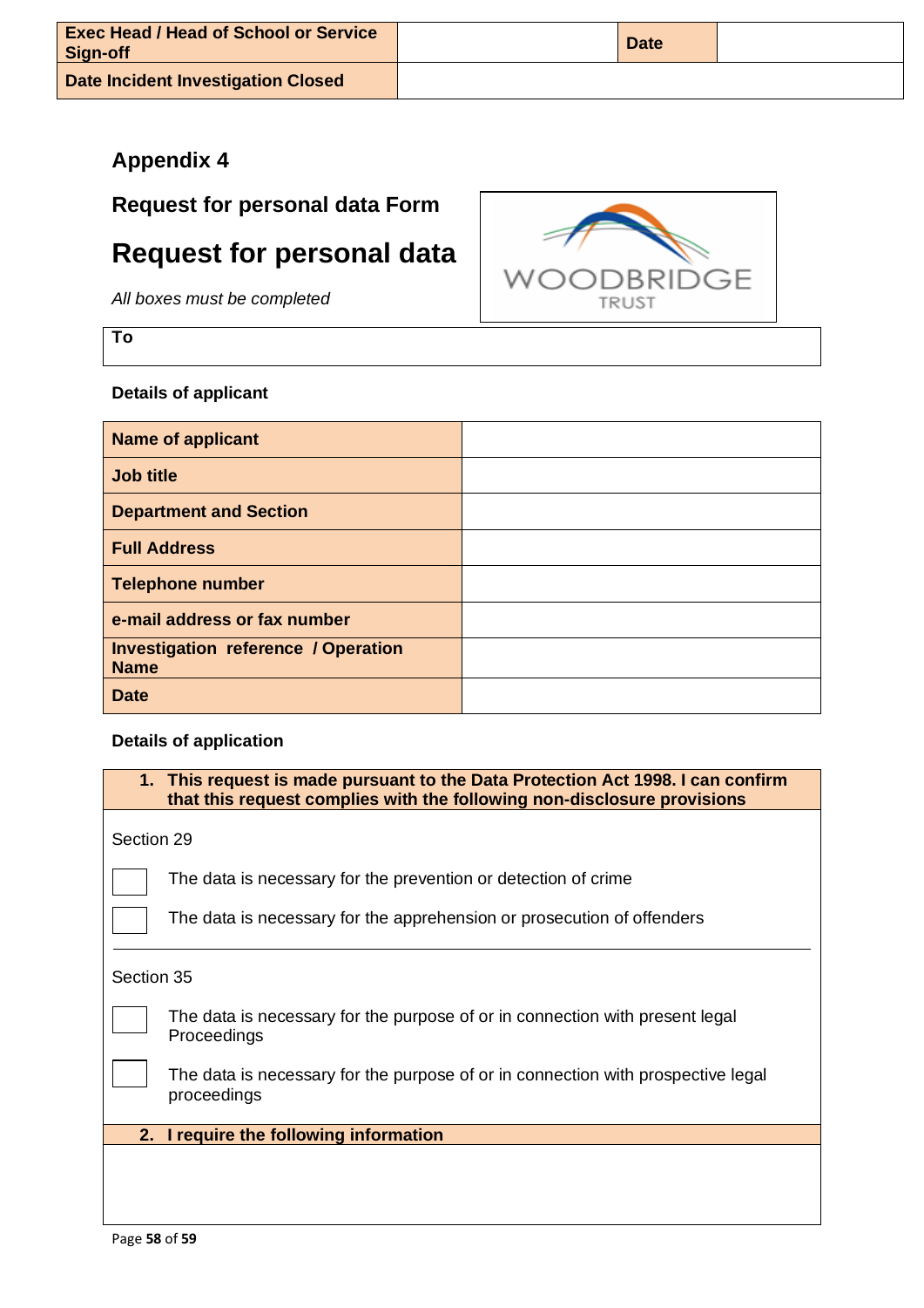| Exec Head / Head of School or Service Sign-off | | Date | |
|---|---|---|---|
| Date Incident Investigation Closed | | | |

## Appendix 4

**Request for personal data Form**

# Request for personal data

*All boxes must be completed*

| To |
|---|
| |

**Details of applicant**

| Name of applicant | |
|---|---|
| Job title | |
| Department and Section | |
| Full Address | |
| Telephone number | |
| e-mail address or fax number | |
| Investigation reference / Operation Name | |
| Date | |

**Details of application**

**1. This request is made pursuant to the Data Protection Act 1998. I can confirm that this request complies with the following non-disclosure provisions**

Section 29

- [ ] The data is necessary for the prevention or detection of crime
- [ ] The data is necessary for the apprehension or prosecution of offenders

Section 35

- [ ] The data is necessary for the purpose of or in connection with present legal Proceedings
- [ ] The data is necessary for the purpose of or in connection with prospective legal proceedings

**2. I require the following information**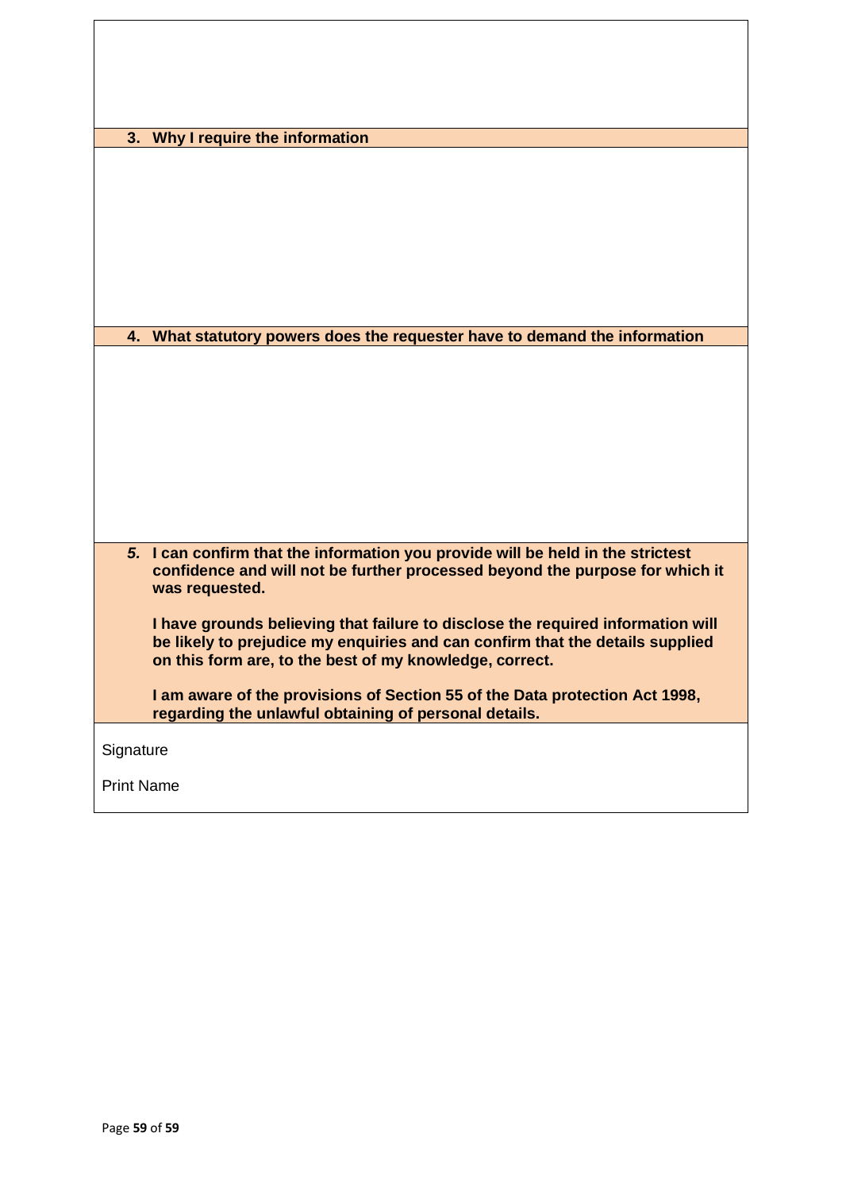**3. Why I require the information**

**4. What statutory powers does the requester have to demand the information**

***5.*** **I can confirm that the information you provide will be held in the strictest confidence and will not be further processed beyond the purpose for which it was requested.**

**I have grounds believing that failure to disclose the required information will be likely to prejudice my enquiries and can confirm that the details supplied on this form are, to the best of my knowledge, correct.**

**I am aware of the provisions of Section 55 of the Data protection Act 1998, regarding the unlawful obtaining of personal details.**

Signature

Print Name